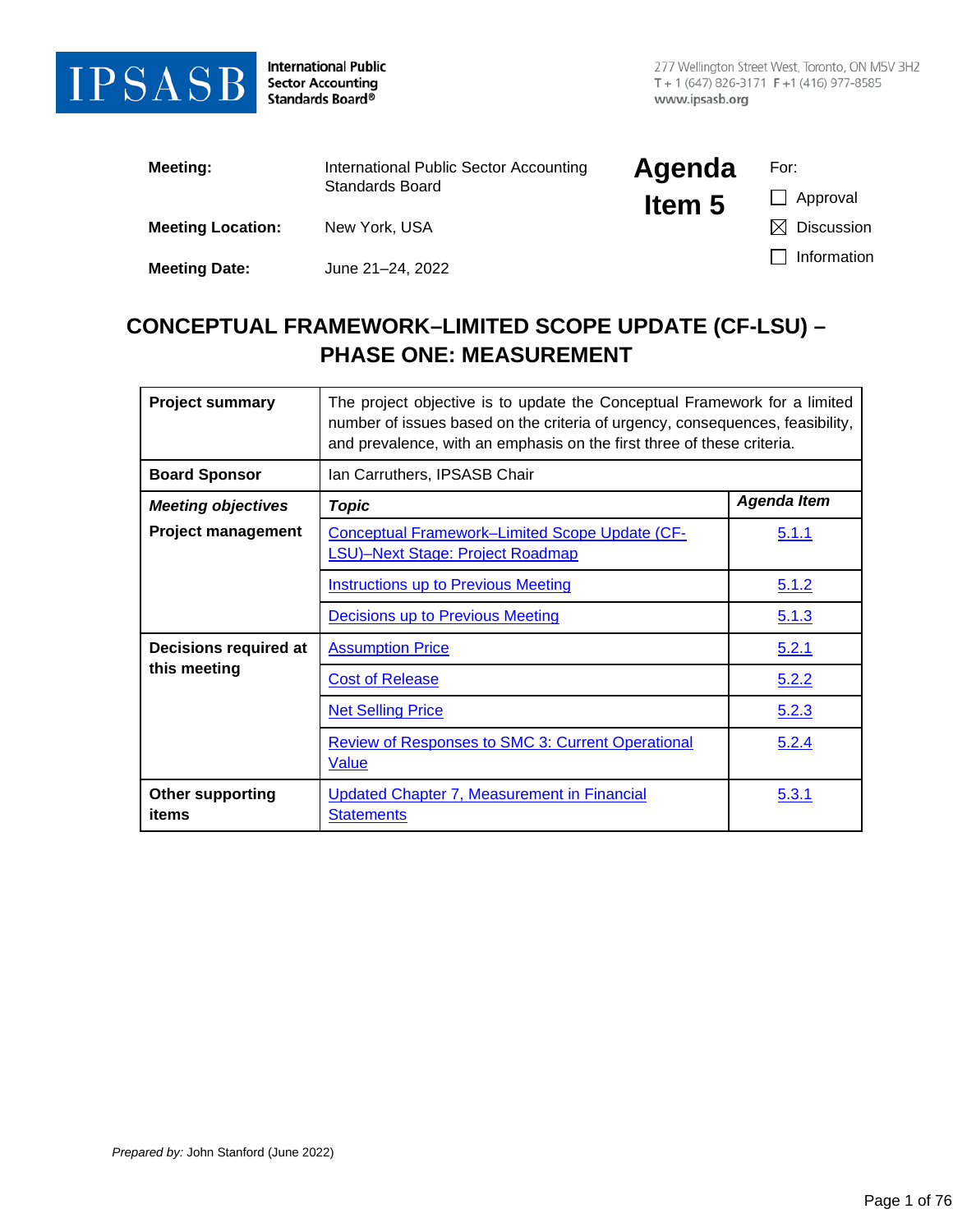**IPSASB** International Public Sector Accounting Standards Board®

277 Wellington Street West, Toronto, ON M5V 3H2
T + 1 (647) 826-3171 F +1 (416) 977-8585
www.ipsasb.org

| | | | |
|---|---|---|---|
| **Meeting:** | International Public Sector Accounting Standards Board | **Agenda Item 5** | For: |
| **Meeting Location:** | New York, USA | | ☐ Approval |
| **Meeting Date:** | June 21–24, 2022 | | ☒ Discussion |
| | | | ☐ Information |

# CONCEPTUAL FRAMEWORK–LIMITED SCOPE UPDATE (CF-LSU) – PHASE ONE: MEASUREMENT

| | | |
|---|---|---|
| **Project summary** | The project objective is to update the Conceptual Framework for a limited number of issues based on the criteria of urgency, consequences, feasibility, and prevalence, with an emphasis on the first three of these criteria. | |
| **Board Sponsor** | Ian Carruthers, IPSASB Chair | |
| ***Meeting objectives*** | ***Topic*** | ***Agenda Item*** |
| **Project management** | Conceptual Framework–Limited Scope Update (CF-LSU)–Next Stage: Project Roadmap | 5.1.1 |
| | Instructions up to Previous Meeting | 5.1.2 |
| | Decisions up to Previous Meeting | 5.1.3 |
| **Decisions required at this meeting** | Assumption Price | 5.2.1 |
| | Cost of Release | 5.2.2 |
| | Net Selling Price | 5.2.3 |
| | Review of Responses to SMC 3: Current Operational Value | 5.2.4 |
| **Other supporting items** | Updated Chapter 7, Measurement in Financial Statements | 5.3.1 |

*Prepared by:* John Stanford (June 2022)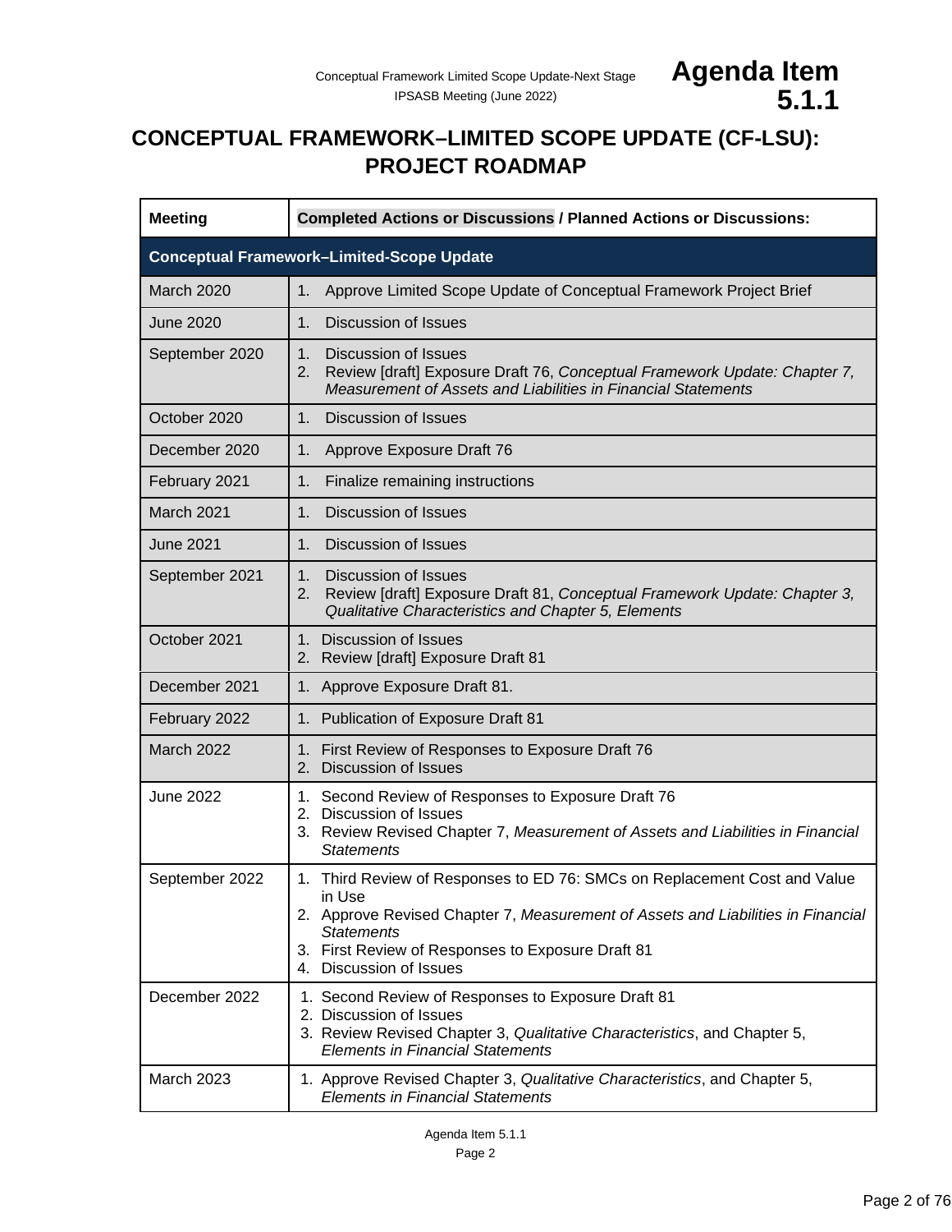# CONCEPTUAL FRAMEWORK–LIMITED SCOPE UPDATE (CF-LSU): PROJECT ROADMAP

| Meeting | Completed Actions or Discussions / Planned Actions or Discussions: |
|---|---|
| **Conceptual Framework–Limited-Scope Update** | |
| March 2020 | 1. Approve Limited Scope Update of Conceptual Framework Project Brief |
| June 2020 | 1. Discussion of Issues |
| September 2020 | 1. Discussion of Issues<br>2. Review [draft] Exposure Draft 76, *Conceptual Framework Update: Chapter 7, Measurement of Assets and Liabilities in Financial Statements* |
| October 2020 | 1. Discussion of Issues |
| December 2020 | 1. Approve Exposure Draft 76 |
| February 2021 | 1. Finalize remaining instructions |
| March 2021 | 1. Discussion of Issues |
| June 2021 | 1. Discussion of Issues |
| September 2021 | 1. Discussion of Issues<br>2. Review [draft] Exposure Draft 81, *Conceptual Framework Update: Chapter 3, Qualitative Characteristics and Chapter 5, Elements* |
| October 2021 | 1. Discussion of Issues<br>2. Review [draft] Exposure Draft 81 |
| December 2021 | 1. Approve Exposure Draft 81. |
| February 2022 | 1. Publication of Exposure Draft 81 |
| March 2022 | 1. First Review of Responses to Exposure Draft 76<br>2. Discussion of Issues |
| June 2022 | 1. Second Review of Responses to Exposure Draft 76<br>2. Discussion of Issues<br>3. Review Revised Chapter 7, *Measurement of Assets and Liabilities in Financial Statements* |
| September 2022 | 1. Third Review of Responses to ED 76: SMCs on Replacement Cost and Value in Use<br>2. Approve Revised Chapter 7, *Measurement of Assets and Liabilities in Financial Statements*<br>3. First Review of Responses to Exposure Draft 81<br>4. Discussion of Issues |
| December 2022 | 1. Second Review of Responses to Exposure Draft 81<br>2. Discussion of Issues<br>3. Review Revised Chapter 3, *Qualitative Characteristics*, and Chapter 5, *Elements in Financial Statements* |
| March 2023 | 1. Approve Revised Chapter 3, *Qualitative Characteristics*, and Chapter 5, *Elements in Financial Statements* |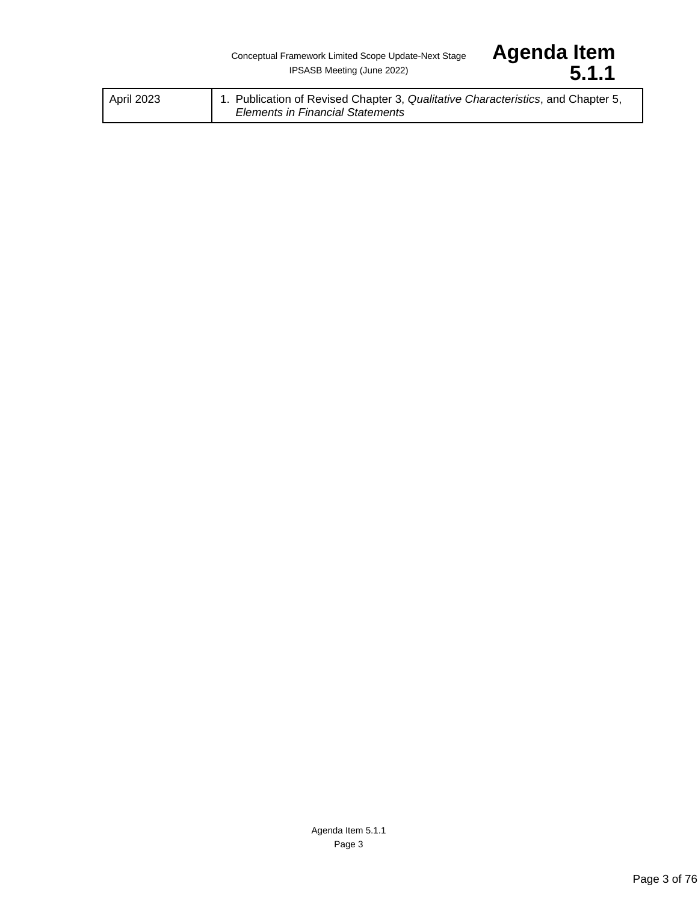| | |
|---|---|
| April 2023 | 1. Publication of Revised Chapter 3, *Qualitative Characteristics*, and Chapter 5, *Elements in Financial Statements* |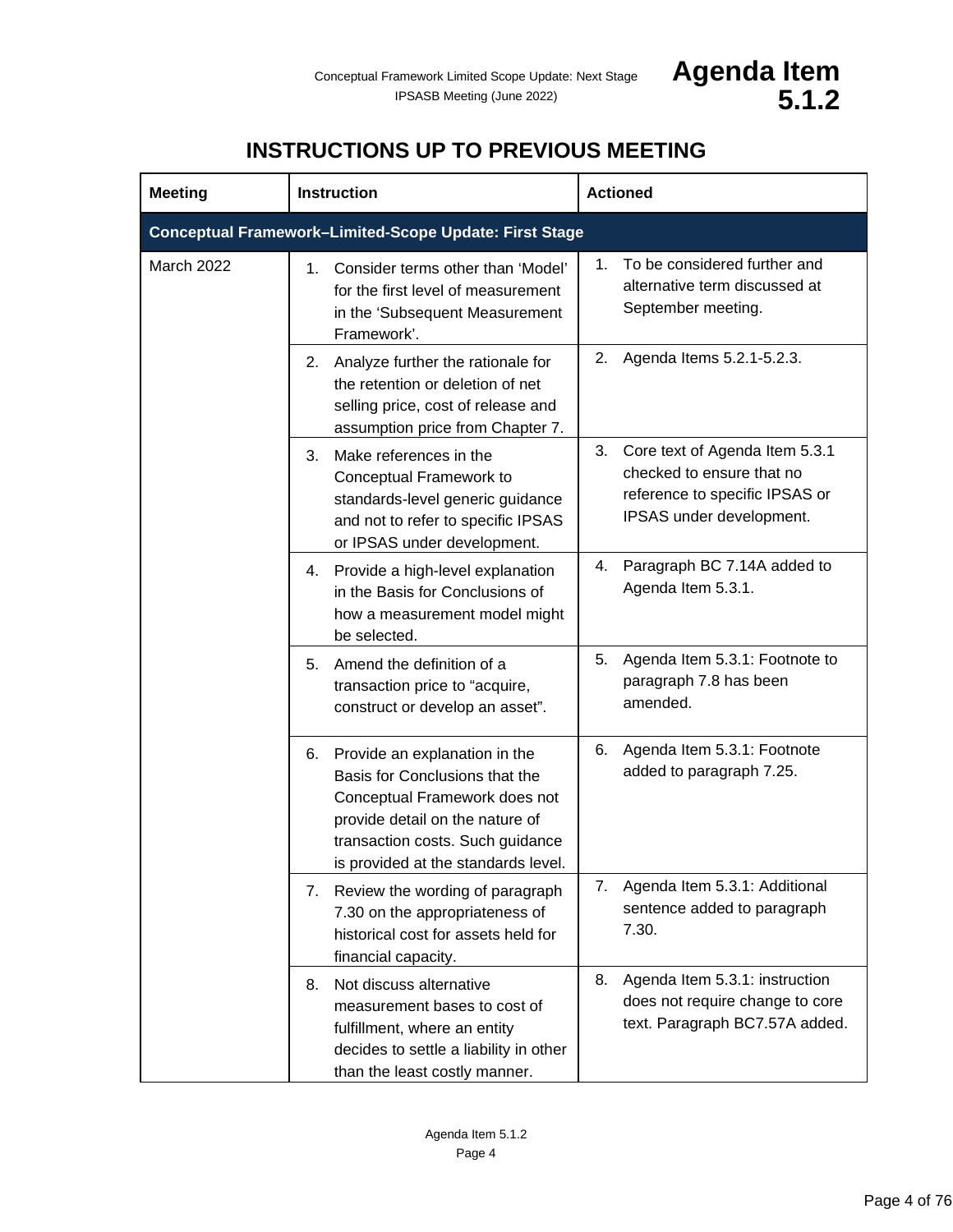# INSTRUCTIONS UP TO PREVIOUS MEETING

| Meeting | Instruction | Actioned |
|---|---|---|
| **Conceptual Framework–Limited-Scope Update: First Stage** | | |
| March 2022 | 1. Consider terms other than 'Model' for the first level of measurement in the 'Subsequent Measurement Framework'. | 1. To be considered further and alternative term discussed at September meeting. |
| | 2. Analyze further the rationale for the retention or deletion of net selling price, cost of release and assumption price from Chapter 7. | 2. Agenda Items 5.2.1-5.2.3. |
| | 3. Make references in the Conceptual Framework to standards-level generic guidance and not to refer to specific IPSAS or IPSAS under development. | 3. Core text of Agenda Item 5.3.1 checked to ensure that no reference to specific IPSAS or IPSAS under development. |
| | 4. Provide a high-level explanation in the Basis for Conclusions of how a measurement model might be selected. | 4. Paragraph BC 7.14A added to Agenda Item 5.3.1. |
| | 5. Amend the definition of a transaction price to "acquire, construct or develop an asset". | 5. Agenda Item 5.3.1: Footnote to paragraph 7.8 has been amended. |
| | 6. Provide an explanation in the Basis for Conclusions that the Conceptual Framework does not provide detail on the nature of transaction costs. Such guidance is provided at the standards level. | 6. Agenda Item 5.3.1: Footnote added to paragraph 7.25. |
| | 7. Review the wording of paragraph 7.30 on the appropriateness of historical cost for assets held for financial capacity. | 7. Agenda Item 5.3.1: Additional sentence added to paragraph 7.30. |
| | 8. Not discuss alternative measurement bases to cost of fulfillment, where an entity decides to settle a liability in other than the least costly manner. | 8. Agenda Item 5.3.1: instruction does not require change to core text. Paragraph BC7.57A added. |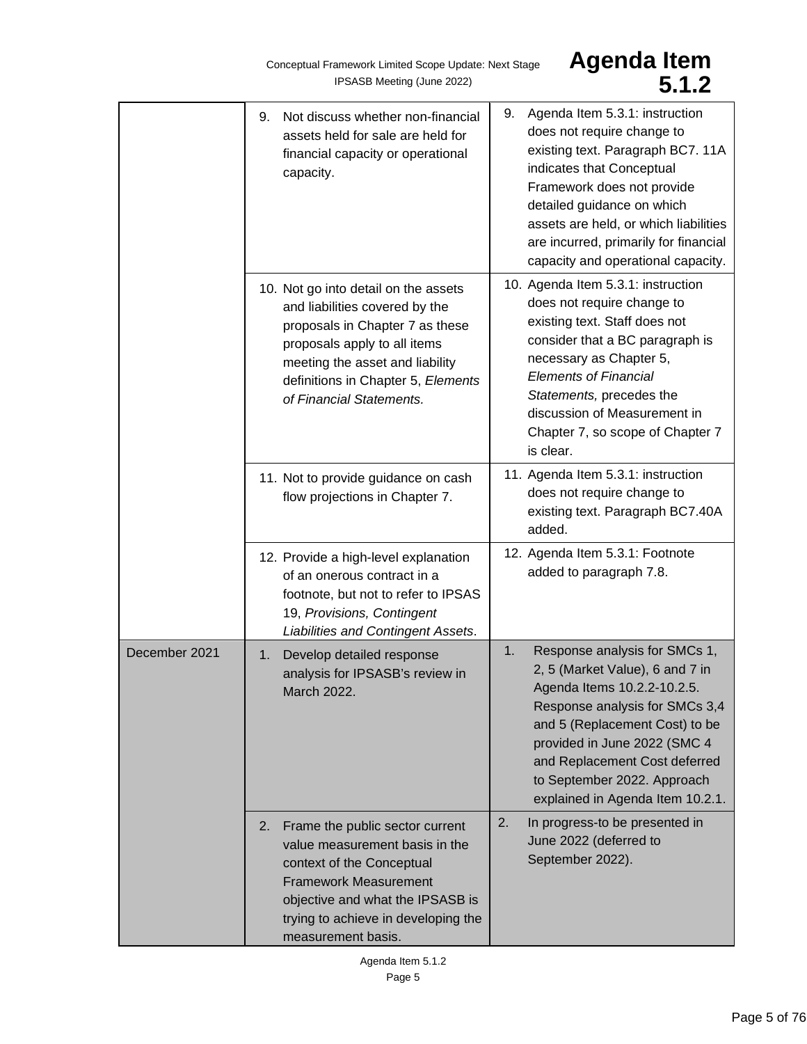| | | |
|---|---|---|
| | 9. Not discuss whether non-financial assets held for sale are held for financial capacity or operational capacity. | 9. Agenda Item 5.3.1: instruction does not require change to existing text. Paragraph BC7. 11A indicates that Conceptual Framework does not provide detailed guidance on which assets are held, or which liabilities are incurred, primarily for financial capacity and operational capacity. |
| | 10. Not go into detail on the assets and liabilities covered by the proposals in Chapter 7 as these proposals apply to all items meeting the asset and liability definitions in Chapter 5, *Elements of Financial Statements.* | 10. Agenda Item 5.3.1: instruction does not require change to existing text. Staff does not consider that a BC paragraph is necessary as Chapter 5, *Elements of Financial Statements,* precedes the discussion of Measurement in Chapter 7, so scope of Chapter 7 is clear. |
| | 11. Not to provide guidance on cash flow projections in Chapter 7. | 11. Agenda Item 5.3.1: instruction does not require change to existing text. Paragraph BC7.40A added. |
| | 12. Provide a high-level explanation of an onerous contract in a footnote, but not to refer to IPSAS 19, *Provisions, Contingent Liabilities and Contingent Assets*. | 12. Agenda Item 5.3.1: Footnote added to paragraph 7.8. |
| December 2021 | 1. Develop detailed response analysis for IPSASB's review in March 2022. | 1. Response analysis for SMCs 1, 2, 5 (Market Value), 6 and 7 in Agenda Items 10.2.2-10.2.5. Response analysis for SMCs 3,4 and 5 (Replacement Cost) to be provided in June 2022 (SMC 4 and Replacement Cost deferred to September 2022. Approach explained in Agenda Item 10.2.1. |
| | 2. Frame the public sector current value measurement basis in the context of the Conceptual Framework Measurement objective and what the IPSASB is trying to achieve in developing the measurement basis. | 2. In progress-to be presented in June 2022 (deferred to September 2022). |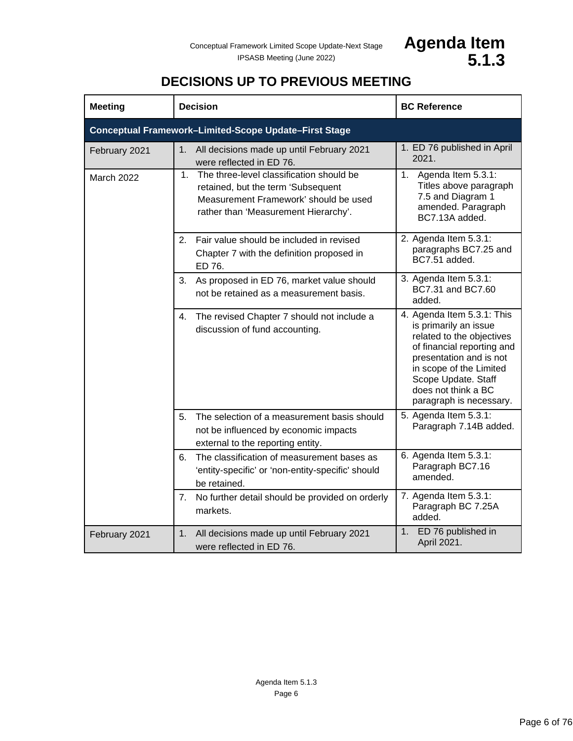Conceptual Framework Limited Scope Update-Next Stage
IPSASB Meeting (June 2022)

**Agenda Item 5.1.3**

## DECISIONS UP TO PREVIOUS MEETING

| Meeting | Decision | BC Reference |
|---|---|---|
| **Conceptual Framework–Limited-Scope Update–First Stage** | | |
| February 2021 | 1. All decisions made up until February 2021 were reflected in ED 76. | 1. ED 76 published in April 2021. |
| March 2022 | 1. The three-level classification should be retained, but the term 'Subsequent Measurement Framework' should be used rather than 'Measurement Hierarchy'. | 1. Agenda Item 5.3.1: Titles above paragraph 7.5 and Diagram 1 amended. Paragraph BC7.13A added. |
| | 2. Fair value should be included in revised Chapter 7 with the definition proposed in ED 76. | 2. Agenda Item 5.3.1: paragraphs BC7.25 and BC7.51 added. |
| | 3. As proposed in ED 76, market value should not be retained as a measurement basis. | 3. Agenda Item 5.3.1: BC7.31 and BC7.60 added. |
| | 4. The revised Chapter 7 should not include a discussion of fund accounting. | 4. Agenda Item 5.3.1: This is primarily an issue related to the objectives of financial reporting and presentation and is not in scope of the Limited Scope Update. Staff does not think a BC paragraph is necessary. |
| | 5. The selection of a measurement basis should not be influenced by economic impacts external to the reporting entity. | 5. Agenda Item 5.3.1: Paragraph 7.14B added. |
| | 6. The classification of measurement bases as 'entity-specific' or 'non-entity-specific' should be retained. | 6. Agenda Item 5.3.1: Paragraph BC7.16 amended. |
| | 7. No further detail should be provided on orderly markets. | 7. Agenda Item 5.3.1: Paragraph BC 7.25A added. |
| February 2021 | 1. All decisions made up until February 2021 were reflected in ED 76. | 1. ED 76 published in April 2021. |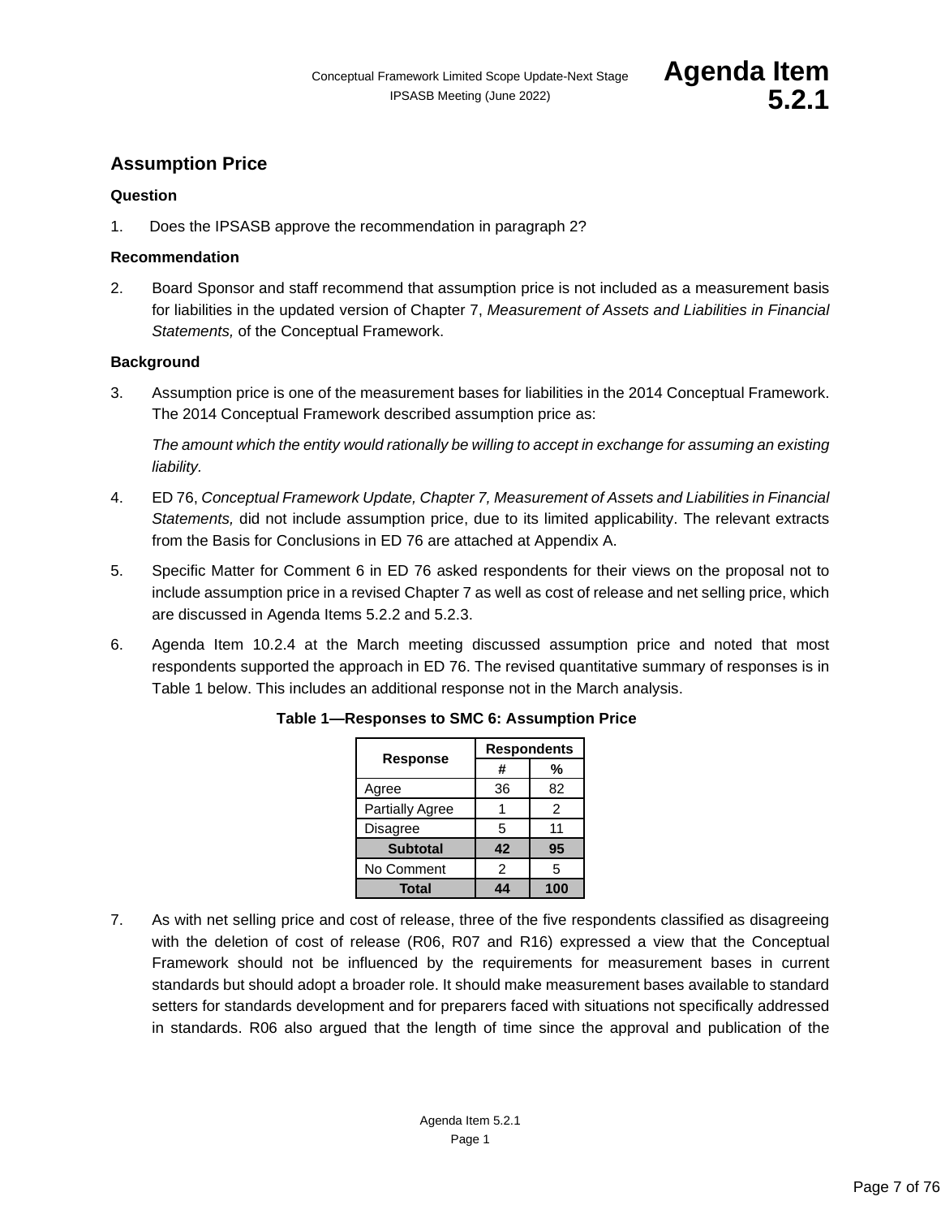## Assumption Price

### Question

1. Does the IPSASB approve the recommendation in paragraph 2?

### Recommendation

2. Board Sponsor and staff recommend that assumption price is not included as a measurement basis for liabilities in the updated version of Chapter 7, *Measurement of Assets and Liabilities in Financial Statements,* of the Conceptual Framework.

### Background

3. Assumption price is one of the measurement bases for liabilities in the 2014 Conceptual Framework. The 2014 Conceptual Framework described assumption price as:

   *The amount which the entity would rationally be willing to accept in exchange for assuming an existing liability.*

4. ED 76, *Conceptual Framework Update, Chapter 7, Measurement of Assets and Liabilities in Financial Statements,* did not include assumption price, due to its limited applicability. The relevant extracts from the Basis for Conclusions in ED 76 are attached at Appendix A.

5. Specific Matter for Comment 6 in ED 76 asked respondents for their views on the proposal not to include assumption price in a revised Chapter 7 as well as cost of release and net selling price, which are discussed in Agenda Items 5.2.2 and 5.2.3.

6. Agenda Item 10.2.4 at the March meeting discussed assumption price and noted that most respondents supported the approach in ED 76. The revised quantitative summary of responses is in Table 1 below. This includes an additional response not in the March analysis.

**Table 1—Responses to SMC 6: Assumption Price**

| Response | Respondents | |
|---|---|---|
| | # | % |
| Agree | 36 | 82 |
| Partially Agree | 1 | 2 |
| Disagree | 5 | 11 |
| **Subtotal** | **42** | **95** |
| No Comment | 2 | 5 |
| **Total** | **44** | **100** |

7. As with net selling price and cost of release, three of the five respondents classified as disagreeing with the deletion of cost of release (R06, R07 and R16) expressed a view that the Conceptual Framework should not be influenced by the requirements for measurement bases in current standards but should adopt a broader role. It should make measurement bases available to standard setters for standards development and for preparers faced with situations not specifically addressed in standards. R06 also argued that the length of time since the approval and publication of the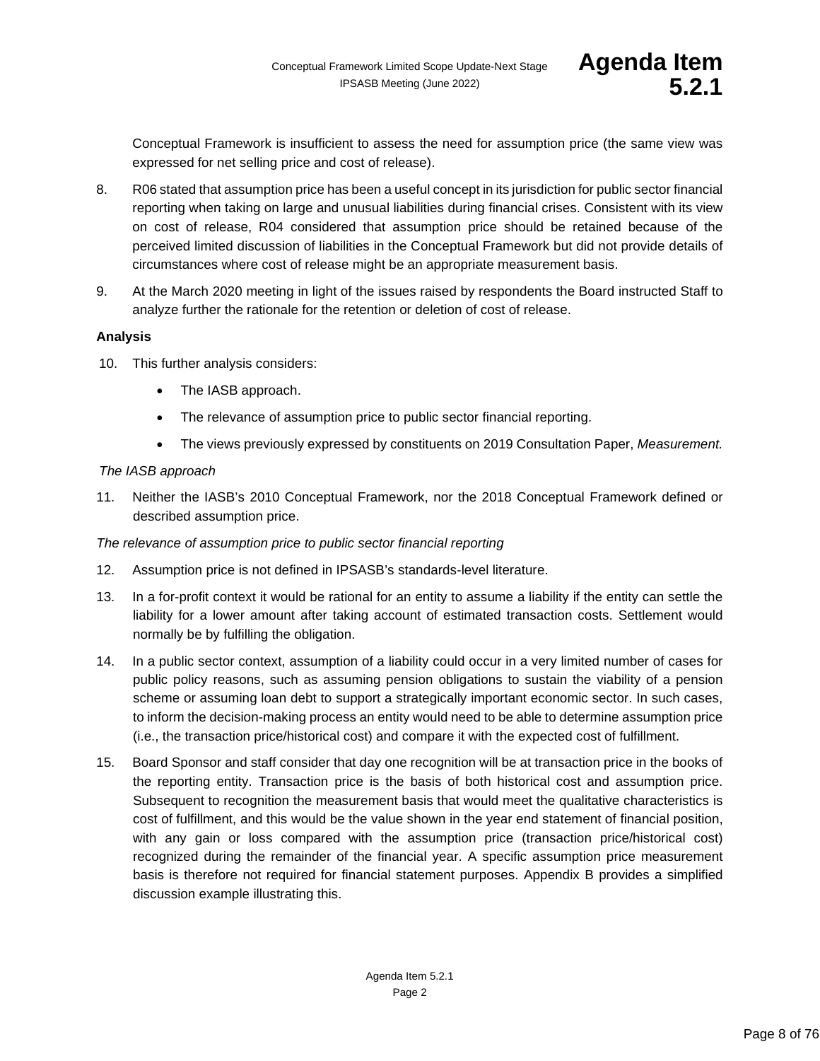Conceptual Framework is insufficient to assess the need for assumption price (the same view was expressed for net selling price and cost of release).

8. R06 stated that assumption price has been a useful concept in its jurisdiction for public sector financial reporting when taking on large and unusual liabilities during financial crises. Consistent with its view on cost of release, R04 considered that assumption price should be retained because of the perceived limited discussion of liabilities in the Conceptual Framework but did not provide details of circumstances where cost of release might be an appropriate measurement basis.

9. At the March 2020 meeting in light of the issues raised by respondents the Board instructed Staff to analyze further the rationale for the retention or deletion of cost of release.

**Analysis**

10. This further analysis considers:

- The IASB approach.
- The relevance of assumption price to public sector financial reporting.
- The views previously expressed by constituents on 2019 Consultation Paper, *Measurement.*

*The IASB approach*

11. Neither the IASB's 2010 Conceptual Framework, nor the 2018 Conceptual Framework defined or described assumption price.

*The relevance of assumption price to public sector financial reporting*

12. Assumption price is not defined in IPSASB's standards-level literature.

13. In a for-profit context it would be rational for an entity to assume a liability if the entity can settle the liability for a lower amount after taking account of estimated transaction costs. Settlement would normally be by fulfilling the obligation.

14. In a public sector context, assumption of a liability could occur in a very limited number of cases for public policy reasons, such as assuming pension obligations to sustain the viability of a pension scheme or assuming loan debt to support a strategically important economic sector. In such cases, to inform the decision-making process an entity would need to be able to determine assumption price (i.e., the transaction price/historical cost) and compare it with the expected cost of fulfillment.

15. Board Sponsor and staff consider that day one recognition will be at transaction price in the books of the reporting entity. Transaction price is the basis of both historical cost and assumption price. Subsequent to recognition the measurement basis that would meet the qualitative characteristics is cost of fulfillment, and this would be the value shown in the year end statement of financial position, with any gain or loss compared with the assumption price (transaction price/historical cost) recognized during the remainder of the financial year. A specific assumption price measurement basis is therefore not required for financial statement purposes. Appendix B provides a simplified discussion example illustrating this.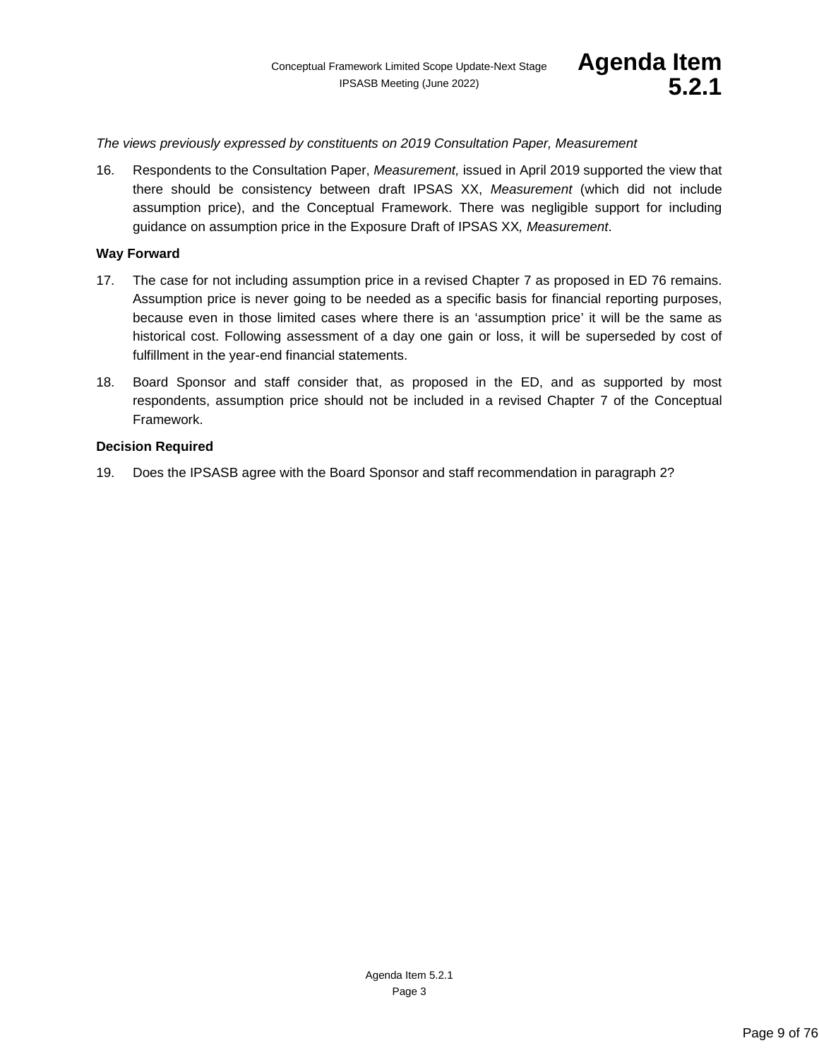*The views previously expressed by constituents on 2019 Consultation Paper, Measurement*

16. Respondents to the Consultation Paper, *Measurement,* issued in April 2019 supported the view that there should be consistency between draft IPSAS XX, *Measurement* (which did not include assumption price), and the Conceptual Framework. There was negligible support for including guidance on assumption price in the Exposure Draft of IPSAS XX*, Measurement*.

**Way Forward**

17. The case for not including assumption price in a revised Chapter 7 as proposed in ED 76 remains. Assumption price is never going to be needed as a specific basis for financial reporting purposes, because even in those limited cases where there is an 'assumption price' it will be the same as historical cost. Following assessment of a day one gain or loss, it will be superseded by cost of fulfillment in the year-end financial statements.

18. Board Sponsor and staff consider that, as proposed in the ED, and as supported by most respondents, assumption price should not be included in a revised Chapter 7 of the Conceptual Framework.

**Decision Required**

19. Does the IPSASB agree with the Board Sponsor and staff recommendation in paragraph 2?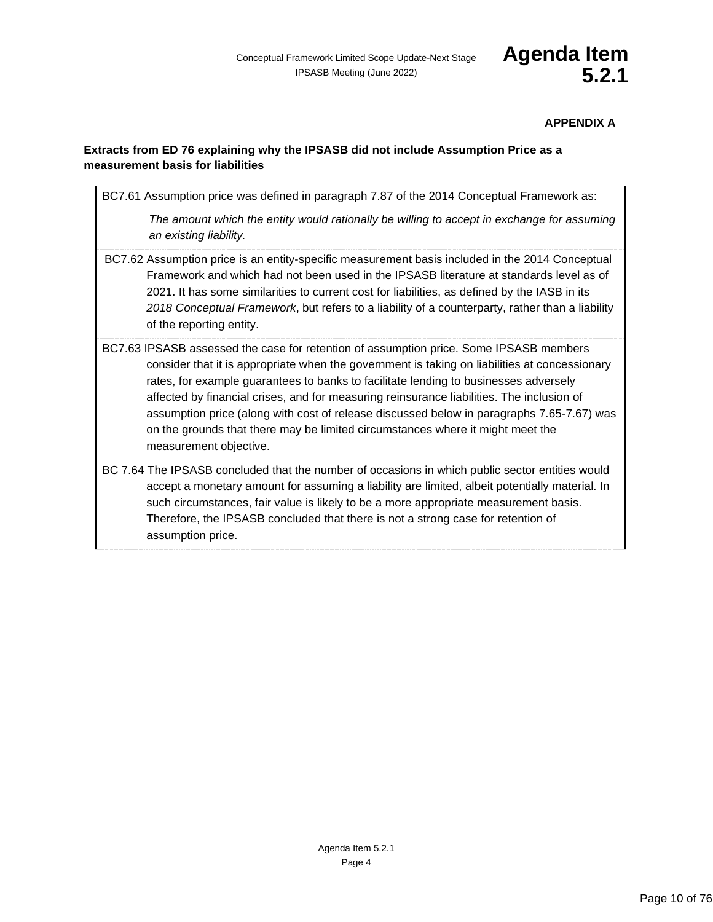**APPENDIX A**

**Extracts from ED 76 explaining why the IPSASB did not include Assumption Price as a measurement basis for liabilities**

BC7.61 Assumption price was defined in paragraph 7.87 of the 2014 Conceptual Framework as:

> *The amount which the entity would rationally be willing to accept in exchange for assuming an existing liability.*

BC7.62 Assumption price is an entity-specific measurement basis included in the 2014 Conceptual Framework and which had not been used in the IPSASB literature at standards level as of 2021. It has some similarities to current cost for liabilities, as defined by the IASB in its *2018 Conceptual Framework*, but refers to a liability of a counterparty, rather than a liability of the reporting entity.

BC7.63 IPSASB assessed the case for retention of assumption price. Some IPSASB members consider that it is appropriate when the government is taking on liabilities at concessionary rates, for example guarantees to banks to facilitate lending to businesses adversely affected by financial crises, and for measuring reinsurance liabilities. The inclusion of assumption price (along with cost of release discussed below in paragraphs 7.65-7.67) was on the grounds that there may be limited circumstances where it might meet the measurement objective.

BC 7.64 The IPSASB concluded that the number of occasions in which public sector entities would accept a monetary amount for assuming a liability are limited, albeit potentially material. In such circumstances, fair value is likely to be a more appropriate measurement basis. Therefore, the IPSASB concluded that there is not a strong case for retention of assumption price.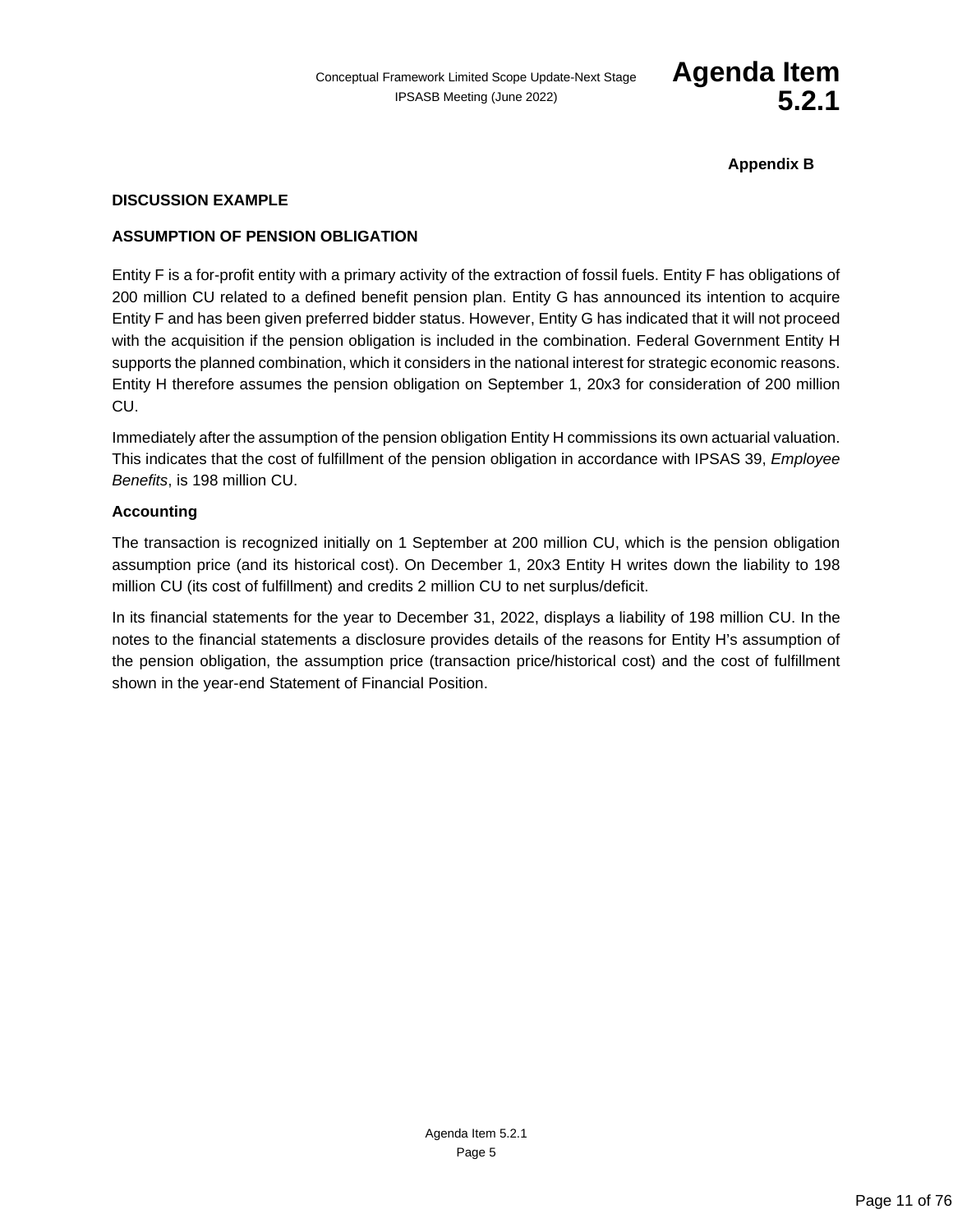**Appendix B**

**DISCUSSION EXAMPLE**

**ASSUMPTION OF PENSION OBLIGATION**

Entity F is a for-profit entity with a primary activity of the extraction of fossil fuels. Entity F has obligations of 200 million CU related to a defined benefit pension plan. Entity G has announced its intention to acquire Entity F and has been given preferred bidder status. However, Entity G has indicated that it will not proceed with the acquisition if the pension obligation is included in the combination. Federal Government Entity H supports the planned combination, which it considers in the national interest for strategic economic reasons. Entity H therefore assumes the pension obligation on September 1, 20x3 for consideration of 200 million CU.

Immediately after the assumption of the pension obligation Entity H commissions its own actuarial valuation. This indicates that the cost of fulfillment of the pension obligation in accordance with IPSAS 39, *Employee Benefits*, is 198 million CU.

**Accounting**

The transaction is recognized initially on 1 September at 200 million CU, which is the pension obligation assumption price (and its historical cost). On December 1, 20x3 Entity H writes down the liability to 198 million CU (its cost of fulfillment) and credits 2 million CU to net surplus/deficit.

In its financial statements for the year to December 31, 2022, displays a liability of 198 million CU. In the notes to the financial statements a disclosure provides details of the reasons for Entity H's assumption of the pension obligation, the assumption price (transaction price/historical cost) and the cost of fulfillment shown in the year-end Statement of Financial Position.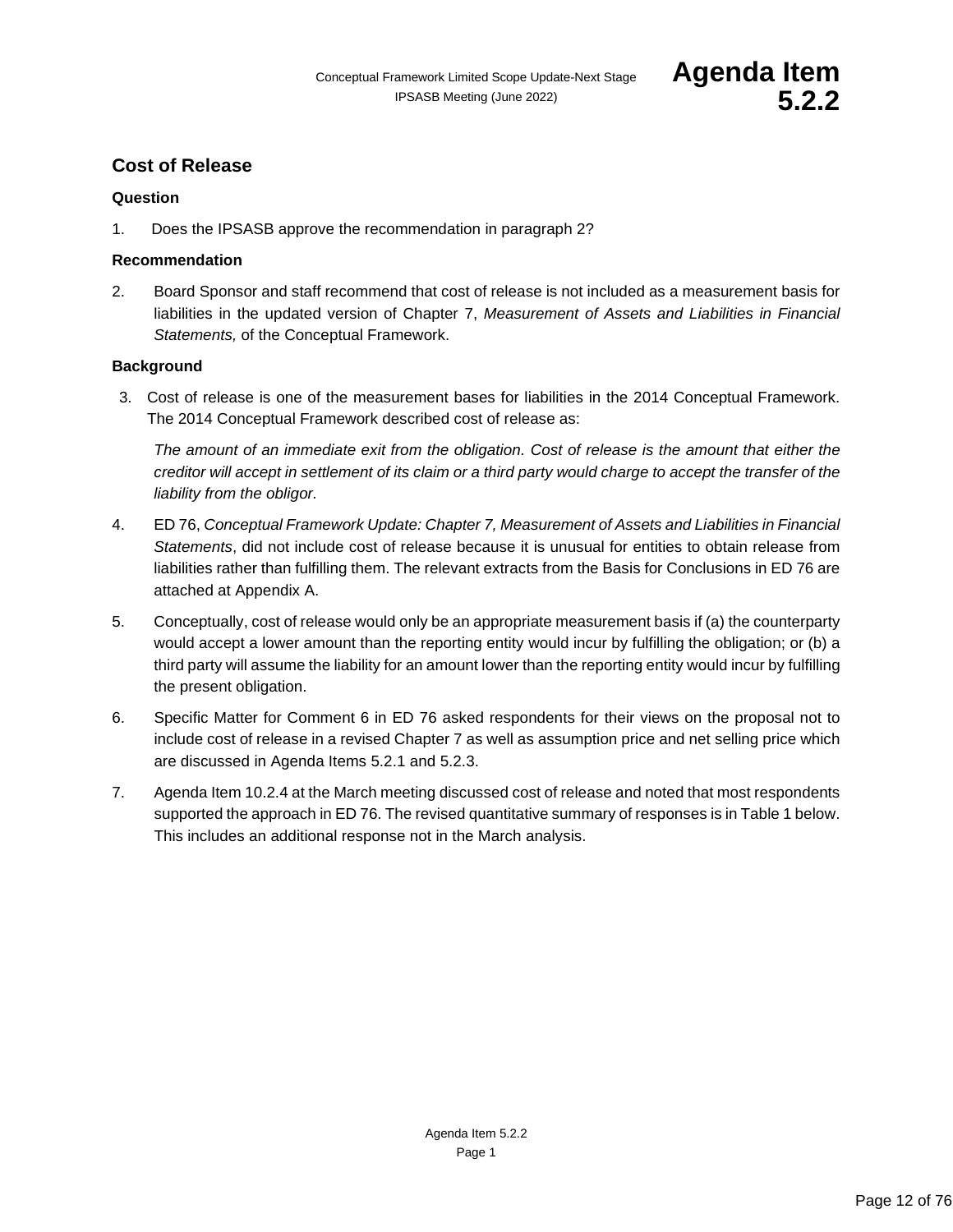## Cost of Release

### Question

1. Does the IPSASB approve the recommendation in paragraph 2?

### Recommendation

2. Board Sponsor and staff recommend that cost of release is not included as a measurement basis for liabilities in the updated version of Chapter 7, *Measurement of Assets and Liabilities in Financial Statements,* of the Conceptual Framework.

### Background

3. Cost of release is one of the measurement bases for liabilities in the 2014 Conceptual Framework. The 2014 Conceptual Framework described cost of release as:

   *The amount of an immediate exit from the obligation. Cost of release is the amount that either the creditor will accept in settlement of its claim or a third party would charge to accept the transfer of the liability from the obligor.*

4. ED 76, *Conceptual Framework Update: Chapter 7, Measurement of Assets and Liabilities in Financial Statements*, did not include cost of release because it is unusual for entities to obtain release from liabilities rather than fulfilling them. The relevant extracts from the Basis for Conclusions in ED 76 are attached at Appendix A.

5. Conceptually, cost of release would only be an appropriate measurement basis if (a) the counterparty would accept a lower amount than the reporting entity would incur by fulfilling the obligation; or (b) a third party will assume the liability for an amount lower than the reporting entity would incur by fulfilling the present obligation.

6. Specific Matter for Comment 6 in ED 76 asked respondents for their views on the proposal not to include cost of release in a revised Chapter 7 as well as assumption price and net selling price which are discussed in Agenda Items 5.2.1 and 5.2.3.

7. Agenda Item 10.2.4 at the March meeting discussed cost of release and noted that most respondents supported the approach in ED 76. The revised quantitative summary of responses is in Table 1 below. This includes an additional response not in the March analysis.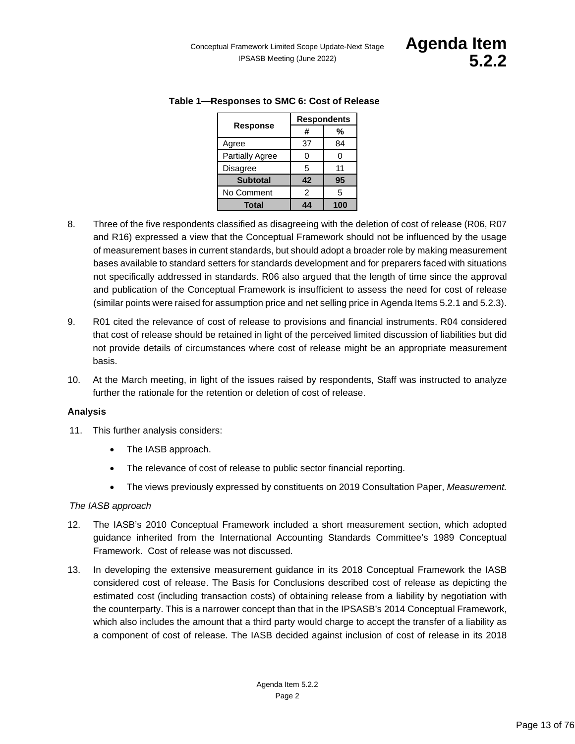**Table 1—Responses to SMC 6: Cost of Release**

| Response | Respondents | |
|---|---|---|
| | # | % |
| Agree | 37 | 84 |
| Partially Agree | 0 | 0 |
| Disagree | 5 | 11 |
| **Subtotal** | **42** | **95** |
| No Comment | 2 | 5 |
| **Total** | **44** | **100** |

8. Three of the five respondents classified as disagreeing with the deletion of cost of release (R06, R07 and R16) expressed a view that the Conceptual Framework should not be influenced by the usage of measurement bases in current standards, but should adopt a broader role by making measurement bases available to standard setters for standards development and for preparers faced with situations not specifically addressed in standards. R06 also argued that the length of time since the approval and publication of the Conceptual Framework is insufficient to assess the need for cost of release (similar points were raised for assumption price and net selling price in Agenda Items 5.2.1 and 5.2.3).

9. R01 cited the relevance of cost of release to provisions and financial instruments. R04 considered that cost of release should be retained in light of the perceived limited discussion of liabilities but did not provide details of circumstances where cost of release might be an appropriate measurement basis.

10. At the March meeting, in light of the issues raised by respondents, Staff was instructed to analyze further the rationale for the retention or deletion of cost of release.

**Analysis**

11. This further analysis considers:

    - The IASB approach.
    - The relevance of cost of release to public sector financial reporting.
    - The views previously expressed by constituents on 2019 Consultation Paper, *Measurement.*

*The IASB approach*

12. The IASB's 2010 Conceptual Framework included a short measurement section, which adopted guidance inherited from the International Accounting Standards Committee's 1989 Conceptual Framework. Cost of release was not discussed.

13. In developing the extensive measurement guidance in its 2018 Conceptual Framework the IASB considered cost of release. The Basis for Conclusions described cost of release as depicting the estimated cost (including transaction costs) of obtaining release from a liability by negotiation with the counterparty. This is a narrower concept than that in the IPSASB's 2014 Conceptual Framework, which also includes the amount that a third party would charge to accept the transfer of a liability as a component of cost of release. The IASB decided against inclusion of cost of release in its 2018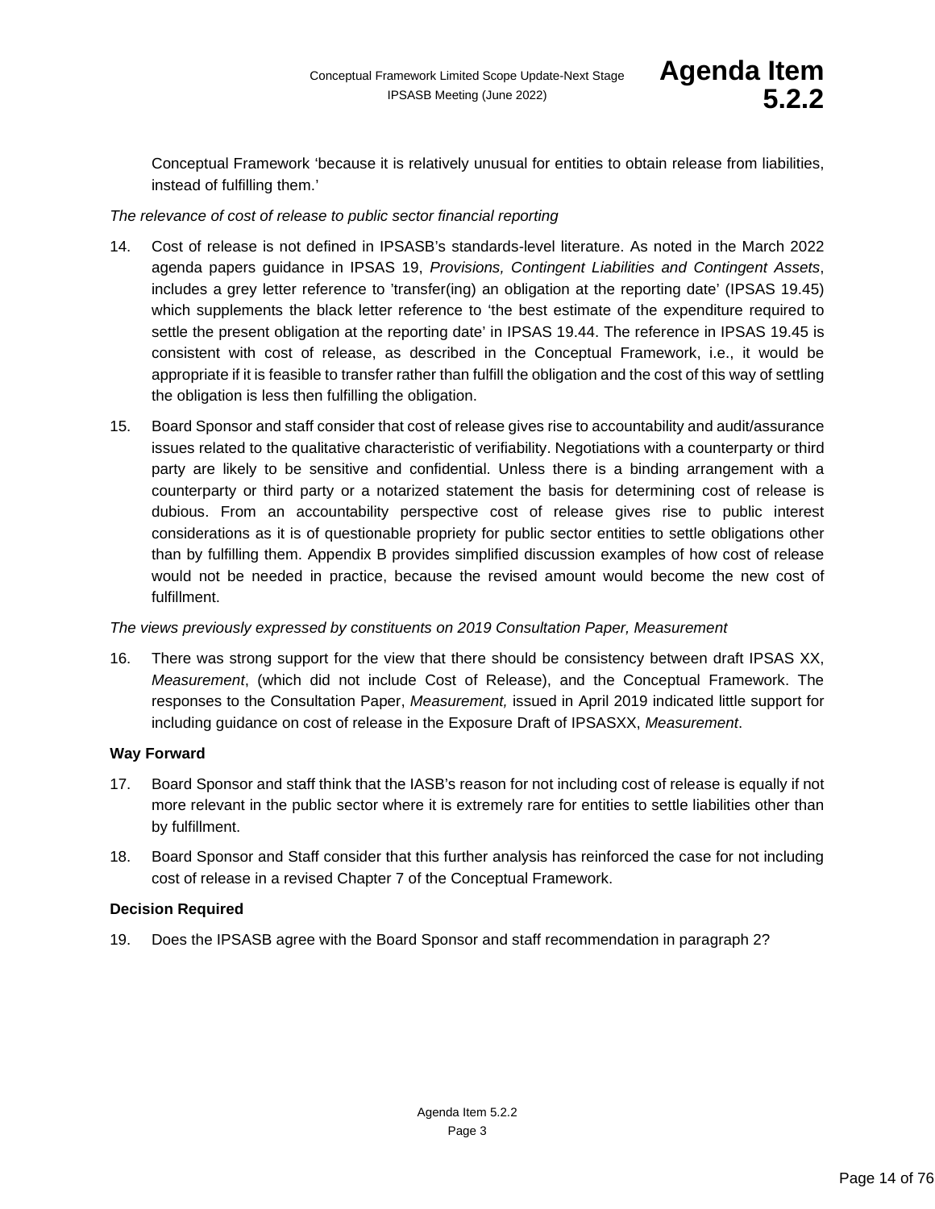Conceptual Framework 'because it is relatively unusual for entities to obtain release from liabilities, instead of fulfilling them.'

*The relevance of cost of release to public sector financial reporting*

14. Cost of release is not defined in IPSASB's standards-level literature. As noted in the March 2022 agenda papers guidance in IPSAS 19, *Provisions, Contingent Liabilities and Contingent Assets*, includes a grey letter reference to 'transfer(ing) an obligation at the reporting date' (IPSAS 19.45) which supplements the black letter reference to 'the best estimate of the expenditure required to settle the present obligation at the reporting date' in IPSAS 19.44. The reference in IPSAS 19.45 is consistent with cost of release, as described in the Conceptual Framework, i.e., it would be appropriate if it is feasible to transfer rather than fulfill the obligation and the cost of this way of settling the obligation is less then fulfilling the obligation.

15. Board Sponsor and staff consider that cost of release gives rise to accountability and audit/assurance issues related to the qualitative characteristic of verifiability. Negotiations with a counterparty or third party are likely to be sensitive and confidential. Unless there is a binding arrangement with a counterparty or third party or a notarized statement the basis for determining cost of release is dubious. From an accountability perspective cost of release gives rise to public interest considerations as it is of questionable propriety for public sector entities to settle obligations other than by fulfilling them. Appendix B provides simplified discussion examples of how cost of release would not be needed in practice, because the revised amount would become the new cost of fulfillment.

*The views previously expressed by constituents on 2019 Consultation Paper, Measurement*

16. There was strong support for the view that there should be consistency between draft IPSAS XX, *Measurement*, (which did not include Cost of Release), and the Conceptual Framework. The responses to the Consultation Paper, *Measurement,* issued in April 2019 indicated little support for including guidance on cost of release in the Exposure Draft of IPSASXX, *Measurement*.

**Way Forward**

17. Board Sponsor and staff think that the IASB's reason for not including cost of release is equally if not more relevant in the public sector where it is extremely rare for entities to settle liabilities other than by fulfillment.

18. Board Sponsor and Staff consider that this further analysis has reinforced the case for not including cost of release in a revised Chapter 7 of the Conceptual Framework.

**Decision Required**

19. Does the IPSASB agree with the Board Sponsor and staff recommendation in paragraph 2?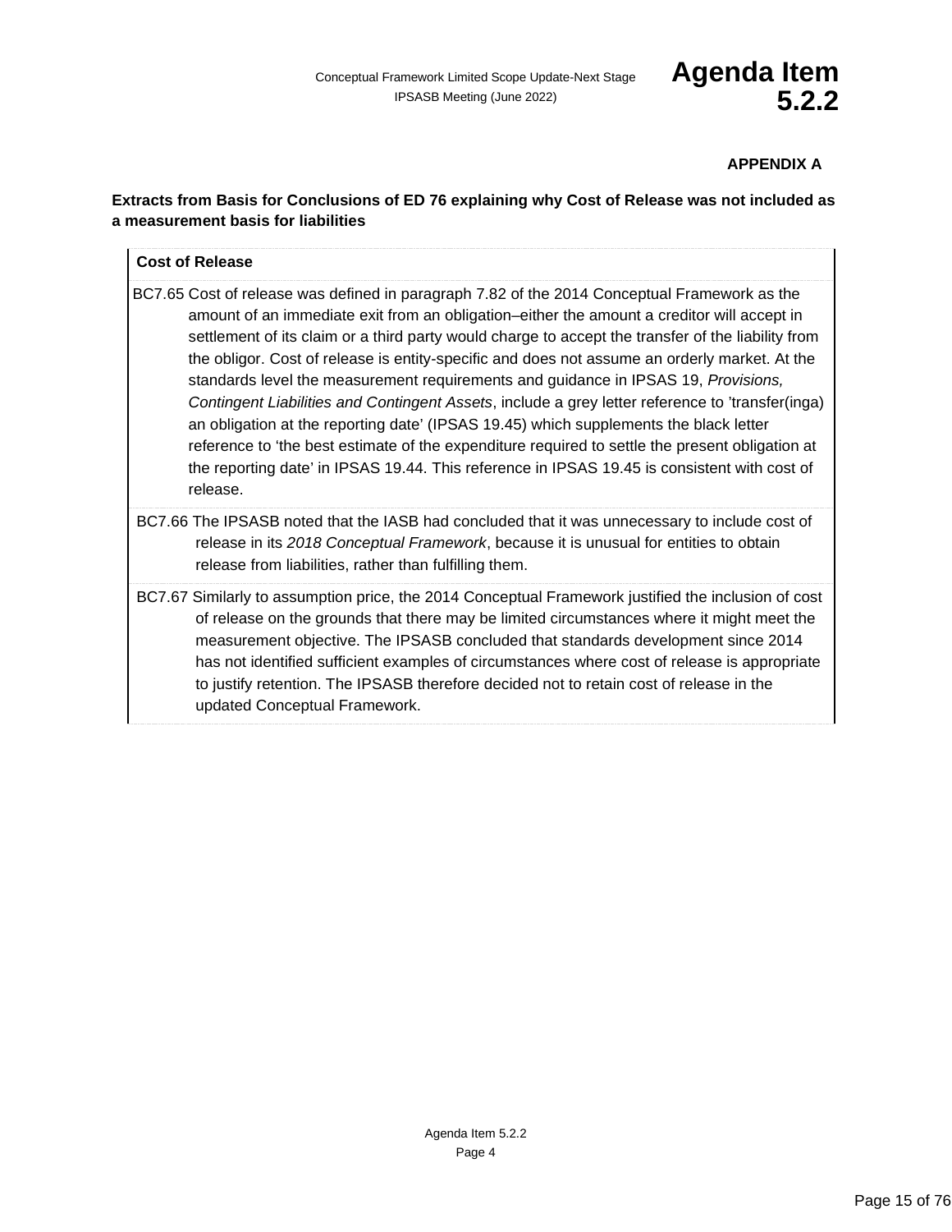**APPENDIX A**

**Extracts from Basis for Conclusions of ED 76 explaining why Cost of Release was not included as a measurement basis for liabilities**

| **Cost of Release** |
|---|
| BC7.65 Cost of release was defined in paragraph 7.82 of the 2014 Conceptual Framework as the amount of an immediate exit from an obligation–either the amount a creditor will accept in settlement of its claim or a third party would charge to accept the transfer of the liability from the obligor. Cost of release is entity-specific and does not assume an orderly market. At the standards level the measurement requirements and guidance in IPSAS 19, *Provisions, Contingent Liabilities and Contingent Assets*, include a grey letter reference to 'transfer(inga) an obligation at the reporting date' (IPSAS 19.45) which supplements the black letter reference to 'the best estimate of the expenditure required to settle the present obligation at the reporting date' in IPSAS 19.44. This reference in IPSAS 19.45 is consistent with cost of release. |
| BC7.66 The IPSASB noted that the IASB had concluded that it was unnecessary to include cost of release in its *2018 Conceptual Framework*, because it is unusual for entities to obtain release from liabilities, rather than fulfilling them. |
| BC7.67 Similarly to assumption price, the 2014 Conceptual Framework justified the inclusion of cost of release on the grounds that there may be limited circumstances where it might meet the measurement objective. The IPSASB concluded that standards development since 2014 has not identified sufficient examples of circumstances where cost of release is appropriate to justify retention. The IPSASB therefore decided not to retain cost of release in the updated Conceptual Framework. |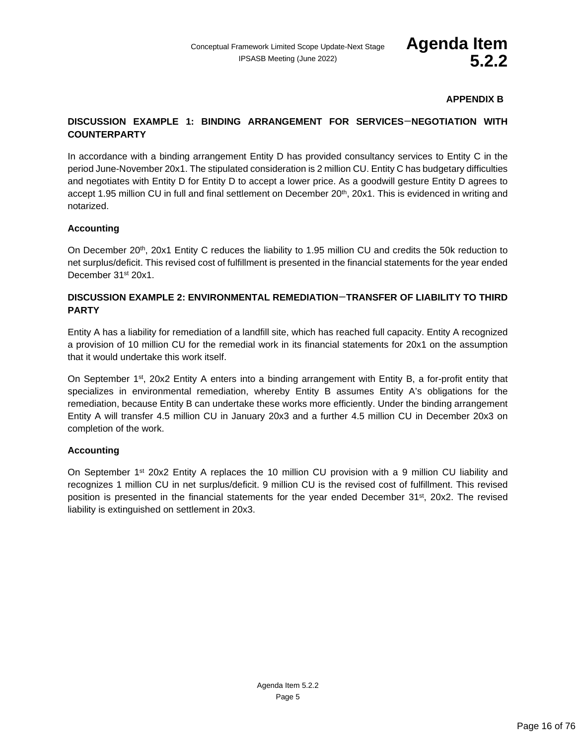**APPENDIX B**

## DISCUSSION EXAMPLE 1: BINDING ARRANGEMENT FOR SERVICES—NEGOTIATION WITH COUNTERPARTY

In accordance with a binding arrangement Entity D has provided consultancy services to Entity C in the period June-November 20x1. The stipulated consideration is 2 million CU. Entity C has budgetary difficulties and negotiates with Entity D for Entity D to accept a lower price. As a goodwill gesture Entity D agrees to accept 1.95 million CU in full and final settlement on December 20th, 20x1. This is evidenced in writing and notarized.

### Accounting

On December 20th, 20x1 Entity C reduces the liability to 1.95 million CU and credits the 50k reduction to net surplus/deficit. This revised cost of fulfillment is presented in the financial statements for the year ended December 31st 20x1.

## DISCUSSION EXAMPLE 2: ENVIRONMENTAL REMEDIATION—TRANSFER OF LIABILITY TO THIRD PARTY

Entity A has a liability for remediation of a landfill site, which has reached full capacity. Entity A recognized a provision of 10 million CU for the remedial work in its financial statements for 20x1 on the assumption that it would undertake this work itself.

On September 1st, 20x2 Entity A enters into a binding arrangement with Entity B, a for-profit entity that specializes in environmental remediation, whereby Entity B assumes Entity A's obligations for the remediation, because Entity B can undertake these works more efficiently. Under the binding arrangement Entity A will transfer 4.5 million CU in January 20x3 and a further 4.5 million CU in December 20x3 on completion of the work.

### Accounting

On September 1st 20x2 Entity A replaces the 10 million CU provision with a 9 million CU liability and recognizes 1 million CU in net surplus/deficit. 9 million CU is the revised cost of fulfillment. This revised position is presented in the financial statements for the year ended December 31st, 20x2. The revised liability is extinguished on settlement in 20x3.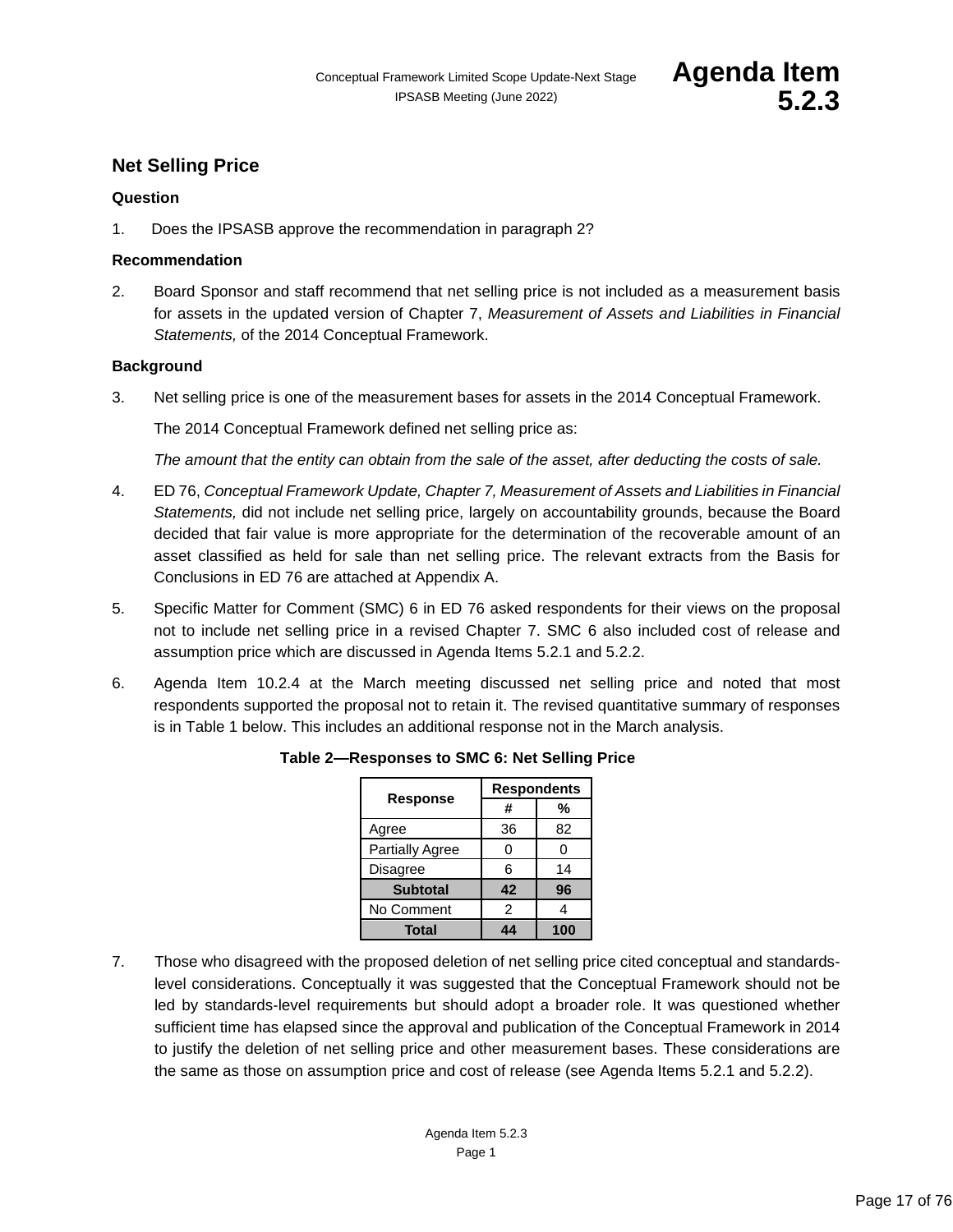## Net Selling Price

**Question**

1. Does the IPSASB approve the recommendation in paragraph 2?

**Recommendation**

2. Board Sponsor and staff recommend that net selling price is not included as a measurement basis for assets in the updated version of Chapter 7, *Measurement of Assets and Liabilities in Financial Statements,* of the 2014 Conceptual Framework.

**Background**

3. Net selling price is one of the measurement bases for assets in the 2014 Conceptual Framework.

   The 2014 Conceptual Framework defined net selling price as:

   *The amount that the entity can obtain from the sale of the asset, after deducting the costs of sale.*

4. ED 76, *Conceptual Framework Update, Chapter 7, Measurement of Assets and Liabilities in Financial Statements,* did not include net selling price, largely on accountability grounds, because the Board decided that fair value is more appropriate for the determination of the recoverable amount of an asset classified as held for sale than net selling price. The relevant extracts from the Basis for Conclusions in ED 76 are attached at Appendix A.

5. Specific Matter for Comment (SMC) 6 in ED 76 asked respondents for their views on the proposal not to include net selling price in a revised Chapter 7. SMC 6 also included cost of release and assumption price which are discussed in Agenda Items 5.2.1 and 5.2.2.

6. Agenda Item 10.2.4 at the March meeting discussed net selling price and noted that most respondents supported the proposal not to retain it. The revised quantitative summary of responses is in Table 1 below. This includes an additional response not in the March analysis.

**Table 2—Responses to SMC 6: Net Selling Price**

| Response | Respondents | |
|---|---|---|
| | # | % |
| Agree | 36 | 82 |
| Partially Agree | 0 | 0 |
| Disagree | 6 | 14 |
| **Subtotal** | **42** | **96** |
| No Comment | 2 | 4 |
| **Total** | **44** | **100** |

7. Those who disagreed with the proposed deletion of net selling price cited conceptual and standards-level considerations. Conceptually it was suggested that the Conceptual Framework should not be led by standards-level requirements but should adopt a broader role. It was questioned whether sufficient time has elapsed since the approval and publication of the Conceptual Framework in 2014 to justify the deletion of net selling price and other measurement bases. These considerations are the same as those on assumption price and cost of release (see Agenda Items 5.2.1 and 5.2.2).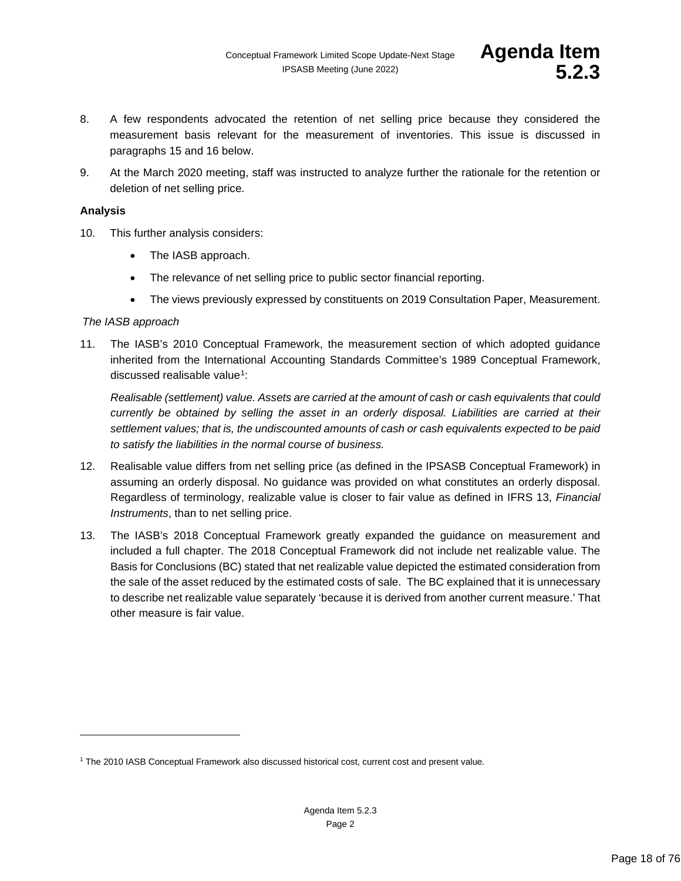8. A few respondents advocated the retention of net selling price because they considered the measurement basis relevant for the measurement of inventories. This issue is discussed in paragraphs 15 and 16 below.

9. At the March 2020 meeting, staff was instructed to analyze further the rationale for the retention or deletion of net selling price.

**Analysis**

10. This further analysis considers:

    - The IASB approach.
    - The relevance of net selling price to public sector financial reporting.
    - The views previously expressed by constituents on 2019 Consultation Paper, Measurement.

*The IASB approach*

11. The IASB's 2010 Conceptual Framework, the measurement section of which adopted guidance inherited from the International Accounting Standards Committee's 1989 Conceptual Framework, discussed realisable value[1]:

    *Realisable (settlement) value. Assets are carried at the amount of cash or cash equivalents that could currently be obtained by selling the asset in an orderly disposal. Liabilities are carried at their settlement values; that is, the undiscounted amounts of cash or cash equivalents expected to be paid to satisfy the liabilities in the normal course of business.*

12. Realisable value differs from net selling price (as defined in the IPSASB Conceptual Framework) in assuming an orderly disposal. No guidance was provided on what constitutes an orderly disposal. Regardless of terminology, realizable value is closer to fair value as defined in IFRS 13, *Financial Instruments*, than to net selling price.

13. The IASB's 2018 Conceptual Framework greatly expanded the guidance on measurement and included a full chapter. The 2018 Conceptual Framework did not include net realizable value. The Basis for Conclusions (BC) stated that net realizable value depicted the estimated consideration from the sale of the asset reduced by the estimated costs of sale. The BC explained that it is unnecessary to describe net realizable value separately 'because it is derived from another current measure.' That other measure is fair value.

---

[1] The 2010 IASB Conceptual Framework also discussed historical cost, current cost and present value.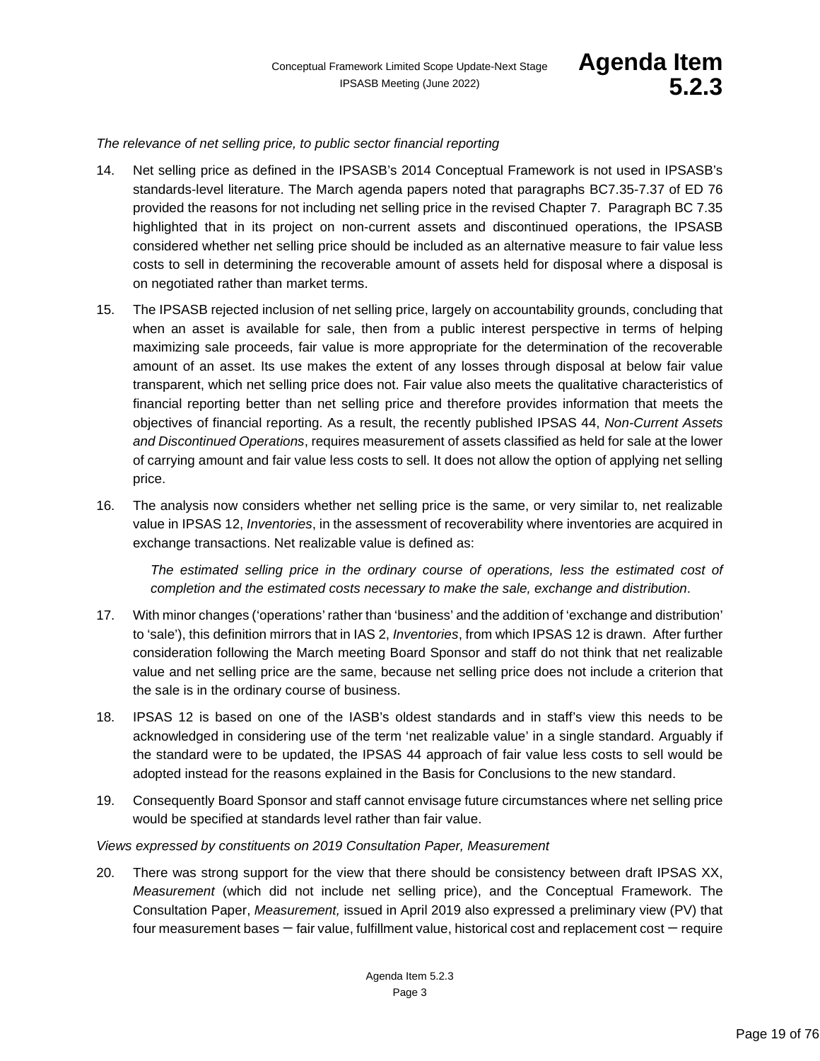*The relevance of net selling price, to public sector financial reporting*

14. Net selling price as defined in the IPSASB's 2014 Conceptual Framework is not used in IPSASB's standards-level literature. The March agenda papers noted that paragraphs BC7.35-7.37 of ED 76 provided the reasons for not including net selling price in the revised Chapter 7. Paragraph BC 7.35 highlighted that in its project on non-current assets and discontinued operations, the IPSASB considered whether net selling price should be included as an alternative measure to fair value less costs to sell in determining the recoverable amount of assets held for disposal where a disposal is on negotiated rather than market terms.

15. The IPSASB rejected inclusion of net selling price, largely on accountability grounds, concluding that when an asset is available for sale, then from a public interest perspective in terms of helping maximizing sale proceeds, fair value is more appropriate for the determination of the recoverable amount of an asset. Its use makes the extent of any losses through disposal at below fair value transparent, which net selling price does not. Fair value also meets the qualitative characteristics of financial reporting better than net selling price and therefore provides information that meets the objectives of financial reporting. As a result, the recently published IPSAS 44, *Non-Current Assets and Discontinued Operations*, requires measurement of assets classified as held for sale at the lower of carrying amount and fair value less costs to sell. It does not allow the option of applying net selling price.

16. The analysis now considers whether net selling price is the same, or very similar to, net realizable value in IPSAS 12, *Inventories*, in the assessment of recoverability where inventories are acquired in exchange transactions. Net realizable value is defined as:

    *The estimated selling price in the ordinary course of operations, less the estimated cost of completion and the estimated costs necessary to make the sale, exchange and distribution*.

17. With minor changes ('operations' rather than 'business' and the addition of 'exchange and distribution' to 'sale'), this definition mirrors that in IAS 2, *Inventories*, from which IPSAS 12 is drawn. After further consideration following the March meeting Board Sponsor and staff do not think that net realizable value and net selling price are the same, because net selling price does not include a criterion that the sale is in the ordinary course of business.

18. IPSAS 12 is based on one of the IASB's oldest standards and in staff's view this needs to be acknowledged in considering use of the term 'net realizable value' in a single standard. Arguably if the standard were to be updated, the IPSAS 44 approach of fair value less costs to sell would be adopted instead for the reasons explained in the Basis for Conclusions to the new standard.

19. Consequently Board Sponsor and staff cannot envisage future circumstances where net selling price would be specified at standards level rather than fair value.

*Views expressed by constituents on 2019 Consultation Paper, Measurement*

20. There was strong support for the view that there should be consistency between draft IPSAS XX, *Measurement* (which did not include net selling price), and the Conceptual Framework. The Consultation Paper, *Measurement,* issued in April 2019 also expressed a preliminary view (PV) that four measurement bases – fair value, fulfillment value, historical cost and replacement cost – require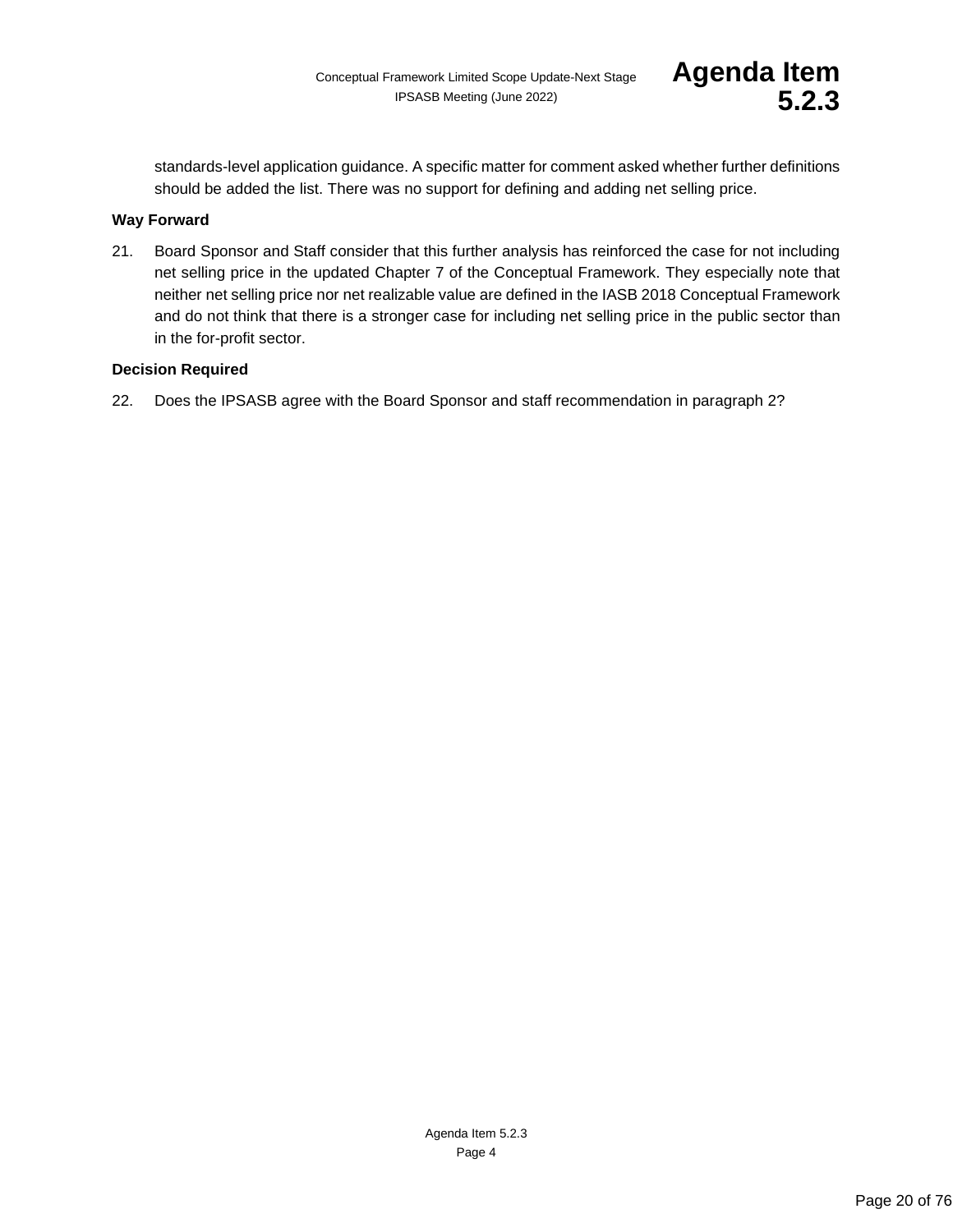standards-level application guidance. A specific matter for comment asked whether further definitions should be added the list. There was no support for defining and adding net selling price.

**Way Forward**

21. Board Sponsor and Staff consider that this further analysis has reinforced the case for not including net selling price in the updated Chapter 7 of the Conceptual Framework. They especially note that neither net selling price nor net realizable value are defined in the IASB 2018 Conceptual Framework and do not think that there is a stronger case for including net selling price in the public sector than in the for-profit sector.

**Decision Required**

22. Does the IPSASB agree with the Board Sponsor and staff recommendation in paragraph 2?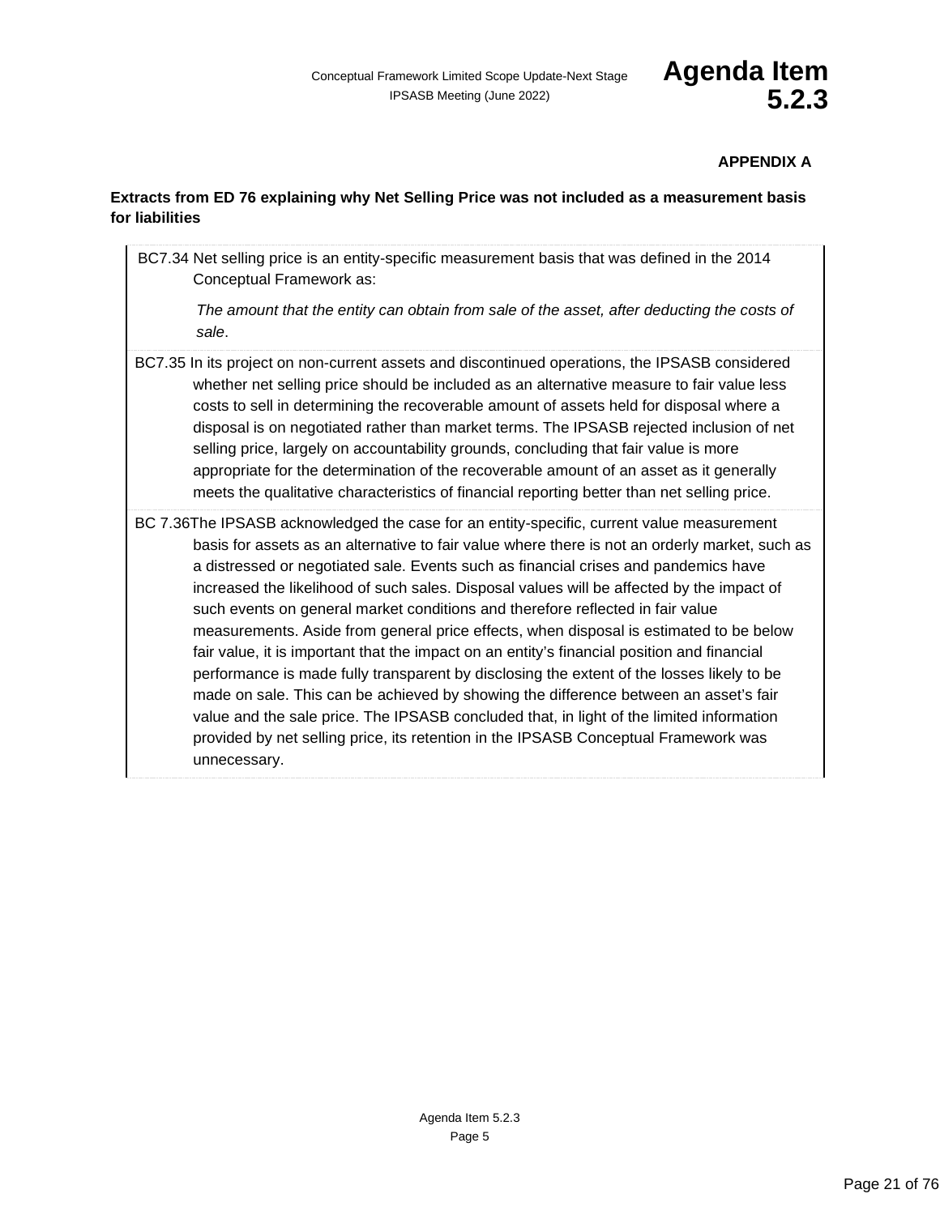**APPENDIX A**

**Extracts from ED 76 explaining why Net Selling Price was not included as a measurement basis for liabilities**

BC7.34 Net selling price is an entity-specific measurement basis that was defined in the 2014 Conceptual Framework as:

*The amount that the entity can obtain from sale of the asset, after deducting the costs of sale*.

BC7.35 In its project on non-current assets and discontinued operations, the IPSASB considered whether net selling price should be included as an alternative measure to fair value less costs to sell in determining the recoverable amount of assets held for disposal where a disposal is on negotiated rather than market terms. The IPSASB rejected inclusion of net selling price, largely on accountability grounds, concluding that fair value is more appropriate for the determination of the recoverable amount of an asset as it generally meets the qualitative characteristics of financial reporting better than net selling price.

BC 7.36 The IPSASB acknowledged the case for an entity-specific, current value measurement basis for assets as an alternative to fair value where there is not an orderly market, such as a distressed or negotiated sale. Events such as financial crises and pandemics have increased the likelihood of such sales. Disposal values will be affected by the impact of such events on general market conditions and therefore reflected in fair value measurements. Aside from general price effects, when disposal is estimated to be below fair value, it is important that the impact on an entity's financial position and financial performance is made fully transparent by disclosing the extent of the losses likely to be made on sale. This can be achieved by showing the difference between an asset's fair value and the sale price. The IPSASB concluded that, in light of the limited information provided by net selling price, its retention in the IPSASB Conceptual Framework was unnecessary.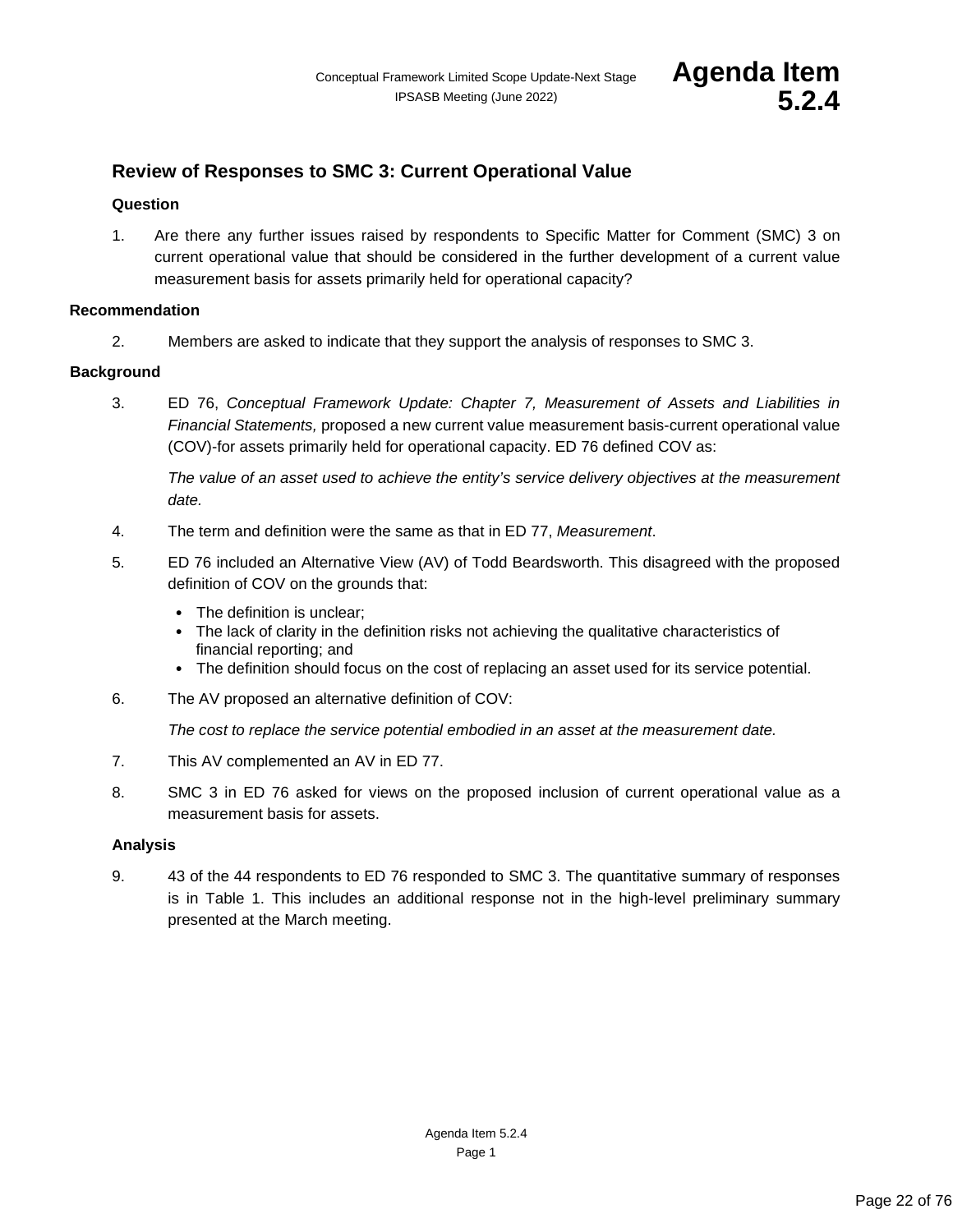## Review of Responses to SMC 3: Current Operational Value

### Question

1. Are there any further issues raised by respondents to Specific Matter for Comment (SMC) 3 on current operational value that should be considered in the further development of a current value measurement basis for assets primarily held for operational capacity?

### Recommendation

2. Members are asked to indicate that they support the analysis of responses to SMC 3.

### Background

3. ED 76, *Conceptual Framework Update: Chapter 7, Measurement of Assets and Liabilities in Financial Statements,* proposed a new current value measurement basis-current operational value (COV)-for assets primarily held for operational capacity. ED 76 defined COV as:

   *The value of an asset used to achieve the entity's service delivery objectives at the measurement date.*

4. The term and definition were the same as that in ED 77, *Measurement*.

5. ED 76 included an Alternative View (AV) of Todd Beardsworth. This disagreed with the proposed definition of COV on the grounds that:

   - The definition is unclear;
   - The lack of clarity in the definition risks not achieving the qualitative characteristics of financial reporting; and
   - The definition should focus on the cost of replacing an asset used for its service potential.

6. The AV proposed an alternative definition of COV:

   *The cost to replace the service potential embodied in an asset at the measurement date.*

7. This AV complemented an AV in ED 77.

8. SMC 3 in ED 76 asked for views on the proposed inclusion of current operational value as a measurement basis for assets.

### Analysis

9. 43 of the 44 respondents to ED 76 responded to SMC 3. The quantitative summary of responses is in Table 1. This includes an additional response not in the high-level preliminary summary presented at the March meeting.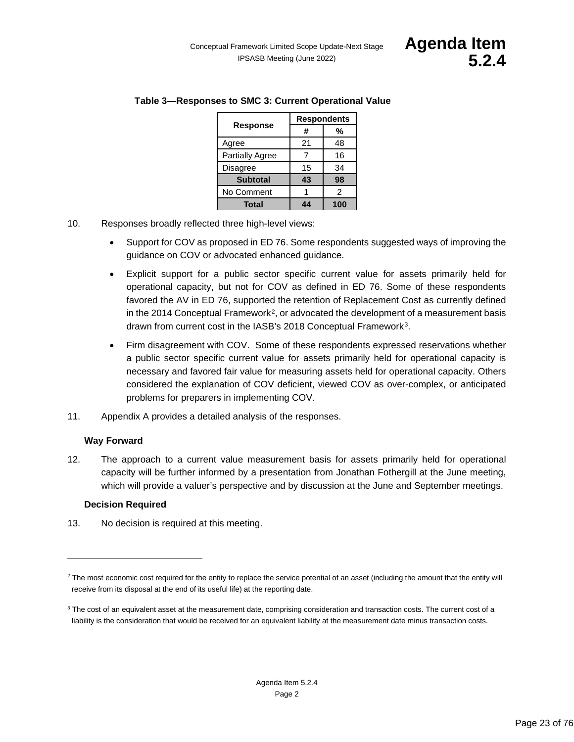**Table 3—Responses to SMC 3: Current Operational Value**

| Response | Respondents | |
|---|---|---|
| | # | % |
| Agree | 21 | 48 |
| Partially Agree | 7 | 16 |
| Disagree | 15 | 34 |
| **Subtotal** | **43** | **98** |
| No Comment | 1 | 2 |
| **Total** | **44** | **100** |

10. Responses broadly reflected three high-level views:

- Support for COV as proposed in ED 76. Some respondents suggested ways of improving the guidance on COV or advocated enhanced guidance.
- Explicit support for a public sector specific current value for assets primarily held for operational capacity, but not for COV as defined in ED 76. Some of these respondents favored the AV in ED 76, supported the retention of Replacement Cost as currently defined in the 2014 Conceptual Framework[2], or advocated the development of a measurement basis drawn from current cost in the IASB's 2018 Conceptual Framework[3].
- Firm disagreement with COV. Some of these respondents expressed reservations whether a public sector specific current value for assets primarily held for operational capacity is necessary and favored fair value for measuring assets held for operational capacity. Others considered the explanation of COV deficient, viewed COV as over-complex, or anticipated problems for preparers in implementing COV.

11. Appendix A provides a detailed analysis of the responses.

**Way Forward**

12. The approach to a current value measurement basis for assets primarily held for operational capacity will be further informed by a presentation from Jonathan Fothergill at the June meeting, which will provide a valuer's perspective and by discussion at the June and September meetings.

**Decision Required**

13. No decision is required at this meeting.

---

[2] The most economic cost required for the entity to replace the service potential of an asset (including the amount that the entity will receive from its disposal at the end of its useful life) at the reporting date.

[3] The cost of an equivalent asset at the measurement date, comprising consideration and transaction costs. The current cost of a liability is the consideration that would be received for an equivalent liability at the measurement date minus transaction costs.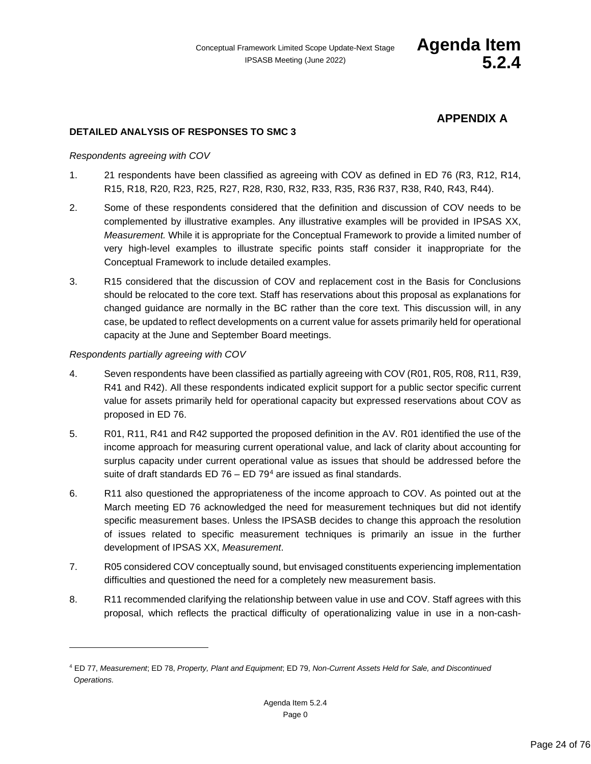## APPENDIX A

### DETAILED ANALYSIS OF RESPONSES TO SMC 3

*Respondents agreeing with COV*

1. 21 respondents have been classified as agreeing with COV as defined in ED 76 (R3, R12, R14, R15, R18, R20, R23, R25, R27, R28, R30, R32, R33, R35, R36 R37, R38, R40, R43, R44).

2. Some of these respondents considered that the definition and discussion of COV needs to be complemented by illustrative examples. Any illustrative examples will be provided in IPSAS XX, *Measurement.* While it is appropriate for the Conceptual Framework to provide a limited number of very high-level examples to illustrate specific points staff consider it inappropriate for the Conceptual Framework to include detailed examples.

3. R15 considered that the discussion of COV and replacement cost in the Basis for Conclusions should be relocated to the core text. Staff has reservations about this proposal as explanations for changed guidance are normally in the BC rather than the core text. This discussion will, in any case, be updated to reflect developments on a current value for assets primarily held for operational capacity at the June and September Board meetings.

*Respondents partially agreeing with COV*

4. Seven respondents have been classified as partially agreeing with COV (R01, R05, R08, R11, R39, R41 and R42). All these respondents indicated explicit support for a public sector specific current value for assets primarily held for operational capacity but expressed reservations about COV as proposed in ED 76.

5. R01, R11, R41 and R42 supported the proposed definition in the AV. R01 identified the use of the income approach for measuring current operational value, and lack of clarity about accounting for surplus capacity under current operational value as issues that should be addressed before the suite of draft standards ED 76 – ED 79[4] are issued as final standards.

6. R11 also questioned the appropriateness of the income approach to COV. As pointed out at the March meeting ED 76 acknowledged the need for measurement techniques but did not identify specific measurement bases. Unless the IPSASB decides to change this approach the resolution of issues related to specific measurement techniques is primarily an issue in the further development of IPSAS XX, *Measurement*.

7. R05 considered COV conceptually sound, but envisaged constituents experiencing implementation difficulties and questioned the need for a completely new measurement basis.

8. R11 recommended clarifying the relationship between value in use and COV. Staff agrees with this proposal, which reflects the practical difficulty of operationalizing value in use in a non-cash-

[4] ED 77, *Measurement*; ED 78, *Property, Plant and Equipment*; ED 79, *Non-Current Assets Held for Sale, and Discontinued Operations.*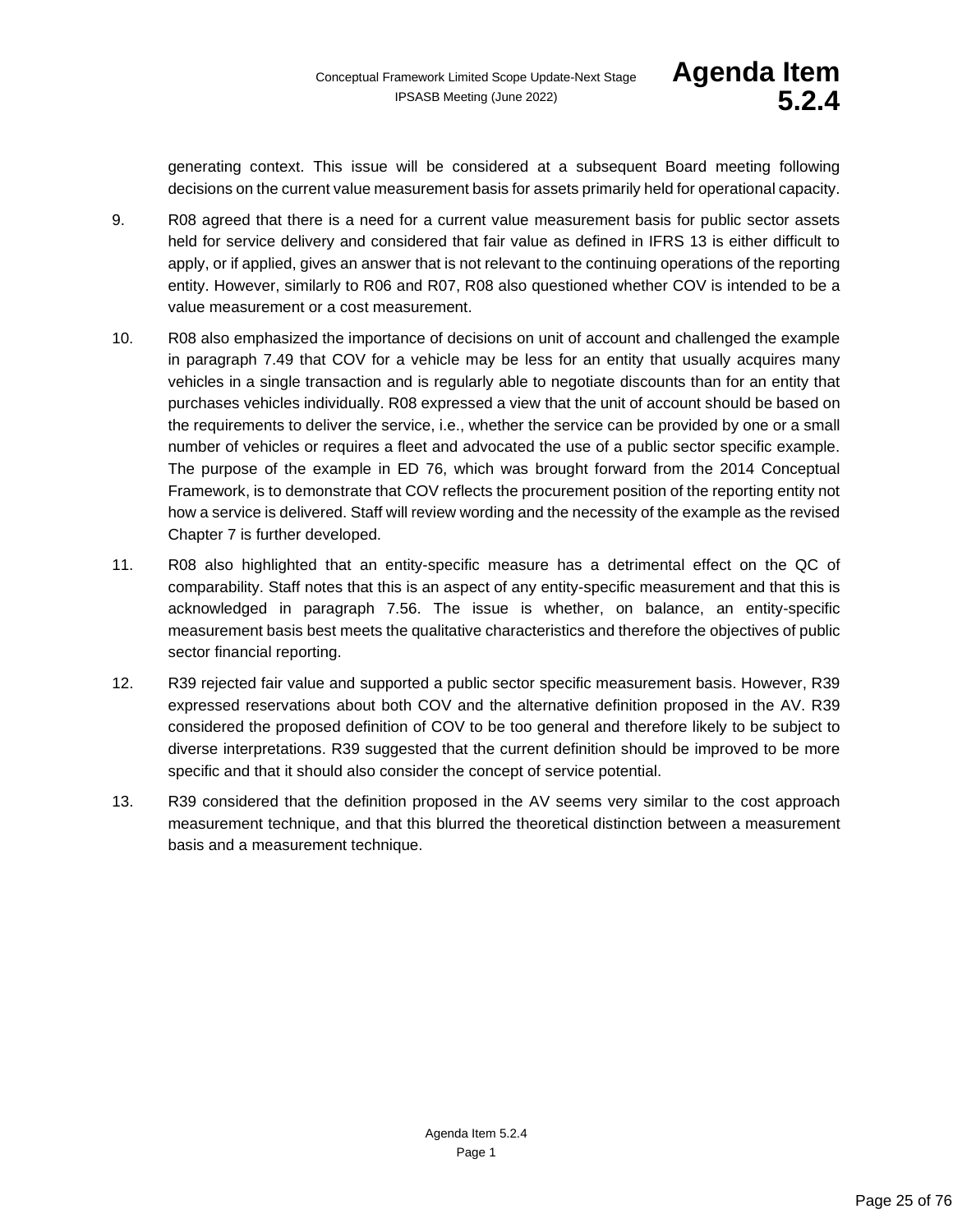generating context. This issue will be considered at a subsequent Board meeting following decisions on the current value measurement basis for assets primarily held for operational capacity.

9. R08 agreed that there is a need for a current value measurement basis for public sector assets held for service delivery and considered that fair value as defined in IFRS 13 is either difficult to apply, or if applied, gives an answer that is not relevant to the continuing operations of the reporting entity. However, similarly to R06 and R07, R08 also questioned whether COV is intended to be a value measurement or a cost measurement.

10. R08 also emphasized the importance of decisions on unit of account and challenged the example in paragraph 7.49 that COV for a vehicle may be less for an entity that usually acquires many vehicles in a single transaction and is regularly able to negotiate discounts than for an entity that purchases vehicles individually. R08 expressed a view that the unit of account should be based on the requirements to deliver the service, i.e., whether the service can be provided by one or a small number of vehicles or requires a fleet and advocated the use of a public sector specific example. The purpose of the example in ED 76, which was brought forward from the 2014 Conceptual Framework, is to demonstrate that COV reflects the procurement position of the reporting entity not how a service is delivered. Staff will review wording and the necessity of the example as the revised Chapter 7 is further developed.

11. R08 also highlighted that an entity-specific measure has a detrimental effect on the QC of comparability. Staff notes that this is an aspect of any entity-specific measurement and that this is acknowledged in paragraph 7.56. The issue is whether, on balance, an entity-specific measurement basis best meets the qualitative characteristics and therefore the objectives of public sector financial reporting.

12. R39 rejected fair value and supported a public sector specific measurement basis. However, R39 expressed reservations about both COV and the alternative definition proposed in the AV. R39 considered the proposed definition of COV to be too general and therefore likely to be subject to diverse interpretations. R39 suggested that the current definition should be improved to be more specific and that it should also consider the concept of service potential.

13. R39 considered that the definition proposed in the AV seems very similar to the cost approach measurement technique, and that this blurred the theoretical distinction between a measurement basis and a measurement technique.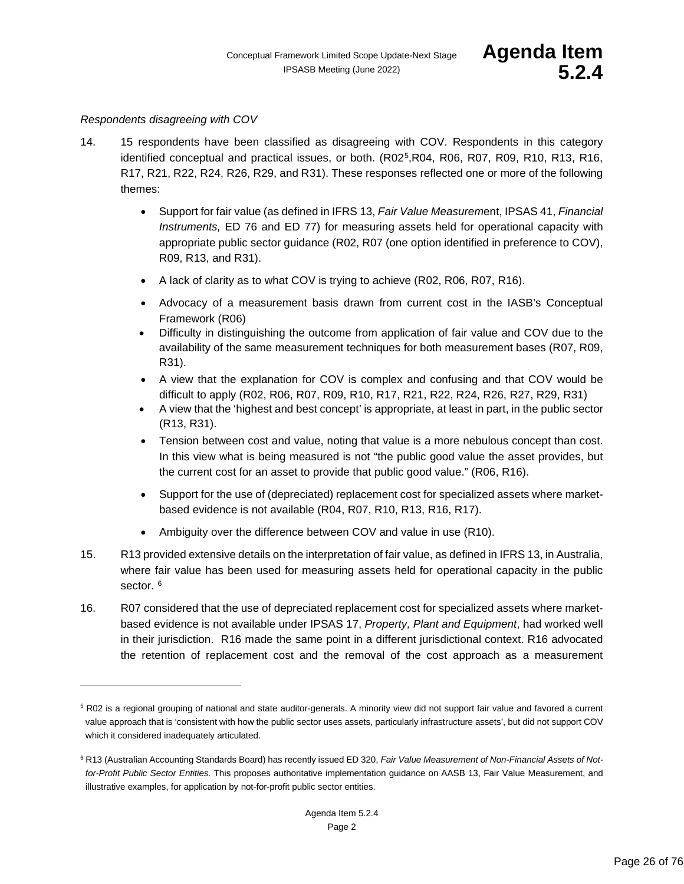*Respondents disagreeing with COV*

14. 15 respondents have been classified as disagreeing with COV. Respondents in this category identified conceptual and practical issues, or both. (R02[5],R04, R06, R07, R09, R10, R13, R16, R17, R21, R22, R24, R26, R29, and R31). These responses reflected one or more of the following themes:

    - Support for fair value (as defined in IFRS 13, *Fair Value Measurem*ent, IPSAS 41, *Financial Instruments,* ED 76 and ED 77) for measuring assets held for operational capacity with appropriate public sector guidance (R02, R07 (one option identified in preference to COV), R09, R13, and R31).
    - A lack of clarity as to what COV is trying to achieve (R02, R06, R07, R16).
    - Advocacy of a measurement basis drawn from current cost in the IASB's Conceptual Framework (R06)
    - Difficulty in distinguishing the outcome from application of fair value and COV due to the availability of the same measurement techniques for both measurement bases (R07, R09, R31).
    - A view that the explanation for COV is complex and confusing and that COV would be difficult to apply (R02, R06, R07, R09, R10, R17, R21, R22, R24, R26, R27, R29, R31)
    - A view that the 'highest and best concept' is appropriate, at least in part, in the public sector (R13, R31).
    - Tension between cost and value, noting that value is a more nebulous concept than cost. In this view what is being measured is not "the public good value the asset provides, but the current cost for an asset to provide that public good value." (R06, R16).
    - Support for the use of (depreciated) replacement cost for specialized assets where market-based evidence is not available (R04, R07, R10, R13, R16, R17).
    - Ambiguity over the difference between COV and value in use (R10).

15. R13 provided extensive details on the interpretation of fair value, as defined in IFRS 13, in Australia, where fair value has been used for measuring assets held for operational capacity in the public sector. [6]

16. R07 considered that the use of depreciated replacement cost for specialized assets where market-based evidence is not available under IPSAS 17, *Property, Plant and Equipment*, had worked well in their jurisdiction. R16 made the same point in a different jurisdictional context. R16 advocated the retention of replacement cost and the removal of the cost approach as a measurement

---

[5] R02 is a regional grouping of national and state auditor-generals. A minority view did not support fair value and favored a current value approach that is 'consistent with how the public sector uses assets, particularly infrastructure assets', but did not support COV which it considered inadequately articulated.

[6] R13 (Australian Accounting Standards Board) has recently issued ED 320, *Fair Value Measurement of Non-Financial Assets of Not-for-Profit Public Sector Entities.* This proposes authoritative implementation guidance on AASB 13, Fair Value Measurement, and illustrative examples, for application by not-for-profit public sector entities.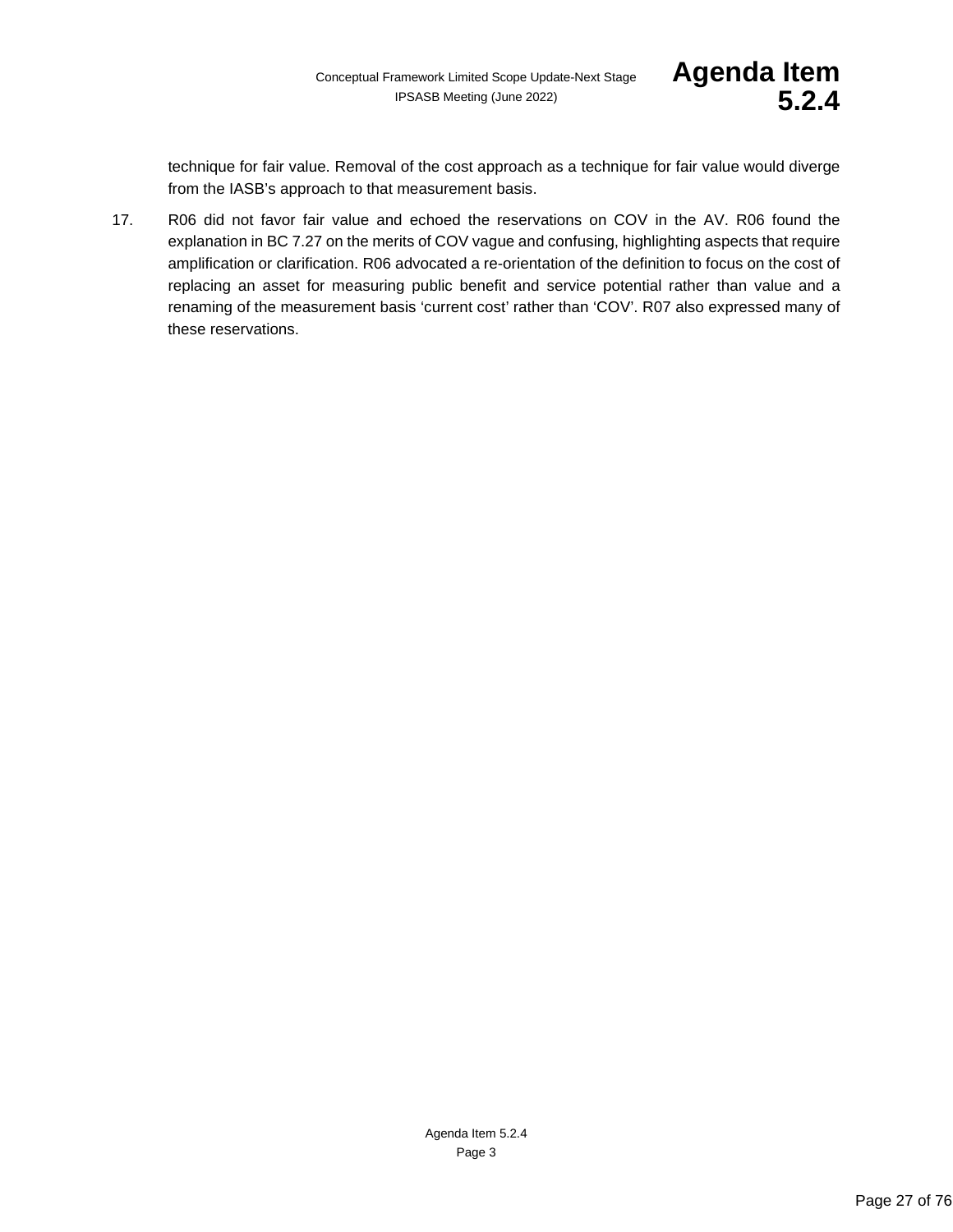technique for fair value. Removal of the cost approach as a technique for fair value would diverge from the IASB's approach to that measurement basis.

17. R06 did not favor fair value and echoed the reservations on COV in the AV. R06 found the explanation in BC 7.27 on the merits of COV vague and confusing, highlighting aspects that require amplification or clarification. R06 advocated a re-orientation of the definition to focus on the cost of replacing an asset for measuring public benefit and service potential rather than value and a renaming of the measurement basis 'current cost' rather than 'COV'. R07 also expressed many of these reservations.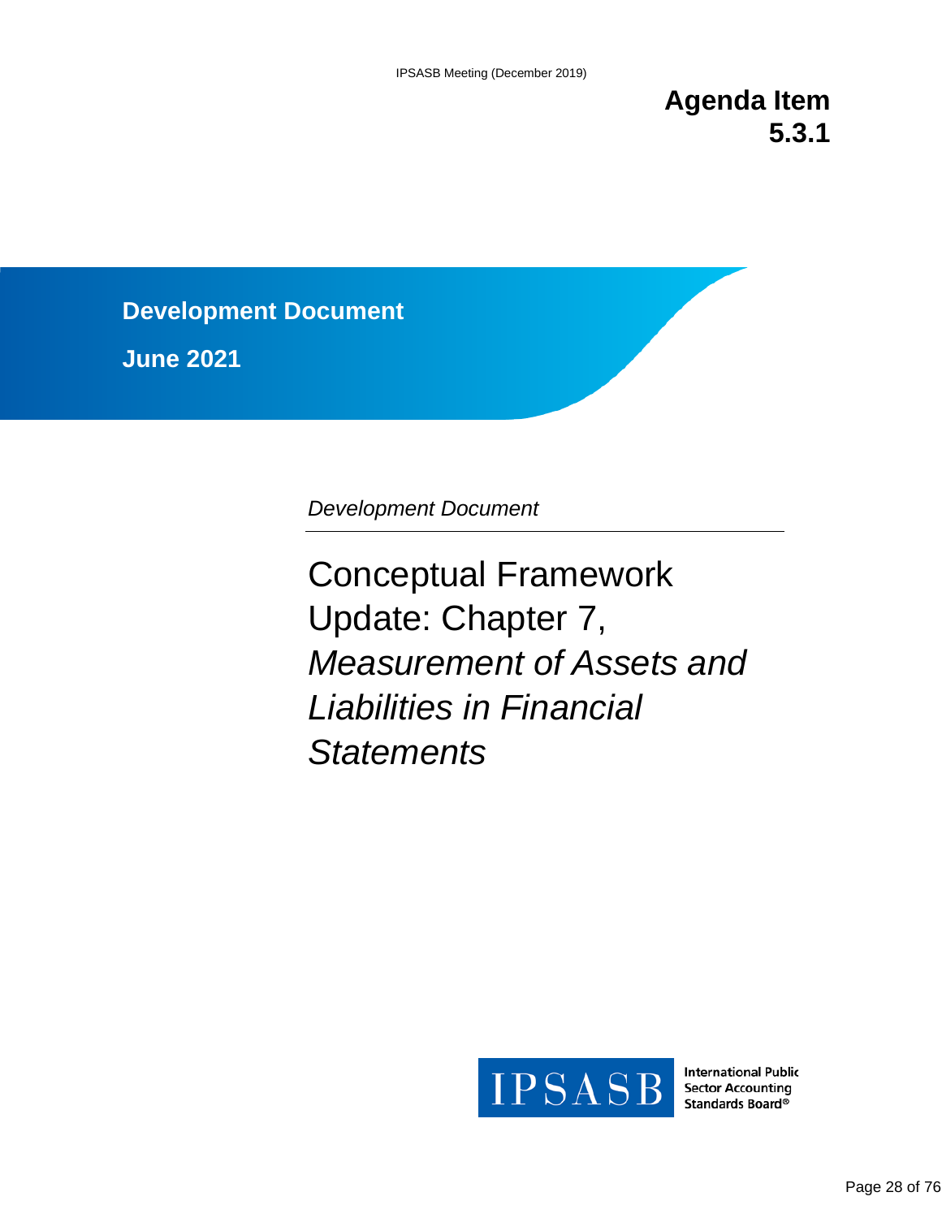**Agenda Item 5.3.1**

**Development Document**

**June 2021**

*Development Document*

# Conceptual Framework Update: Chapter 7, *Measurement of Assets and Liabilities in Financial Statements*

International Public Sector Accounting Standards Board®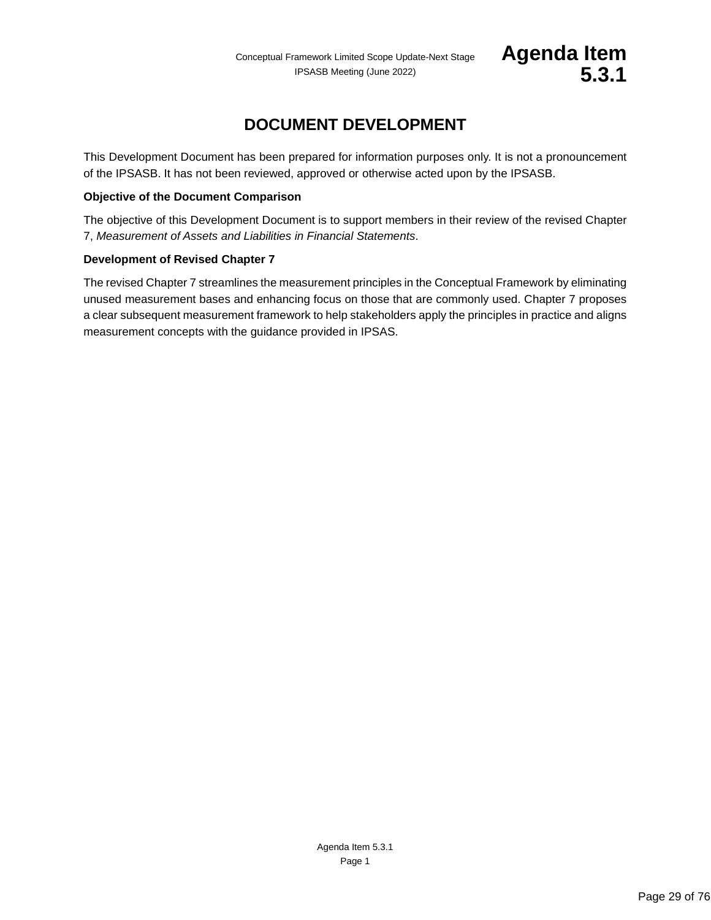# DOCUMENT DEVELOPMENT

This Development Document has been prepared for information purposes only. It is not a pronouncement of the IPSASB. It has not been reviewed, approved or otherwise acted upon by the IPSASB.

**Objective of the Document Comparison**

The objective of this Development Document is to support members in their review of the revised Chapter 7, *Measurement of Assets and Liabilities in Financial Statements*.

**Development of Revised Chapter 7**

The revised Chapter 7 streamlines the measurement principles in the Conceptual Framework by eliminating unused measurement bases and enhancing focus on those that are commonly used. Chapter 7 proposes a clear subsequent measurement framework to help stakeholders apply the principles in practice and aligns measurement concepts with the guidance provided in IPSAS.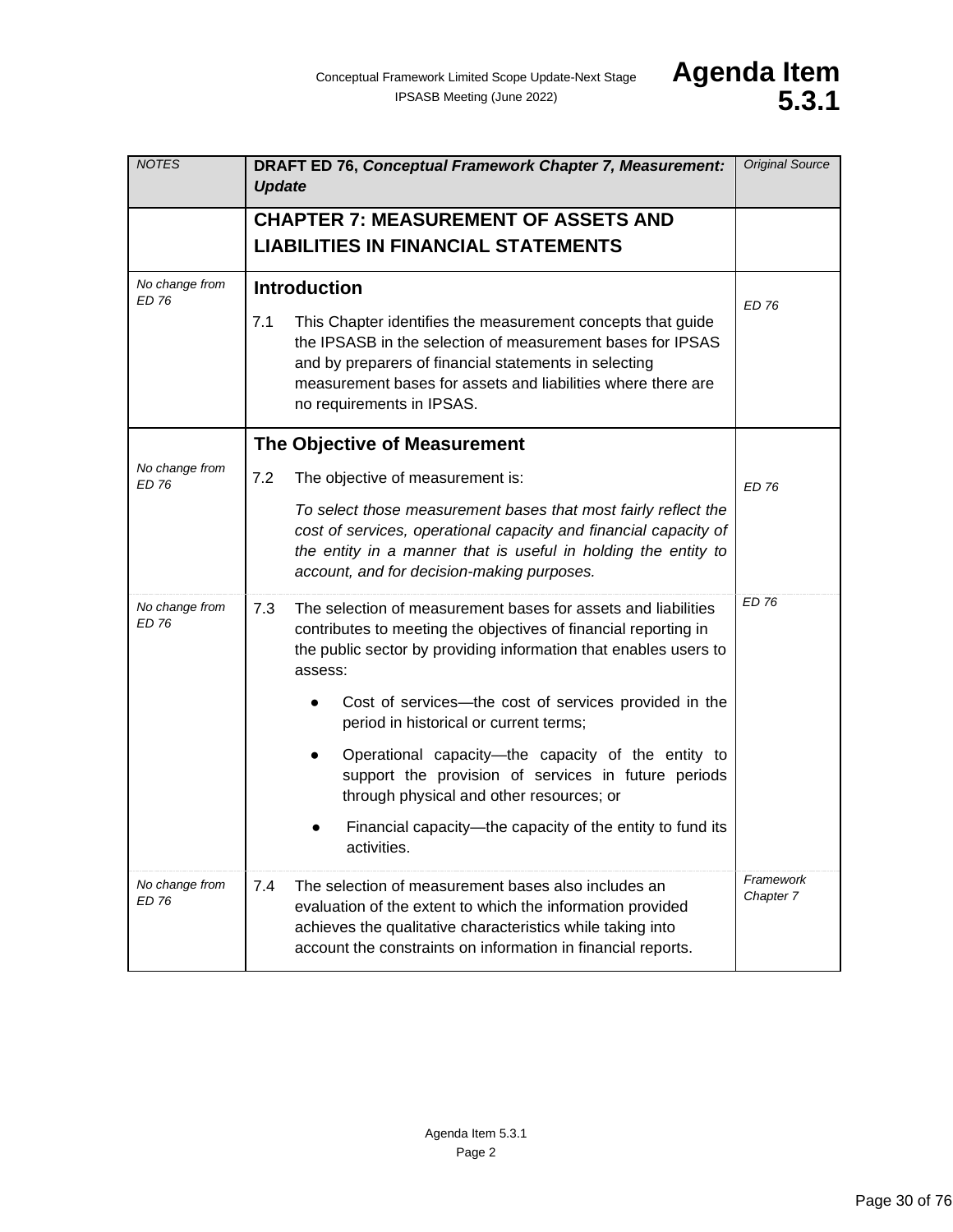| NOTES | DRAFT ED 76, *Conceptual Framework Chapter 7, Measurement: Update* | Original Source |
|---|---|---|
| | **CHAPTER 7: MEASUREMENT OF ASSETS AND LIABILITIES IN FINANCIAL STATEMENTS** | |
| *No change from ED 76* | **Introduction**<br><br>7.1 This Chapter identifies the measurement concepts that guide the IPSASB in the selection of measurement bases for IPSAS and by preparers of financial statements in selecting measurement bases for assets and liabilities where there are no requirements in IPSAS. | *ED 76* |
| *No change from ED 76* | **The Objective of Measurement**<br><br>7.2 The objective of measurement is:<br><br>*To select those measurement bases that most fairly reflect the cost of services, operational capacity and financial capacity of the entity in a manner that is useful in holding the entity to account, and for decision-making purposes.* | *ED 76* |
| *No change from ED 76* | 7.3 The selection of measurement bases for assets and liabilities contributes to meeting the objectives of financial reporting in the public sector by providing information that enables users to assess:<br><br>● Cost of services—the cost of services provided in the period in historical or current terms;<br><br>● Operational capacity—the capacity of the entity to support the provision of services in future periods through physical and other resources; or<br><br>● Financial capacity—the capacity of the entity to fund its activities. | *ED 76* |
| *No change from ED 76* | 7.4 The selection of measurement bases also includes an evaluation of the extent to which the information provided achieves the qualitative characteristics while taking into account the constraints on information in financial reports. | *Framework Chapter 7* |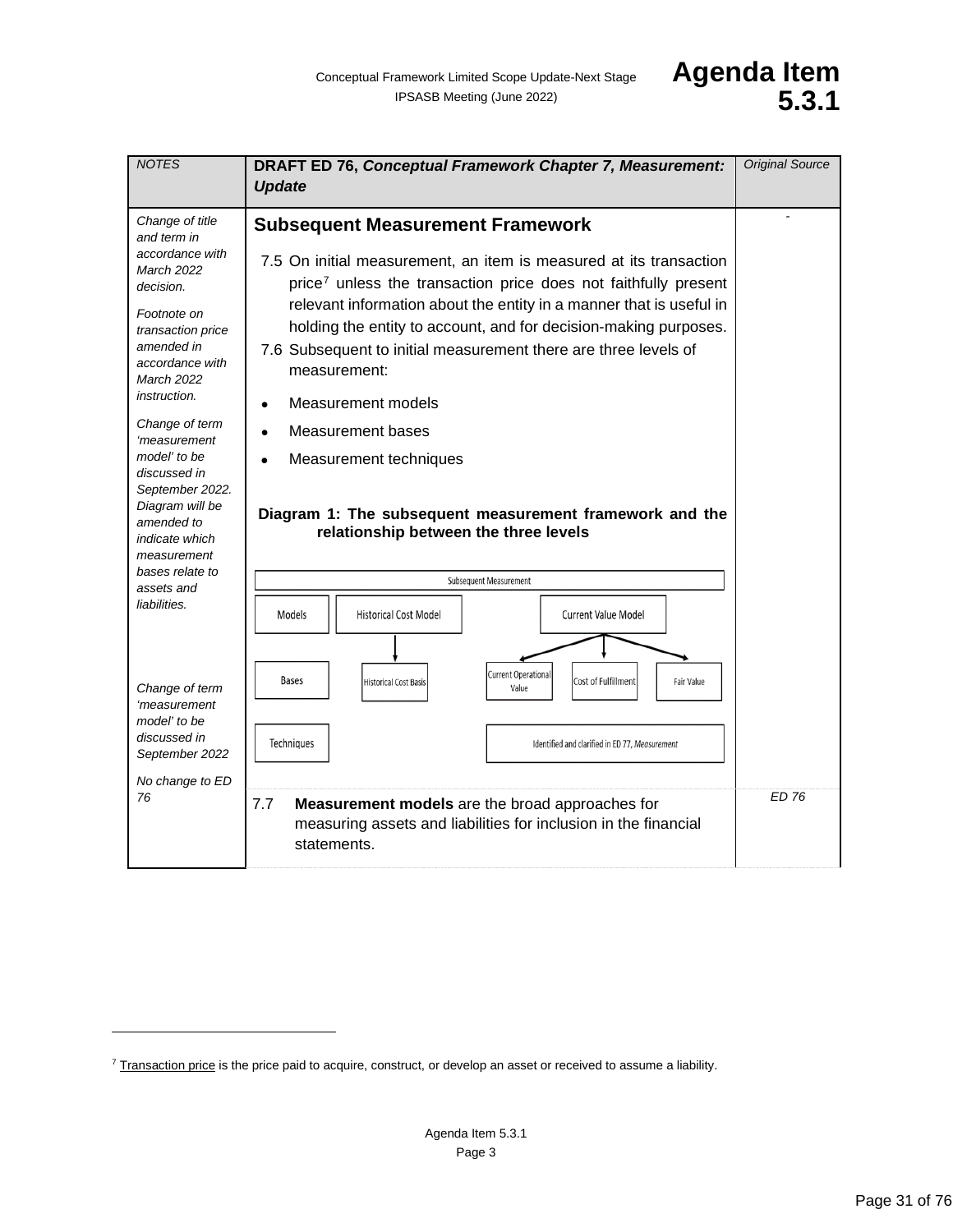| NOTES | DRAFT ED 76, *Conceptual Framework Chapter 7, Measurement: Update* | Original Source |
| --- | --- | --- |
| *Change of title and term in accordance with March 2022 decision.*<br><br>*Footnote on transaction price amended in accordance with March 2022 instruction.*<br><br>*Change of term 'measurement model' to be discussed in September 2022. Diagram will be amended to indicate which measurement bases relate to assets and liabilities.*<br><br>*Change of term 'measurement model' to be discussed in September 2022* | **Subsequent Measurement Framework**<br><br>7.5 On initial measurement, an item is measured at its transaction price[7] unless the transaction price does not faithfully present relevant information about the entity in a manner that is useful in holding the entity to account, and for decision-making purposes.<br><br>7.6 Subsequent to initial measurement there are three levels of measurement:<br>• Measurement models<br>• Measurement bases<br>• Measurement techniques<br><br>**Diagram 1: The subsequent measurement framework and the relationship between the three levels**<br><br>Subsequent Measurement<br>Models: Historical Cost Model → Historical Cost Basis; Current Value Model → Current Operational Value, Cost of Fulfillment, Fair Value<br>Bases: Historical Cost Basis; Current Operational Value; Cost of Fulfillment; Fair Value<br>Techniques: Identified and clarified in ED 77, *Measurement* | - |
| *No change to ED 76* | 7.7 **Measurement models** are the broad approaches for measuring assets and liabilities for inclusion in the financial statements. | *ED 76* |

[7] Transaction price is the price paid to acquire, construct, or develop an asset or received to assume a liability.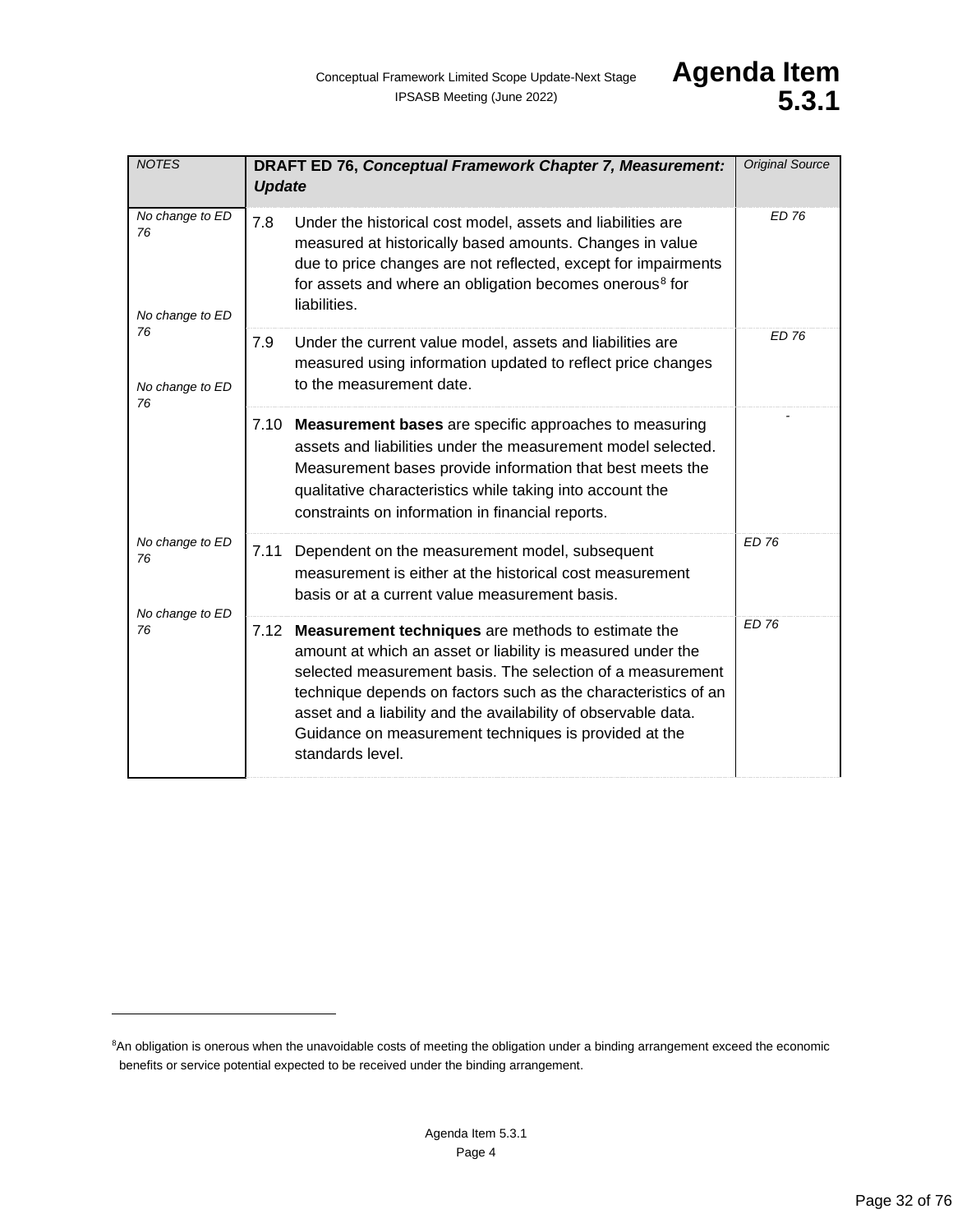| NOTES | **DRAFT ED 76, *Conceptual Framework Chapter 7, Measurement: Update*** | Original Source |
|---|---|---|
| *No change to ED 76* | 7.8 Under the historical cost model, assets and liabilities are measured at historically based amounts. Changes in value due to price changes are not reflected, except for impairments for assets and where an obligation becomes onerous[8] for liabilities. | *ED 76* |
| *No change to ED 76* | 7.9 Under the current value model, assets and liabilities are measured using information updated to reflect price changes to the measurement date. | *ED 76* |
| *No change to ED 76* | 7.10 **Measurement bases** are specific approaches to measuring assets and liabilities under the measurement model selected. Measurement bases provide information that best meets the qualitative characteristics while taking into account the constraints on information in financial reports. | - |
| *No change to ED 76* | 7.11 Dependent on the measurement model, subsequent measurement is either at the historical cost measurement basis or at a current value measurement basis. | *ED 76* |
| *No change to ED 76* | 7.12 **Measurement techniques** are methods to estimate the amount at which an asset or liability is measured under the selected measurement basis. The selection of a measurement technique depends on factors such as the characteristics of an asset and a liability and the availability of observable data. Guidance on measurement techniques is provided at the standards level. | *ED 76* |

[8] An obligation is onerous when the unavoidable costs of meeting the obligation under a binding arrangement exceed the economic benefits or service potential expected to be received under the binding arrangement.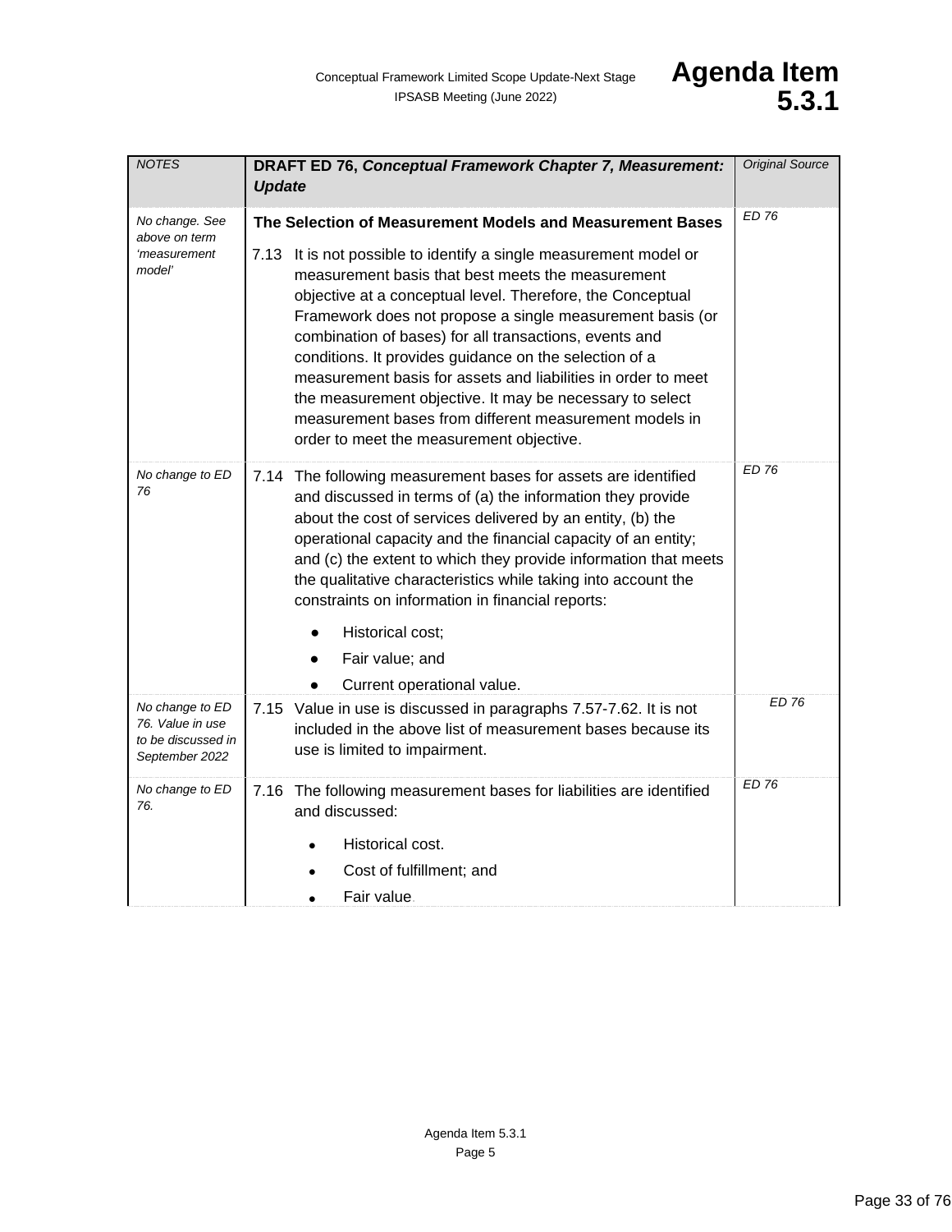| NOTES | DRAFT ED 76, *Conceptual Framework Chapter 7, Measurement: Update* | Original Source |
|---|---|---|
| *No change. See above on term 'measurement model'* | **The Selection of Measurement Models and Measurement Bases**<br><br>7.13 It is not possible to identify a single measurement model or measurement basis that best meets the measurement objective at a conceptual level. Therefore, the Conceptual Framework does not propose a single measurement basis (or combination of bases) for all transactions, events and conditions. It provides guidance on the selection of a measurement basis for assets and liabilities in order to meet the measurement objective. It may be necessary to select measurement bases from different measurement models in order to meet the measurement objective. | *ED 76* |
| *No change to ED 76* | 7.14 The following measurement bases for assets are identified and discussed in terms of (a) the information they provide about the cost of services delivered by an entity, (b) the operational capacity and the financial capacity of an entity; and (c) the extent to which they provide information that meets the qualitative characteristics while taking into account the constraints on information in financial reports:<br>● Historical cost;<br>● Fair value; and<br>● Current operational value. | *ED 76* |
| *No change to ED 76. Value in use to be discussed in September 2022* | 7.15 Value in use is discussed in paragraphs 7.57-7.62. It is not included in the above list of measurement bases because its use is limited to impairment. | *ED 76* |
| *No change to ED 76.* | 7.16 The following measurement bases for liabilities are identified and discussed:<br>● Historical cost.<br>● Cost of fulfillment; and<br>● Fair value. | *ED 76* |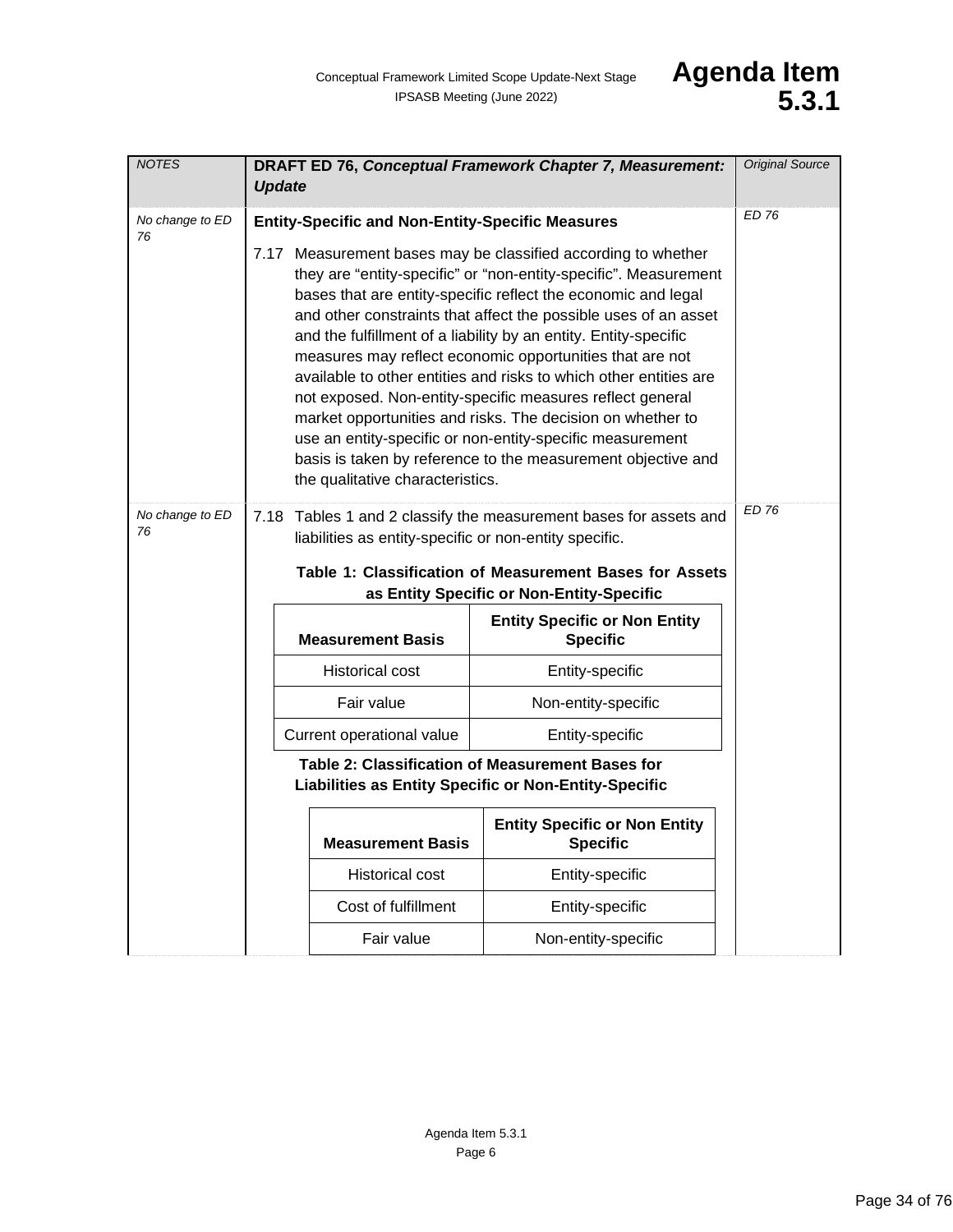| NOTES | DRAFT ED 76, *Conceptual Framework Chapter 7, Measurement: Update* | Original Source |
|---|---|---|
| *No change to ED 76* | **Entity-Specific and Non-Entity-Specific Measures**<br><br>7.17 Measurement bases may be classified according to whether they are "entity-specific" or "non-entity-specific". Measurement bases that are entity-specific reflect the economic and legal and other constraints that affect the possible uses of an asset and the fulfillment of a liability by an entity. Entity-specific measures may reflect economic opportunities that are not available to other entities and risks to which other entities are not exposed. Non-entity-specific measures reflect general market opportunities and risks. The decision on whether to use an entity-specific or non-entity-specific measurement basis is taken by reference to the measurement objective and the qualitative characteristics. | *ED 76* |
| *No change to ED 76* | 7.18 Tables 1 and 2 classify the measurement bases for assets and liabilities as entity-specific or non-entity specific. (See Tables 1 and 2 below.) | *ED 76* |

**Table 1: Classification of Measurement Bases for Assets as Entity Specific or Non-Entity-Specific**

| Measurement Basis | Entity Specific or Non Entity Specific |
|---|---|
| Historical cost | Entity-specific |
| Fair value | Non-entity-specific |
| Current operational value | Entity-specific |

**Table 2: Classification of Measurement Bases for Liabilities as Entity Specific or Non-Entity-Specific**

| Measurement Basis | Entity Specific or Non Entity Specific |
|---|---|
| Historical cost | Entity-specific |
| Cost of fulfillment | Entity-specific |
| Fair value | Non-entity-specific |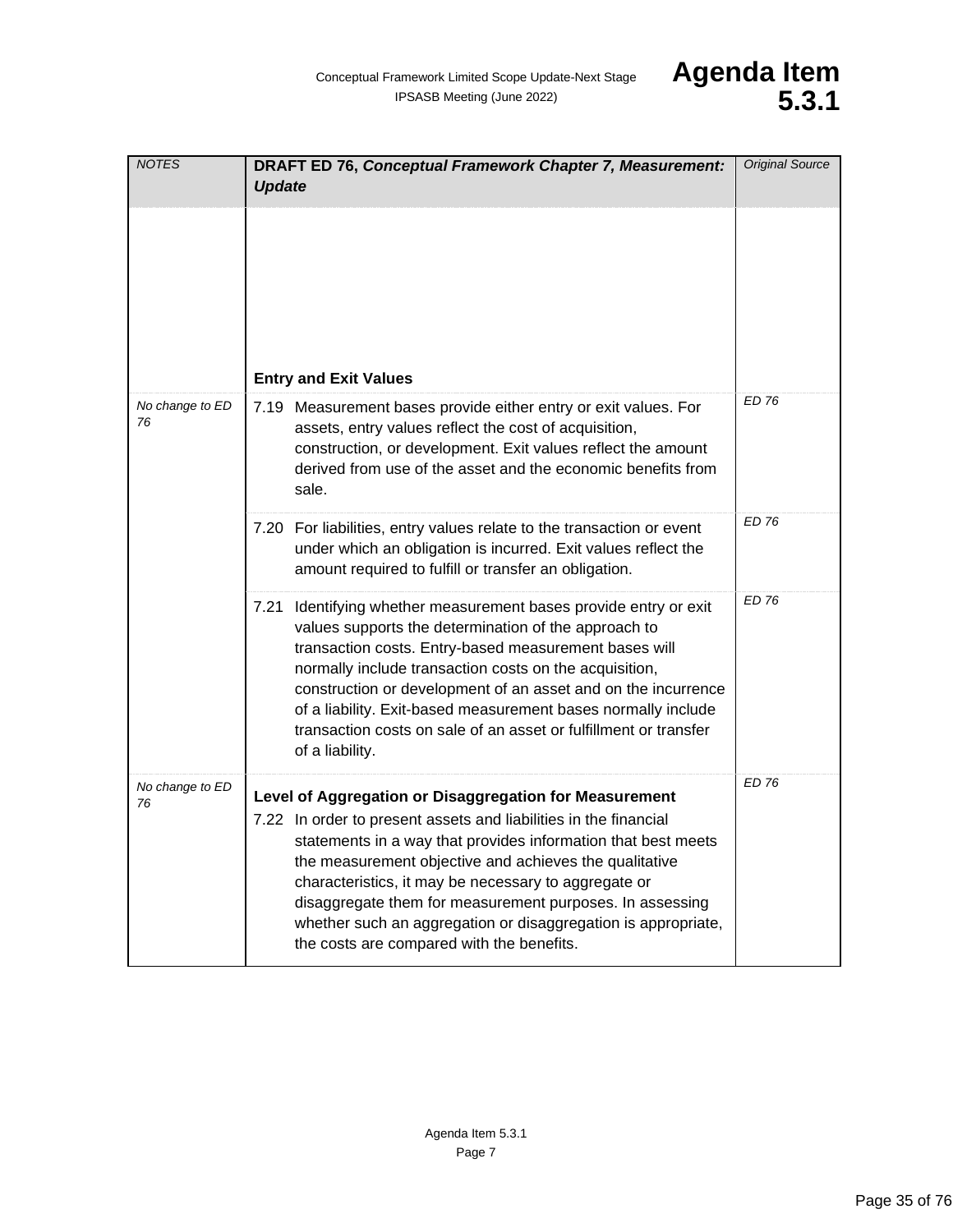| NOTES | DRAFT ED 76, *Conceptual Framework Chapter 7, Measurement: Update* | Original Source |
|---|---|---|
| | **Entry and Exit Values** | |
| No change to ED 76 | 7.19 Measurement bases provide either entry or exit values. For assets, entry values reflect the cost of acquisition, construction, or development. Exit values reflect the amount derived from use of the asset and the economic benefits from sale. | ED 76 |
| | 7.20 For liabilities, entry values relate to the transaction or event under which an obligation is incurred. Exit values reflect the amount required to fulfill or transfer an obligation. | ED 76 |
| | 7.21 Identifying whether measurement bases provide entry or exit values supports the determination of the approach to transaction costs. Entry-based measurement bases will normally include transaction costs on the acquisition, construction or development of an asset and on the incurrence of a liability. Exit-based measurement bases normally include transaction costs on sale of an asset or fulfillment or transfer of a liability. | ED 76 |
| No change to ED 76 | **Level of Aggregation or Disaggregation for Measurement** 7.22 In order to present assets and liabilities in the financial statements in a way that provides information that best meets the measurement objective and achieves the qualitative characteristics, it may be necessary to aggregate or disaggregate them for measurement purposes. In assessing whether such an aggregation or disaggregation is appropriate, the costs are compared with the benefits. | ED 76 |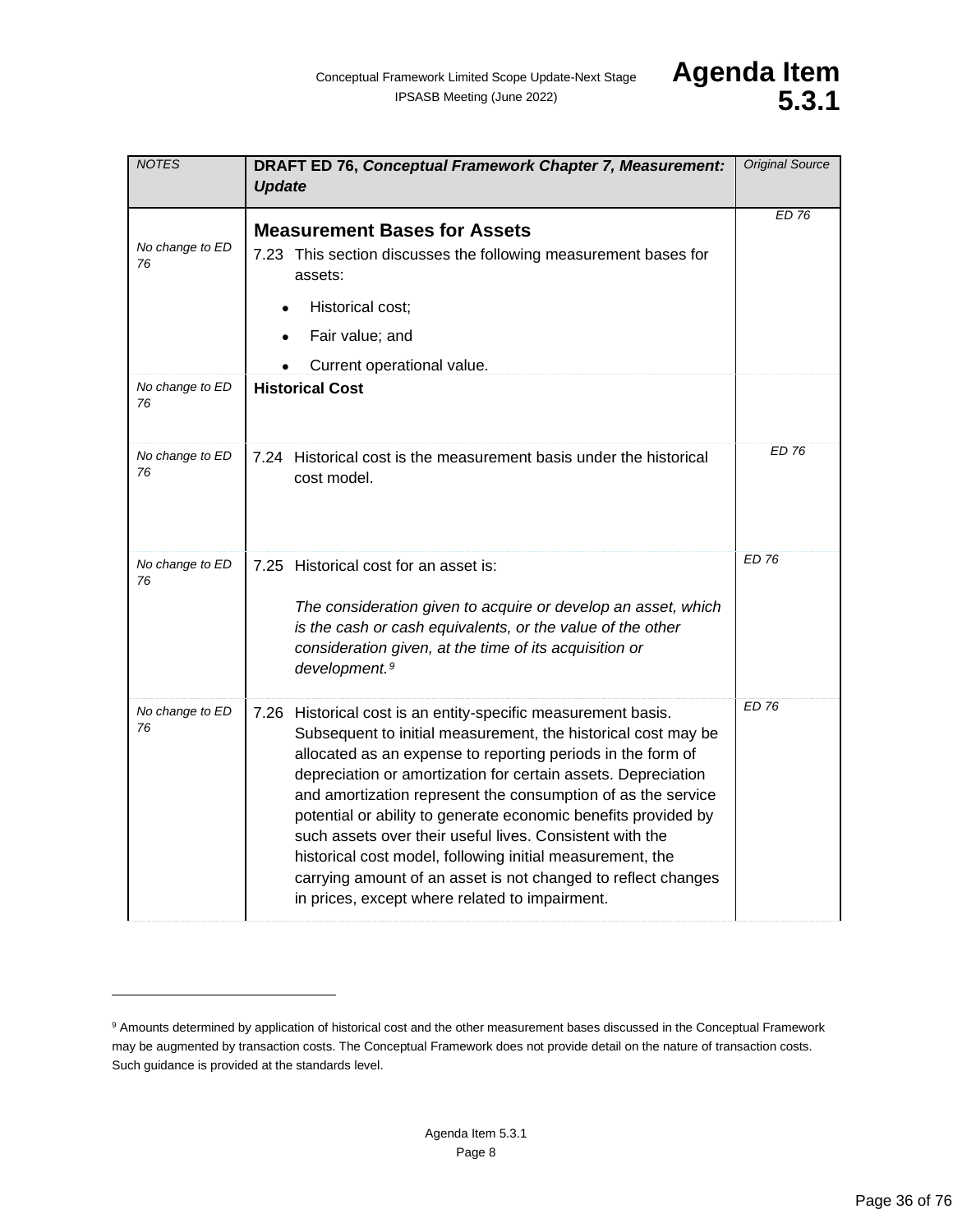| NOTES | DRAFT ED 76, *Conceptual Framework Chapter 7, Measurement: Update* | Original Source |
|---|---|---|
| No change to ED 76 | **Measurement Bases for Assets**<br>7.23 This section discusses the following measurement bases for assets:<br>• Historical cost;<br>• Fair value; and<br>• Current operational value. | ED 76 |
| No change to ED 76 | **Historical Cost** | |
| No change to ED 76 | 7.24 Historical cost is the measurement basis under the historical cost model. | ED 76 |
| No change to ED 76 | 7.25 Historical cost for an asset is:<br>*The consideration given to acquire or develop an asset, which is the cash or cash equivalents, or the value of the other consideration given, at the time of its acquisition or development.*[9] | ED 76 |
| No change to ED 76 | 7.26 Historical cost is an entity-specific measurement basis. Subsequent to initial measurement, the historical cost may be allocated as an expense to reporting periods in the form of depreciation or amortization for certain assets. Depreciation and amortization represent the consumption of as the service potential or ability to generate economic benefits provided by such assets over their useful lives. Consistent with the historical cost model, following initial measurement, the carrying amount of an asset is not changed to reflect changes in prices, except where related to impairment. | ED 76 |

[9] Amounts determined by application of historical cost and the other measurement bases discussed in the Conceptual Framework may be augmented by transaction costs. The Conceptual Framework does not provide detail on the nature of transaction costs. Such guidance is provided at the standards level.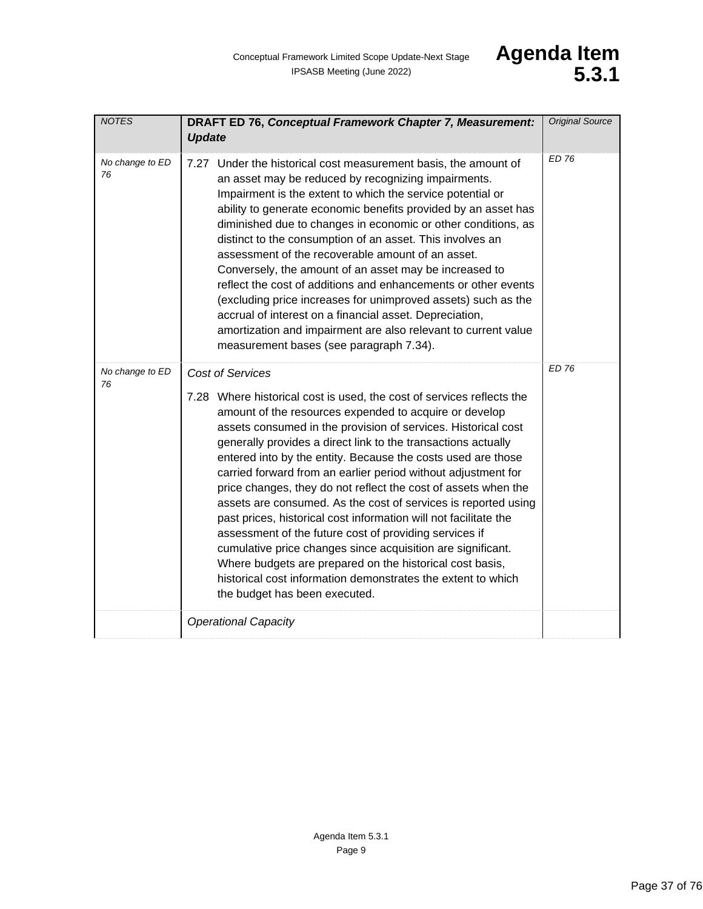| *NOTES* | **DRAFT ED 76, *Conceptual Framework Chapter 7, Measurement: Update*** | *Original Source* |
|---|---|---|
| *No change to ED 76* | 7.27 Under the historical cost measurement basis, the amount of an asset may be reduced by recognizing impairments. Impairment is the extent to which the service potential or ability to generate economic benefits provided by an asset has diminished due to changes in economic or other conditions, as distinct to the consumption of an asset. This involves an assessment of the recoverable amount of an asset. Conversely, the amount of an asset may be increased to reflect the cost of additions and enhancements or other events (excluding price increases for unimproved assets) such as the accrual of interest on a financial asset. Depreciation, amortization and impairment are also relevant to current value measurement bases (see paragraph 7.34). | *ED 76* |
| *No change to ED 76* | *Cost of Services*<br><br>7.28 Where historical cost is used, the cost of services reflects the amount of the resources expended to acquire or develop assets consumed in the provision of services. Historical cost generally provides a direct link to the transactions actually entered into by the entity. Because the costs used are those carried forward from an earlier period without adjustment for price changes, they do not reflect the cost of assets when the assets are consumed. As the cost of services is reported using past prices, historical cost information will not facilitate the assessment of the future cost of providing services if cumulative price changes since acquisition are significant. Where budgets are prepared on the historical cost basis, historical cost information demonstrates the extent to which the budget has been executed. | *ED 76* |
| | *Operational Capacity* | |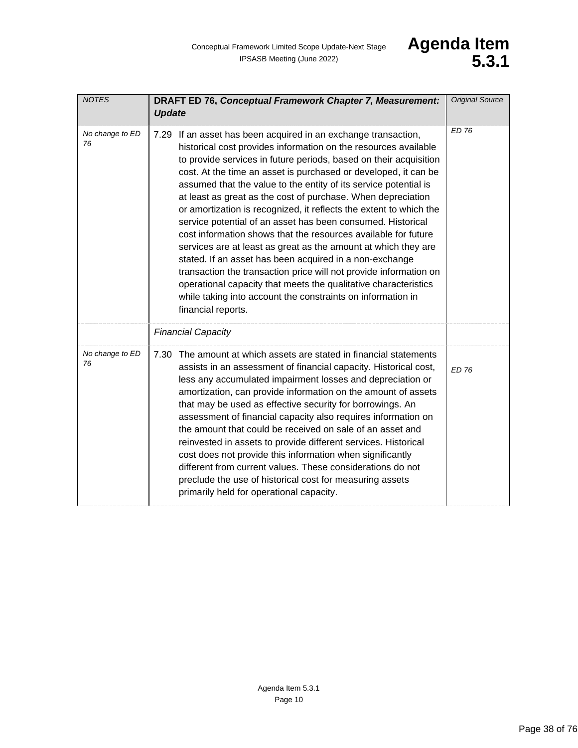| NOTES | **DRAFT ED 76, *Conceptual Framework Chapter 7, Measurement: Update*** | Original Source |
|---|---|---|
| No change to ED 76 | 7.29 If an asset has been acquired in an exchange transaction, historical cost provides information on the resources available to provide services in future periods, based on their acquisition cost. At the time an asset is purchased or developed, it can be assumed that the value to the entity of its service potential is at least as great as the cost of purchase. When depreciation or amortization is recognized, it reflects the extent to which the service potential of an asset has been consumed. Historical cost information shows that the resources available for future services are at least as great as the amount at which they are stated. If an asset has been acquired in a non-exchange transaction the transaction price will not provide information on operational capacity that meets the qualitative characteristics while taking into account the constraints on information in financial reports. | ED 76 |
| | *Financial Capacity* | |
| No change to ED 76 | 7.30 The amount at which assets are stated in financial statements assists in an assessment of financial capacity. Historical cost, less any accumulated impairment losses and depreciation or amortization, can provide information on the amount of assets that may be used as effective security for borrowings. An assessment of financial capacity also requires information on the amount that could be received on sale of an asset and reinvested in assets to provide different services. Historical cost does not provide this information when significantly different from current values. These considerations do not preclude the use of historical cost for measuring assets primarily held for operational capacity. | ED 76 |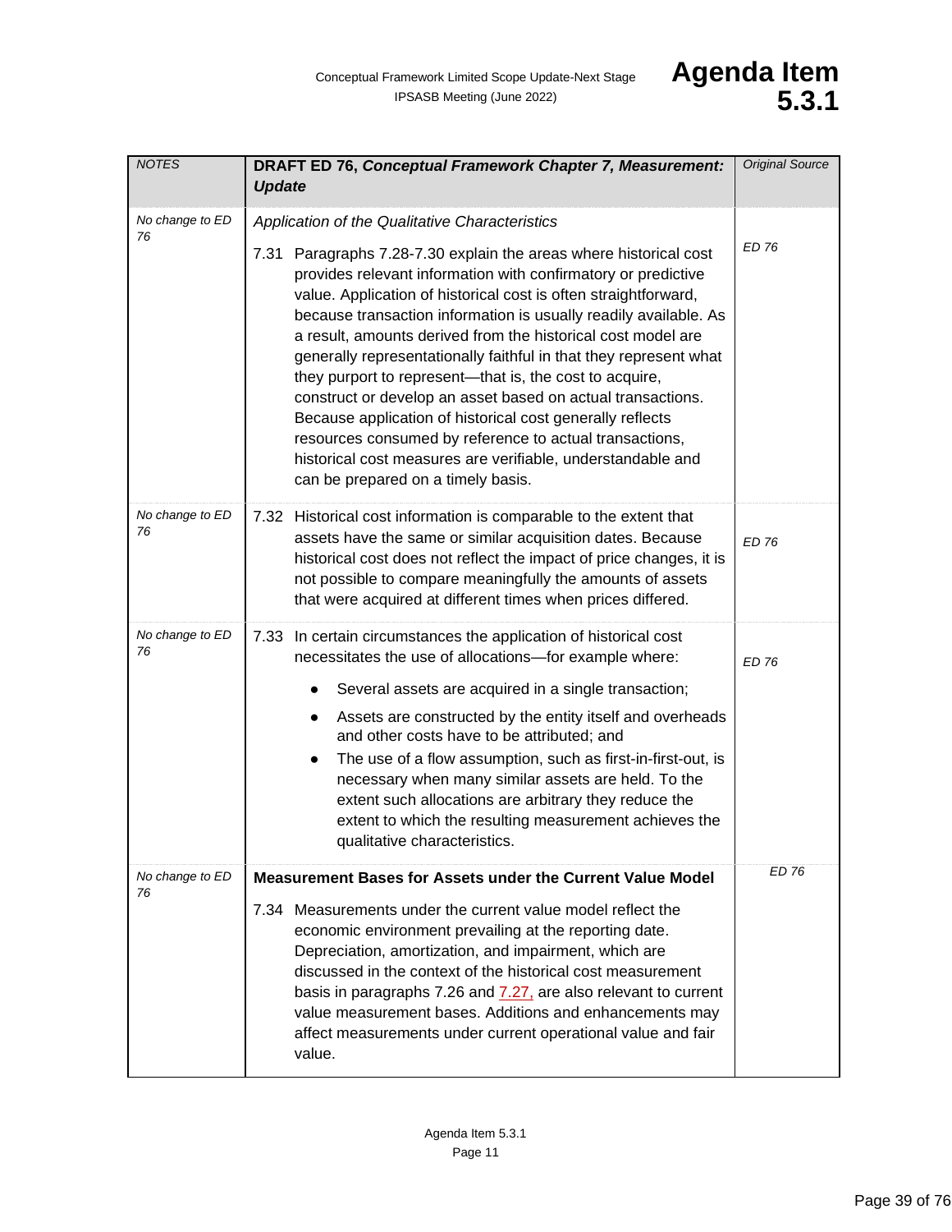| NOTES | DRAFT ED 76, *Conceptual Framework Chapter 7, Measurement: Update* | Original Source |
|---|---|---|
| *No change to ED 76* | *Application of the Qualitative Characteristics*<br><br>7.31 Paragraphs 7.28-7.30 explain the areas where historical cost provides relevant information with confirmatory or predictive value. Application of historical cost is often straightforward, because transaction information is usually readily available. As a result, amounts derived from the historical cost model are generally representationally faithful in that they represent what they purport to represent—that is, the cost to acquire, construct or develop an asset based on actual transactions. Because application of historical cost generally reflects resources consumed by reference to actual transactions, historical cost measures are verifiable, understandable and can be prepared on a timely basis. | *ED 76* |
| *No change to ED 76* | 7.32 Historical cost information is comparable to the extent that assets have the same or similar acquisition dates. Because historical cost does not reflect the impact of price changes, it is not possible to compare meaningfully the amounts of assets that were acquired at different times when prices differed. | *ED 76* |
| *No change to ED 76* | 7.33 In certain circumstances the application of historical cost necessitates the use of allocations—for example where:<br>● Several assets are acquired in a single transaction;<br>● Assets are constructed by the entity itself and overheads and other costs have to be attributed; and<br>● The use of a flow assumption, such as first-in-first-out, is necessary when many similar assets are held. To the extent such allocations are arbitrary they reduce the extent to which the resulting measurement achieves the qualitative characteristics. | *ED 76* |
| *No change to ED 76* | **Measurement Bases for Assets under the Current Value Model**<br><br>7.34 Measurements under the current value model reflect the economic environment prevailing at the reporting date. Depreciation, amortization, and impairment, which are discussed in the context of the historical cost measurement basis in paragraphs 7.26 and 7.27, are also relevant to current value measurement bases. Additions and enhancements may affect measurements under current operational value and fair value. | *ED 76* |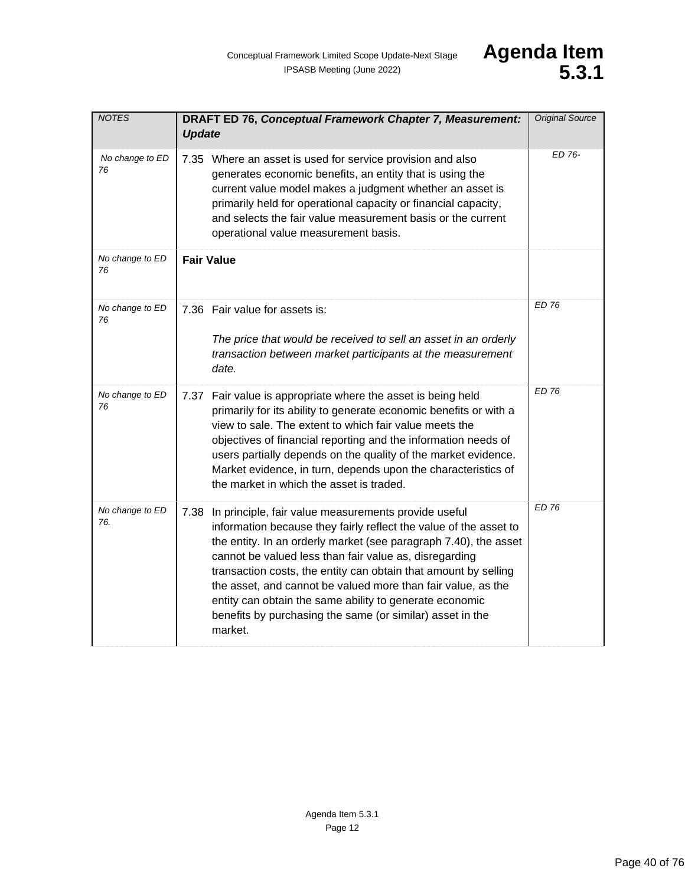| *NOTES* | **DRAFT ED 76, *Conceptual Framework Chapter 7, Measurement: Update*** | *Original Source* |
|---|---|---|
| *No change to ED 76* | 7.35 Where an asset is used for service provision and also generates economic benefits, an entity that is using the current value model makes a judgment whether an asset is primarily held for operational capacity or financial capacity, and selects the fair value measurement basis or the current operational value measurement basis. | *ED 76-* |
| *No change to ED 76* | **Fair Value** | |
| *No change to ED 76* | 7.36 Fair value for assets is: *The price that would be received to sell an asset in an orderly transaction between market participants at the measurement date.* | *ED 76* |
| *No change to ED 76* | 7.37 Fair value is appropriate where the asset is being held primarily for its ability to generate economic benefits or with a view to sale. The extent to which fair value meets the objectives of financial reporting and the information needs of users partially depends on the quality of the market evidence. Market evidence, in turn, depends upon the characteristics of the market in which the asset is traded. | *ED 76* |
| *No change to ED 76.* | 7.38 In principle, fair value measurements provide useful information because they fairly reflect the value of the asset to the entity. In an orderly market (see paragraph 7.40), the asset cannot be valued less than fair value as, disregarding transaction costs, the entity can obtain that amount by selling the asset, and cannot be valued more than fair value, as the entity can obtain the same ability to generate economic benefits by purchasing the same (or similar) asset in the market. | *ED 76* |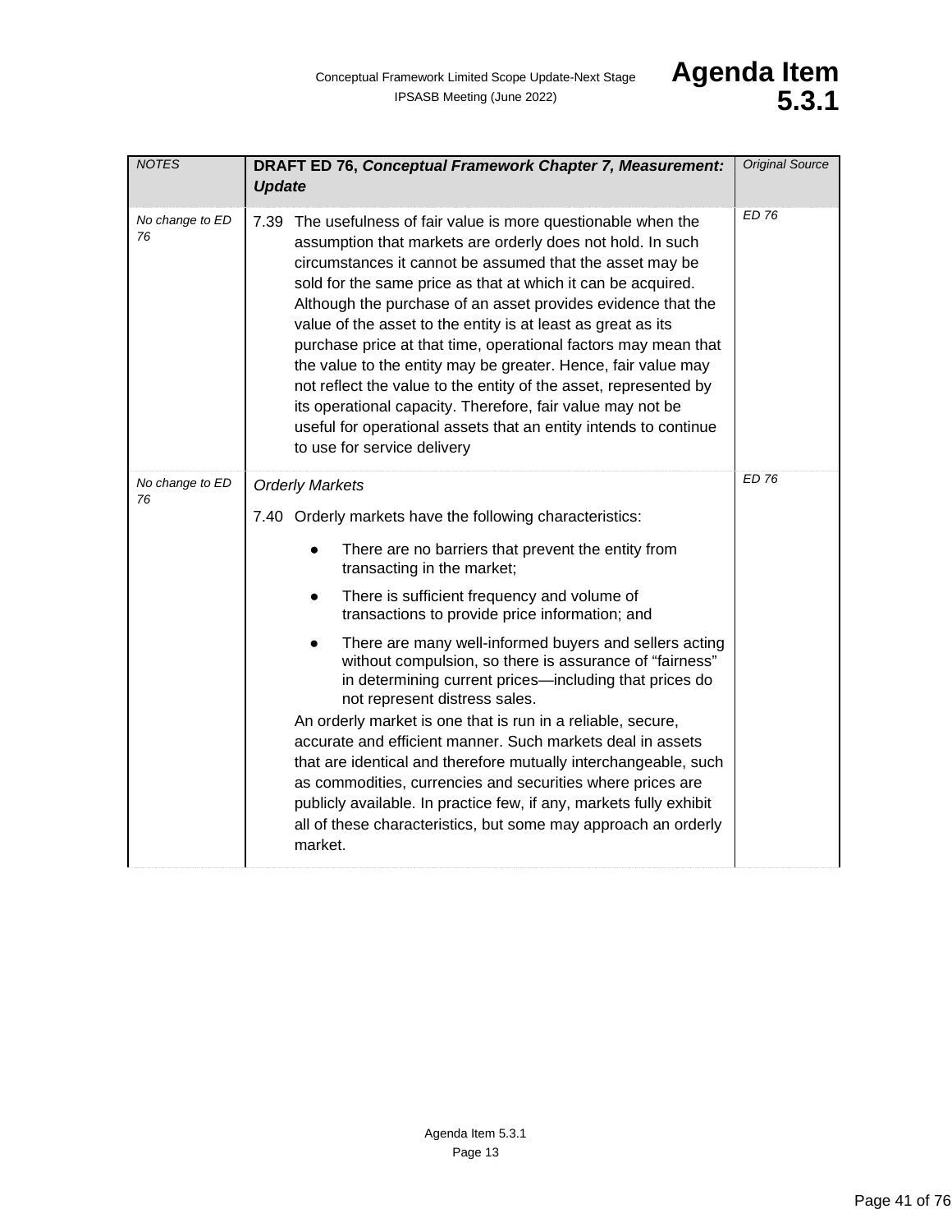| NOTES | DRAFT ED 76, *Conceptual Framework Chapter 7, Measurement: Update* | Original Source |
|---|---|---|
| *No change to ED 76* | 7.39 The usefulness of fair value is more questionable when the assumption that markets are orderly does not hold. In such circumstances it cannot be assumed that the asset may be sold for the same price as that at which it can be acquired. Although the purchase of an asset provides evidence that the value of the asset to the entity is at least as great as its purchase price at that time, operational factors may mean that the value to the entity may be greater. Hence, fair value may not reflect the value to the entity of the asset, represented by its operational capacity. Therefore, fair value may not be useful for operational assets that an entity intends to continue to use for service delivery | *ED 76* |
| *No change to ED 76* | *Orderly Markets*<br><br>7.40 Orderly markets have the following characteristics:<br><br>● There are no barriers that prevent the entity from transacting in the market;<br><br>● There is sufficient frequency and volume of transactions to provide price information; and<br><br>● There are many well-informed buyers and sellers acting without compulsion, so there is assurance of "fairness" in determining current prices—including that prices do not represent distress sales.<br><br>An orderly market is one that is run in a reliable, secure, accurate and efficient manner. Such markets deal in assets that are identical and therefore mutually interchangeable, such as commodities, currencies and securities where prices are publicly available. In practice few, if any, markets fully exhibit all of these characteristics, but some may approach an orderly market. | *ED 76* |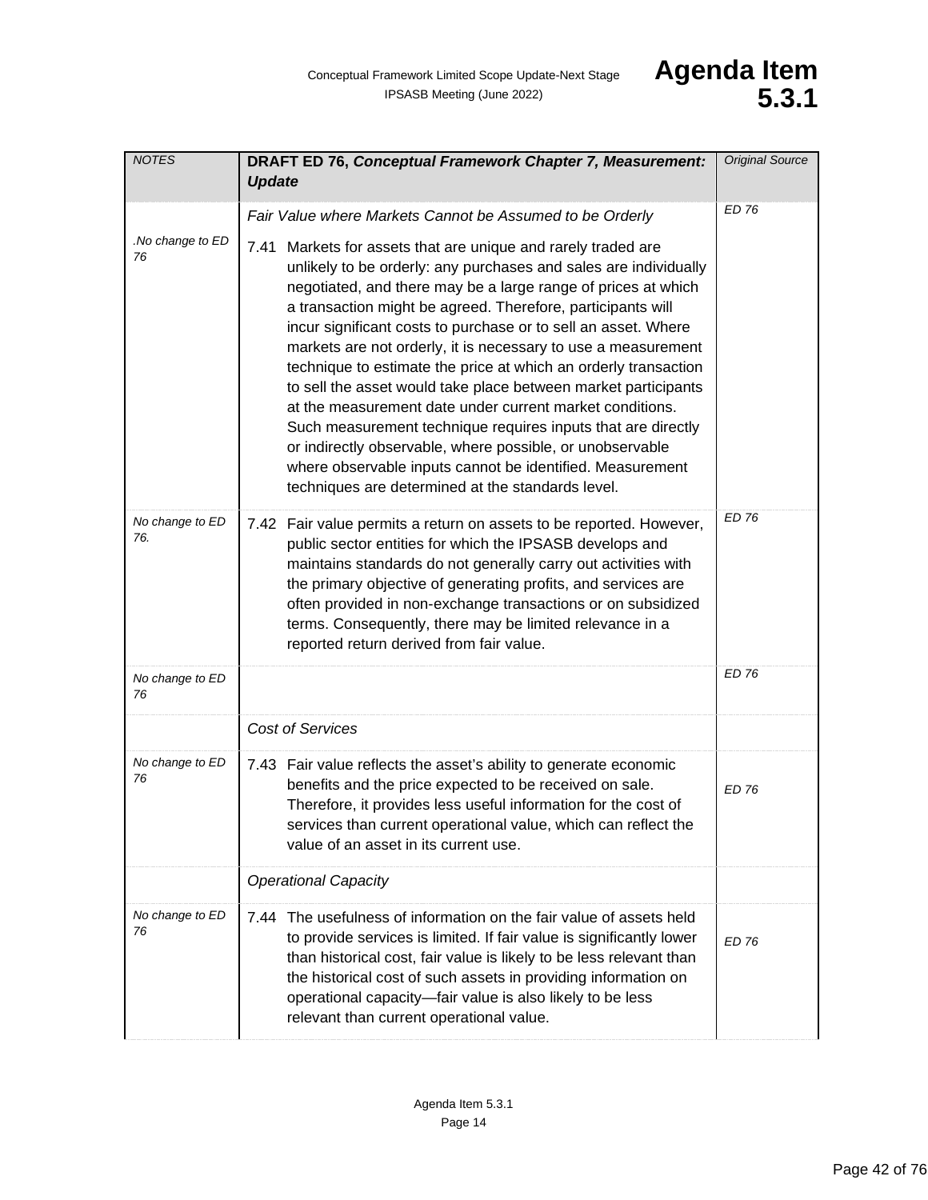| NOTES | DRAFT ED 76, *Conceptual Framework Chapter 7, Measurement: Update* | Original Source |
|---|---|---|
| | *Fair Value where Markets Cannot be Assumed to be Orderly* | ED 76 |
| .No change to ED 76 | 7.41 Markets for assets that are unique and rarely traded are unlikely to be orderly: any purchases and sales are individually negotiated, and there may be a large range of prices at which a transaction might be agreed. Therefore, participants will incur significant costs to purchase or to sell an asset. Where markets are not orderly, it is necessary to use a measurement technique to estimate the price at which an orderly transaction to sell the asset would take place between market participants at the measurement date under current market conditions. Such measurement technique requires inputs that are directly or indirectly observable, where possible, or unobservable where observable inputs cannot be identified. Measurement techniques are determined at the standards level. | |
| No change to ED 76. | 7.42 Fair value permits a return on assets to be reported. However, public sector entities for which the IPSASB develops and maintains standards do not generally carry out activities with the primary objective of generating profits, and services are often provided in non-exchange transactions or on subsidized terms. Consequently, there may be limited relevance in a reported return derived from fair value. | ED 76 |
| No change to ED 76 | | ED 76 |
| | *Cost of Services* | |
| No change to ED 76 | 7.43 Fair value reflects the asset's ability to generate economic benefits and the price expected to be received on sale. Therefore, it provides less useful information for the cost of services than current operational value, which can reflect the value of an asset in its current use. | ED 76 |
| | *Operational Capacity* | |
| No change to ED 76 | 7.44 The usefulness of information on the fair value of assets held to provide services is limited. If fair value is significantly lower than historical cost, fair value is likely to be less relevant than the historical cost of such assets in providing information on operational capacity—fair value is also likely to be less relevant than current operational value. | ED 76 |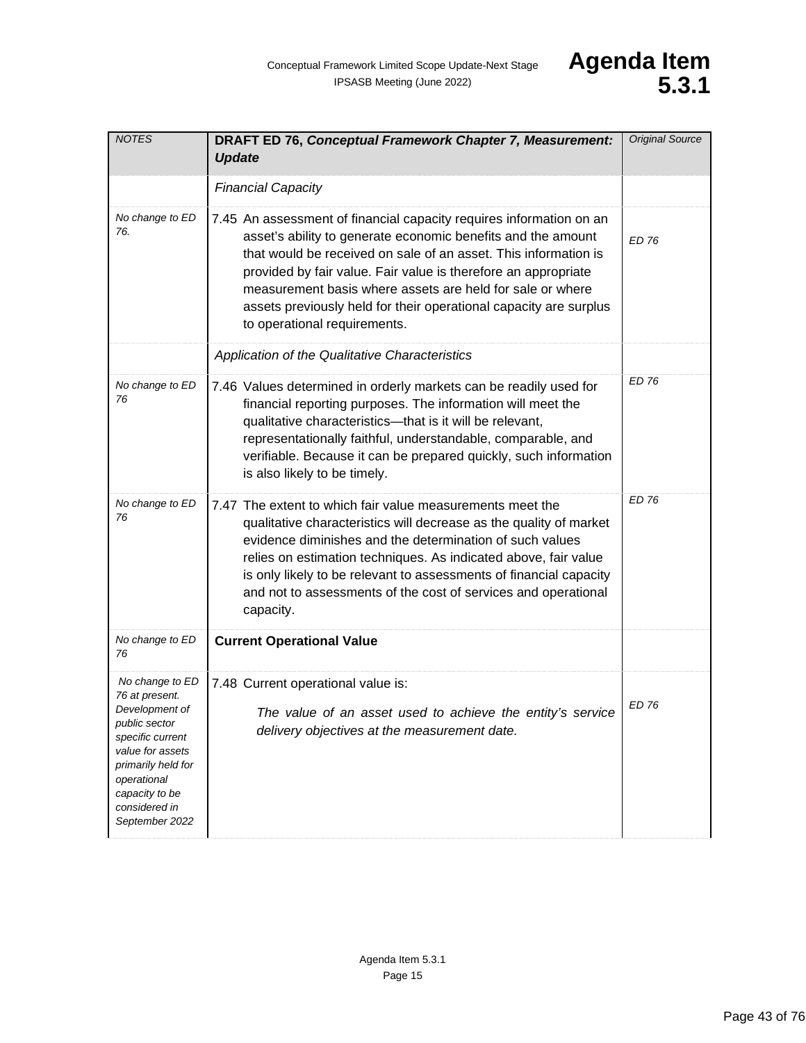| NOTES | DRAFT ED 76, *Conceptual Framework Chapter 7, Measurement: Update* | Original Source |
|---|---|---|
| | *Financial Capacity* | |
| *No change to ED 76.* | 7.45 An assessment of financial capacity requires information on an asset's ability to generate economic benefits and the amount that would be received on sale of an asset. This information is provided by fair value. Fair value is therefore an appropriate measurement basis where assets are held for sale or where assets previously held for their operational capacity are surplus to operational requirements. | *ED 76* |
| | *Application of the Qualitative Characteristics* | |
| *No change to ED 76* | 7.46 Values determined in orderly markets can be readily used for financial reporting purposes. The information will meet the qualitative characteristics—that is it will be relevant, representationally faithful, understandable, comparable, and verifiable. Because it can be prepared quickly, such information is also likely to be timely. | *ED 76* |
| *No change to ED 76* | 7.47 The extent to which fair value measurements meet the qualitative characteristics will decrease as the quality of market evidence diminishes and the determination of such values relies on estimation techniques. As indicated above, fair value is only likely to be relevant to assessments of financial capacity and not to assessments of the cost of services and operational capacity. | *ED 76* |
| *No change to ED 76* | **Current Operational Value** | |
| *No change to ED 76 at present. Development of public sector specific current value for assets primarily held for operational capacity to be considered in September 2022* | 7.48 Current operational value is: *The value of an asset used to achieve the entity's service delivery objectives at the measurement date.* | *ED 76* |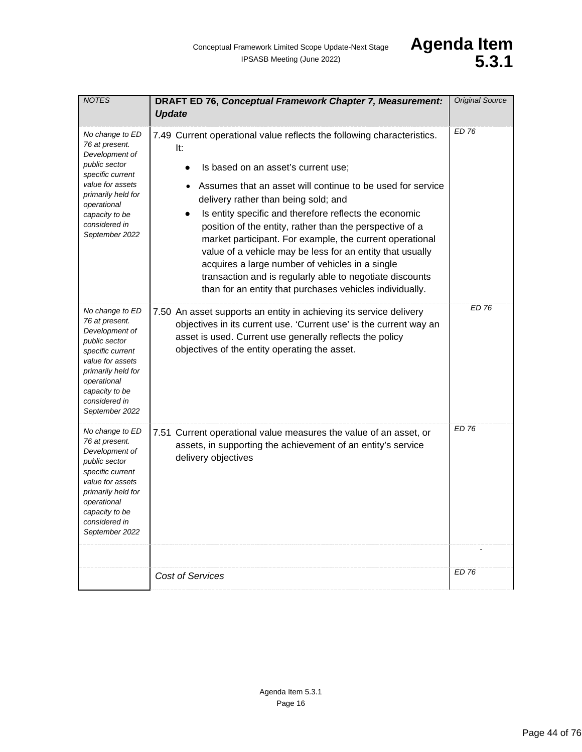| *NOTES* | **DRAFT ED 76, *Conceptual Framework Chapter 7, Measurement: Update*** | *Original Source* |
|---|---|---|
| *No change to ED 76 at present. Development of public sector specific current value for assets primarily held for operational capacity to be considered in September 2022* | 7.49 Current operational value reflects the following characteristics. It:<br>• Is based on an asset's current use;<br>• Assumes that an asset will continue to be used for service delivery rather than being sold; and<br>• Is entity specific and therefore reflects the economic position of the entity, rather than the perspective of a market participant. For example, the current operational value of a vehicle may be less for an entity that usually acquires a large number of vehicles in a single transaction and is regularly able to negotiate discounts than for an entity that purchases vehicles individually. | *ED 76* |
| *No change to ED 76 at present. Development of public sector specific current value for assets primarily held for operational capacity to be considered in September 2022* | 7.50 An asset supports an entity in achieving its service delivery objectives in its current use. 'Current use' is the current way an asset is used. Current use generally reflects the policy objectives of the entity operating the asset. | *ED 76* |
| *No change to ED 76 at present. Development of public sector specific current value for assets primarily held for operational capacity to be considered in September 2022* | 7.51 Current operational value measures the value of an asset, or assets, in supporting the achievement of an entity's service delivery objectives | *ED 76* |
| | | - |
| | *Cost of Services* | *ED 76* |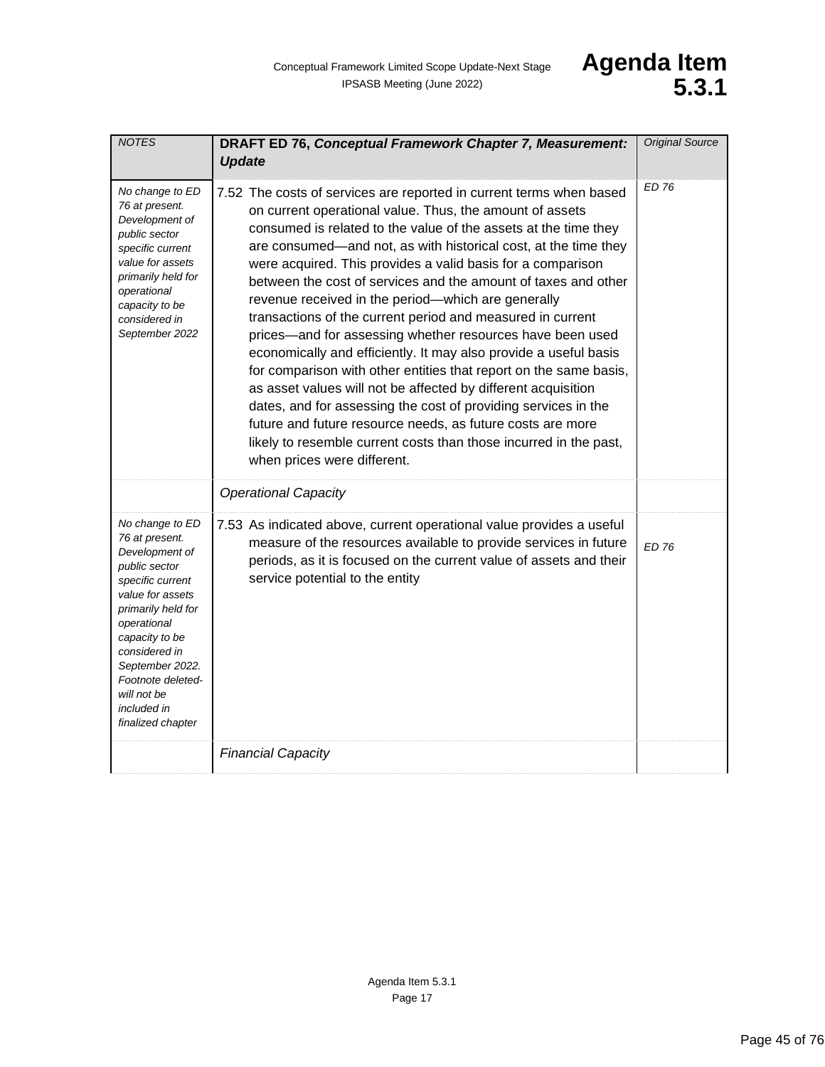| *NOTES* | **DRAFT ED 76, *Conceptual Framework Chapter 7, Measurement: Update*** | *Original Source* |
|---|---|---|
| *No change to ED 76 at present. Development of public sector specific current value for assets primarily held for operational capacity to be considered in September 2022* | 7.52 The costs of services are reported in current terms when based on current operational value. Thus, the amount of assets consumed is related to the value of the assets at the time they are consumed—and not, as with historical cost, at the time they were acquired. This provides a valid basis for a comparison between the cost of services and the amount of taxes and other revenue received in the period—which are generally transactions of the current period and measured in current prices—and for assessing whether resources have been used economically and efficiently. It may also provide a useful basis for comparison with other entities that report on the same basis, as asset values will not be affected by different acquisition dates, and for assessing the cost of providing services in the future and future resource needs, as future costs are more likely to resemble current costs than those incurred in the past, when prices were different. | *ED 76* |
| | *Operational Capacity* | |
| *No change to ED 76 at present. Development of public sector specific current value for assets primarily held for operational capacity to be considered in September 2022. Footnote deleted- will not be included in finalized chapter* | 7.53 As indicated above, current operational value provides a useful measure of the resources available to provide services in future periods, as it is focused on the current value of assets and their service potential to the entity | *ED 76* |
| | *Financial Capacity* | |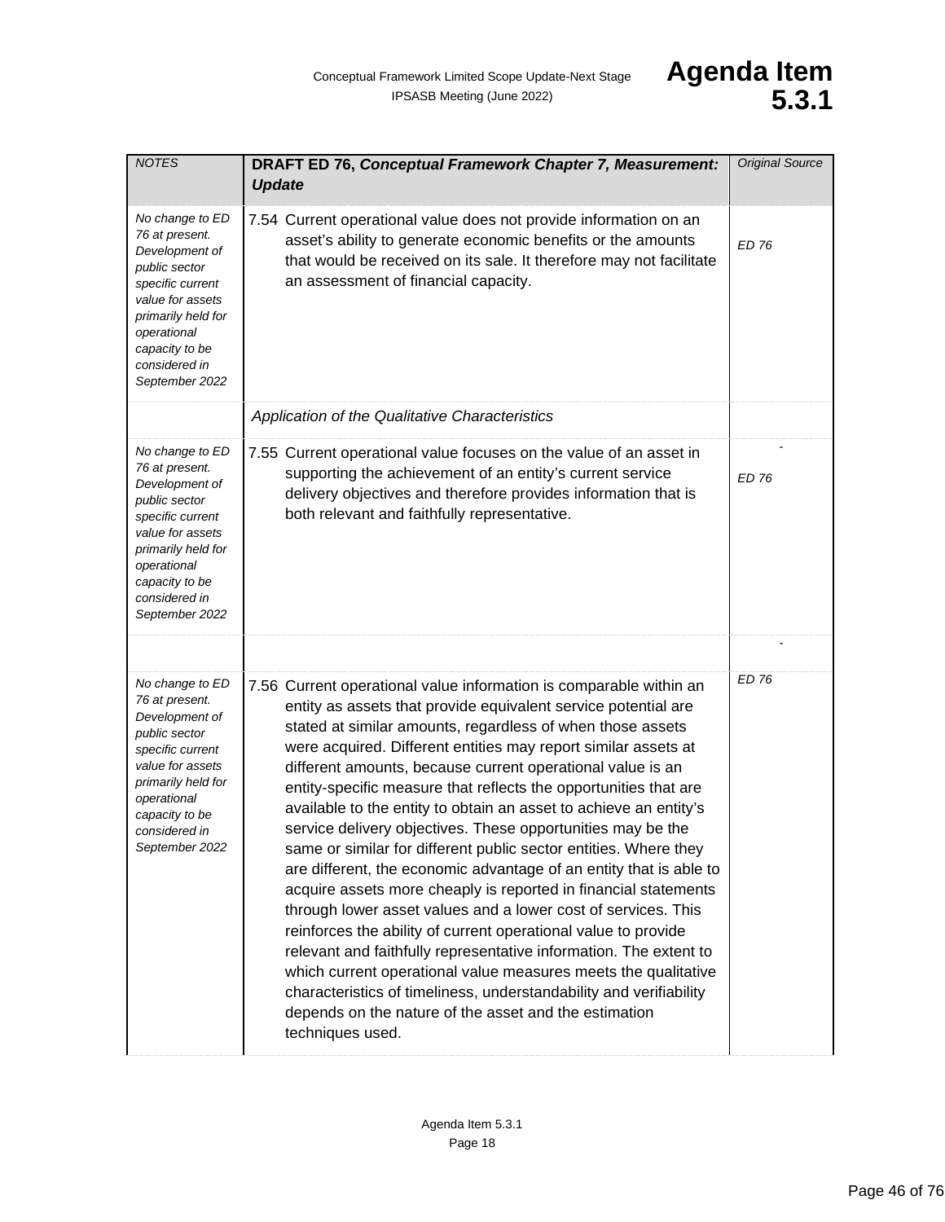| *NOTES* | **DRAFT ED 76, *Conceptual Framework Chapter 7, Measurement: Update*** | *Original Source* |
|---|---|---|
| *No change to ED 76 at present. Development of public sector specific current value for assets primarily held for operational capacity to be considered in September 2022* | 7.54 Current operational value does not provide information on an asset's ability to generate economic benefits or the amounts that would be received on its sale. It therefore may not facilitate an assessment of financial capacity. | *ED 76* |
| | *Application of the Qualitative Characteristics* | |
| *No change to ED 76 at present. Development of public sector specific current value for assets primarily held for operational capacity to be considered in September 2022* | 7.55 Current operational value focuses on the value of an asset in supporting the achievement of an entity's current service delivery objectives and therefore provides information that is both relevant and faithfully representative. | - *ED 76* |
| | | - |
| *No change to ED 76 at present. Development of public sector specific current value for assets primarily held for operational capacity to be considered in September 2022* | 7.56 Current operational value information is comparable within an entity as assets that provide equivalent service potential are stated at similar amounts, regardless of when those assets were acquired. Different entities may report similar assets at different amounts, because current operational value is an entity-specific measure that reflects the opportunities that are available to the entity to obtain an asset to achieve an entity's service delivery objectives. These opportunities may be the same or similar for different public sector entities. Where they are different, the economic advantage of an entity that is able to acquire assets more cheaply is reported in financial statements through lower asset values and a lower cost of services. This reinforces the ability of current operational value to provide relevant and faithfully representative information. The extent to which current operational value measures meets the qualitative characteristics of timeliness, understandability and verifiability depends on the nature of the asset and the estimation techniques used. | *ED 76* |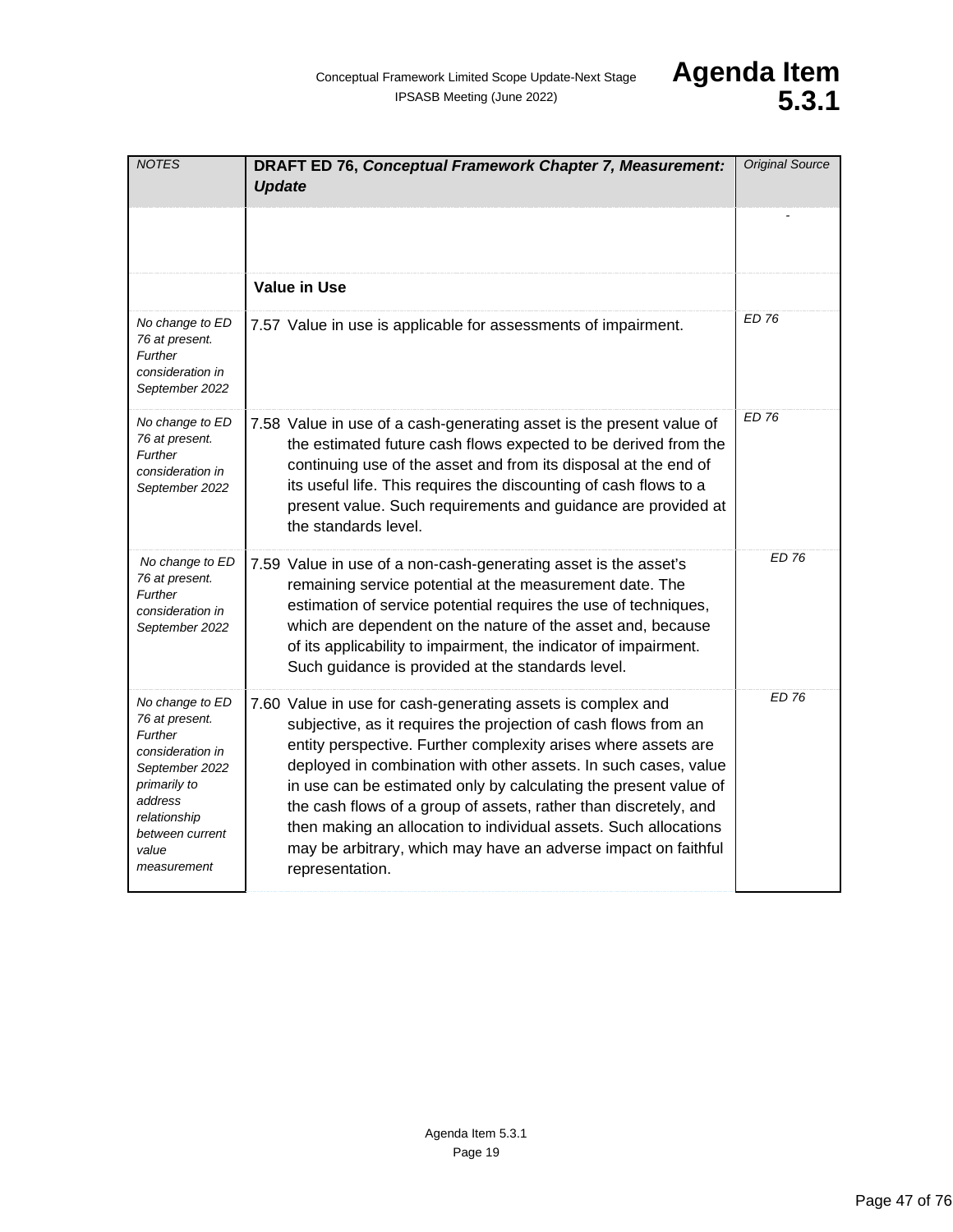| *NOTES* | **DRAFT ED 76, *Conceptual Framework Chapter 7, Measurement: Update*** | *Original Source* |
|---|---|---|
| | | - |
| | **Value in Use** | |
| *No change to ED 76 at present. Further consideration in September 2022* | 7.57 Value in use is applicable for assessments of impairment. | *ED 76* |
| *No change to ED 76 at present. Further consideration in September 2022* | 7.58 Value in use of a cash-generating asset is the present value of the estimated future cash flows expected to be derived from the continuing use of the asset and from its disposal at the end of its useful life. This requires the discounting of cash flows to a present value. Such requirements and guidance are provided at the standards level. | *ED 76* |
| *No change to ED 76 at present. Further consideration in September 2022* | 7.59 Value in use of a non-cash-generating asset is the asset's remaining service potential at the measurement date. The estimation of service potential requires the use of techniques, which are dependent on the nature of the asset and, because of its applicability to impairment, the indicator of impairment. Such guidance is provided at the standards level. | *ED 76* |
| *No change to ED 76 at present. Further consideration in September 2022 primarily to address relationship between current value measurement* | 7.60 Value in use for cash-generating assets is complex and subjective, as it requires the projection of cash flows from an entity perspective. Further complexity arises where assets are deployed in combination with other assets. In such cases, value in use can be estimated only by calculating the present value of the cash flows of a group of assets, rather than discretely, and then making an allocation to individual assets. Such allocations may be arbitrary, which may have an adverse impact on faithful representation. | *ED 76* |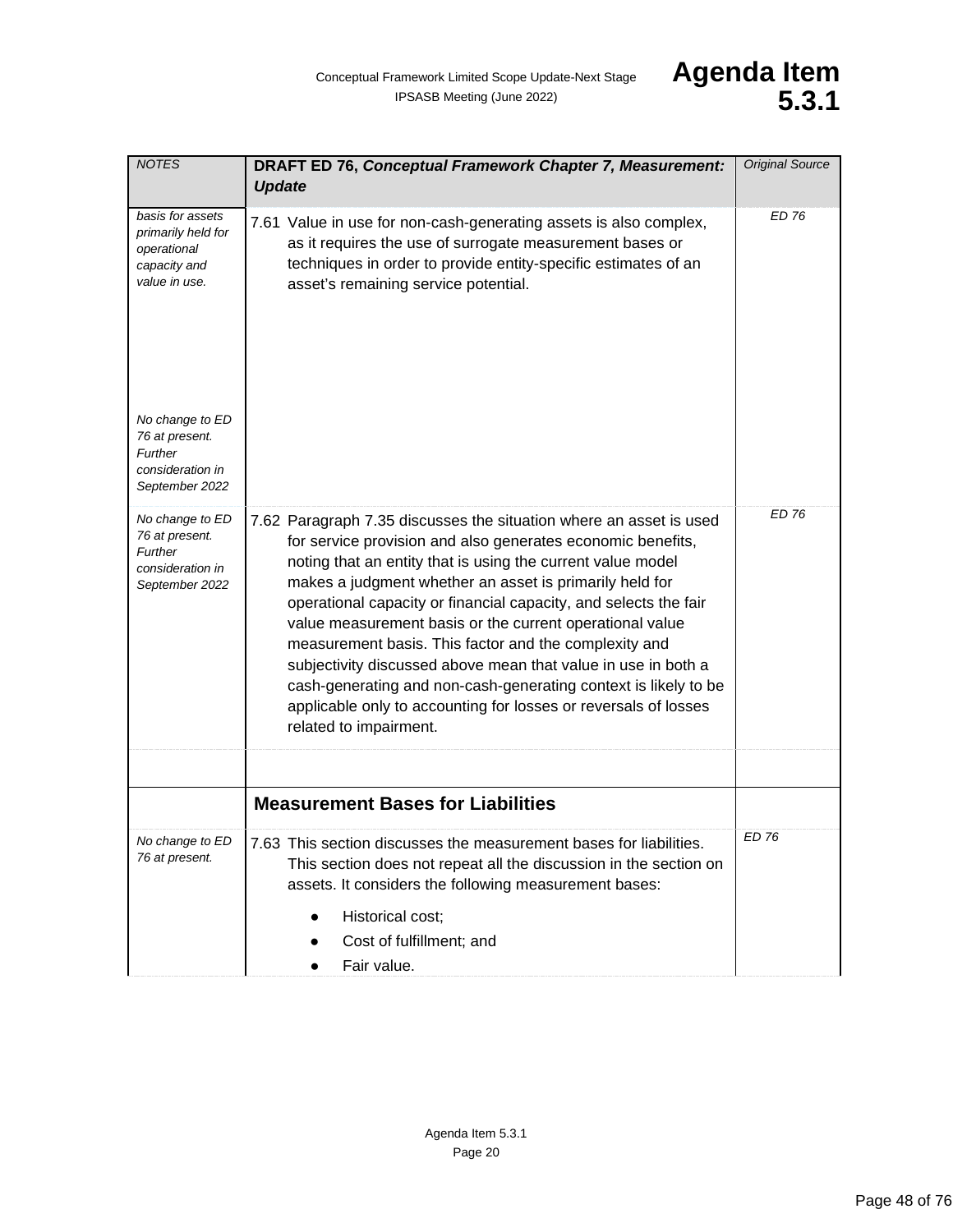| NOTES | DRAFT ED 76, *Conceptual Framework Chapter 7, Measurement: Update* | Original Source |
|---|---|---|
| *basis for assets primarily held for operational capacity and value in use.*<br><br>*No change to ED 76 at present. Further consideration in September 2022* | 7.61 Value in use for non-cash-generating assets is also complex, as it requires the use of surrogate measurement bases or techniques in order to provide entity-specific estimates of an asset's remaining service potential. | *ED 76* |
| *No change to ED 76 at present. Further consideration in September 2022* | 7.62 Paragraph 7.35 discusses the situation where an asset is used for service provision and also generates economic benefits, noting that an entity that is using the current value model makes a judgment whether an asset is primarily held for operational capacity or financial capacity, and selects the fair value measurement basis or the current operational value measurement basis. This factor and the complexity and subjectivity discussed above mean that value in use in both a cash-generating and non-cash-generating context is likely to be applicable only to accounting for losses or reversals of losses related to impairment. | *ED 76* |
| | | |
| | **Measurement Bases for Liabilities** | |
| *No change to ED 76 at present.* | 7.63 This section discusses the measurement bases for liabilities. This section does not repeat all the discussion in the section on assets. It considers the following measurement bases:<br>● Historical cost;<br>● Cost of fulfillment; and<br>● Fair value. | *ED 76* |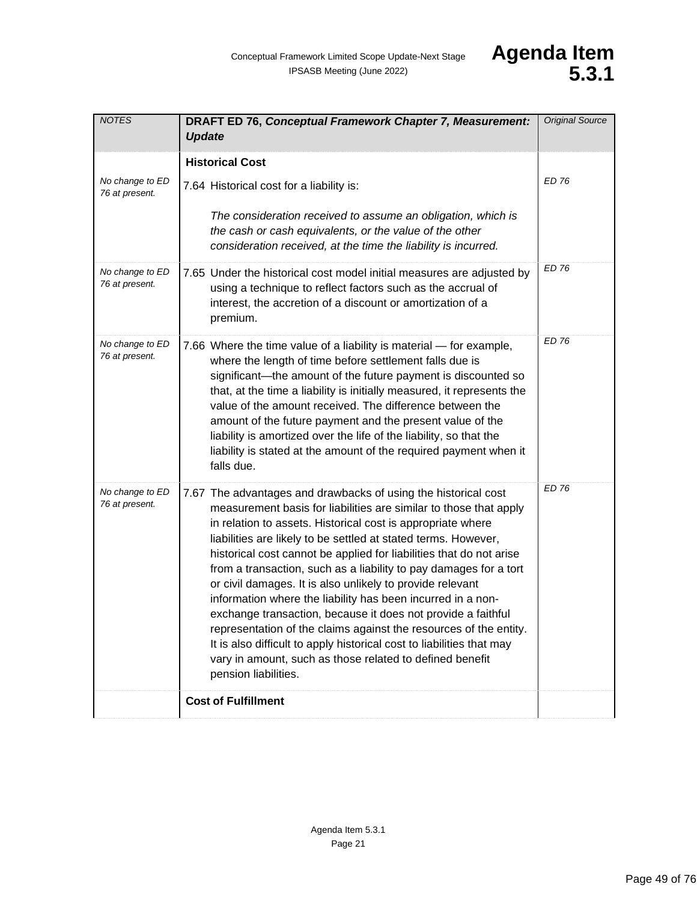| *NOTES* | **DRAFT ED 76, *Conceptual Framework Chapter 7, Measurement: Update*** | *Original Source* |
|---|---|---|
| | **Historical Cost** | |
| *No change to ED 76 at present.* | 7.64 Historical cost for a liability is:<br><br>*The consideration received to assume an obligation, which is the cash or cash equivalents, or the value of the other consideration received, at the time the liability is incurred.* | *ED 76* |
| *No change to ED 76 at present.* | 7.65 Under the historical cost model initial measures are adjusted by using a technique to reflect factors such as the accrual of interest, the accretion of a discount or amortization of a premium. | *ED 76* |
| *No change to ED 76 at present.* | 7.66 Where the time value of a liability is material — for example, where the length of time before settlement falls due is significant—the amount of the future payment is discounted so that, at the time a liability is initially measured, it represents the value of the amount received. The difference between the amount of the future payment and the present value of the liability is amortized over the life of the liability, so that the liability is stated at the amount of the required payment when it falls due. | *ED 76* |
| *No change to ED 76 at present.* | 7.67 The advantages and drawbacks of using the historical cost measurement basis for liabilities are similar to those that apply in relation to assets. Historical cost is appropriate where liabilities are likely to be settled at stated terms. However, historical cost cannot be applied for liabilities that do not arise from a transaction, such as a liability to pay damages for a tort or civil damages. It is also unlikely to provide relevant information where the liability has been incurred in a non-exchange transaction, because it does not provide a faithful representation of the claims against the resources of the entity. It is also difficult to apply historical cost to liabilities that may vary in amount, such as those related to defined benefit pension liabilities. | *ED 76* |
| | **Cost of Fulfillment** | |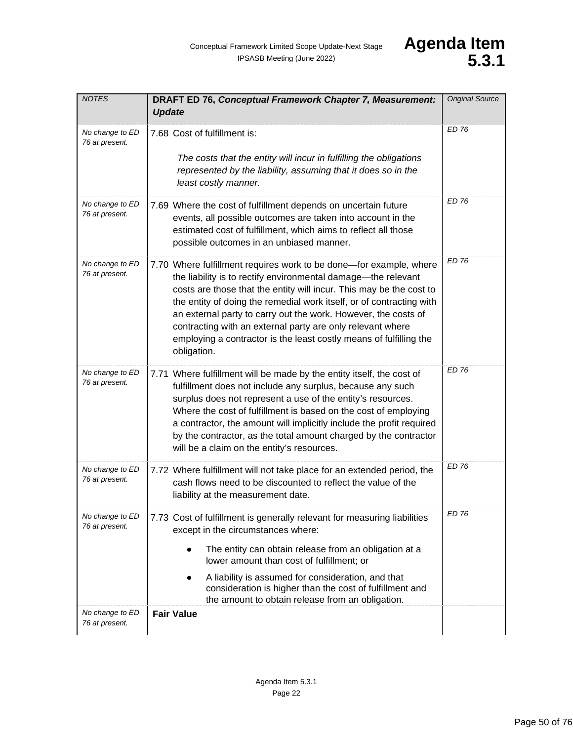| NOTES | DRAFT ED 76, *Conceptual Framework Chapter 7, Measurement: Update* | *Original Source* |
|---|---|---|
| *No change to ED 76 at present.* | 7.68 Cost of fulfillment is:<br><br>*The costs that the entity will incur in fulfilling the obligations represented by the liability, assuming that it does so in the least costly manner.* | *ED 76* |
| *No change to ED 76 at present.* | 7.69 Where the cost of fulfillment depends on uncertain future events, all possible outcomes are taken into account in the estimated cost of fulfillment, which aims to reflect all those possible outcomes in an unbiased manner. | *ED 76* |
| *No change to ED 76 at present.* | 7.70 Where fulfillment requires work to be done—for example, where the liability is to rectify environmental damage—the relevant costs are those that the entity will incur. This may be the cost to the entity of doing the remedial work itself, or of contracting with an external party to carry out the work. However, the costs of contracting with an external party are only relevant where employing a contractor is the least costly means of fulfilling the obligation. | *ED 76* |
| *No change to ED 76 at present.* | 7.71 Where fulfillment will be made by the entity itself, the cost of fulfillment does not include any surplus, because any such surplus does not represent a use of the entity's resources. Where the cost of fulfillment is based on the cost of employing a contractor, the amount will implicitly include the profit required by the contractor, as the total amount charged by the contractor will be a claim on the entity's resources. | *ED 76* |
| *No change to ED 76 at present.* | 7.72 Where fulfillment will not take place for an extended period, the cash flows need to be discounted to reflect the value of the liability at the measurement date. | *ED 76* |
| *No change to ED 76 at present.* | 7.73 Cost of fulfillment is generally relevant for measuring liabilities except in the circumstances where:<br>● The entity can obtain release from an obligation at a lower amount than cost of fulfillment; or<br>● A liability is assumed for consideration, and that consideration is higher than the cost of fulfillment and the amount to obtain release from an obligation. | *ED 76* |
| *No change to ED 76 at present.* | **Fair Value** | |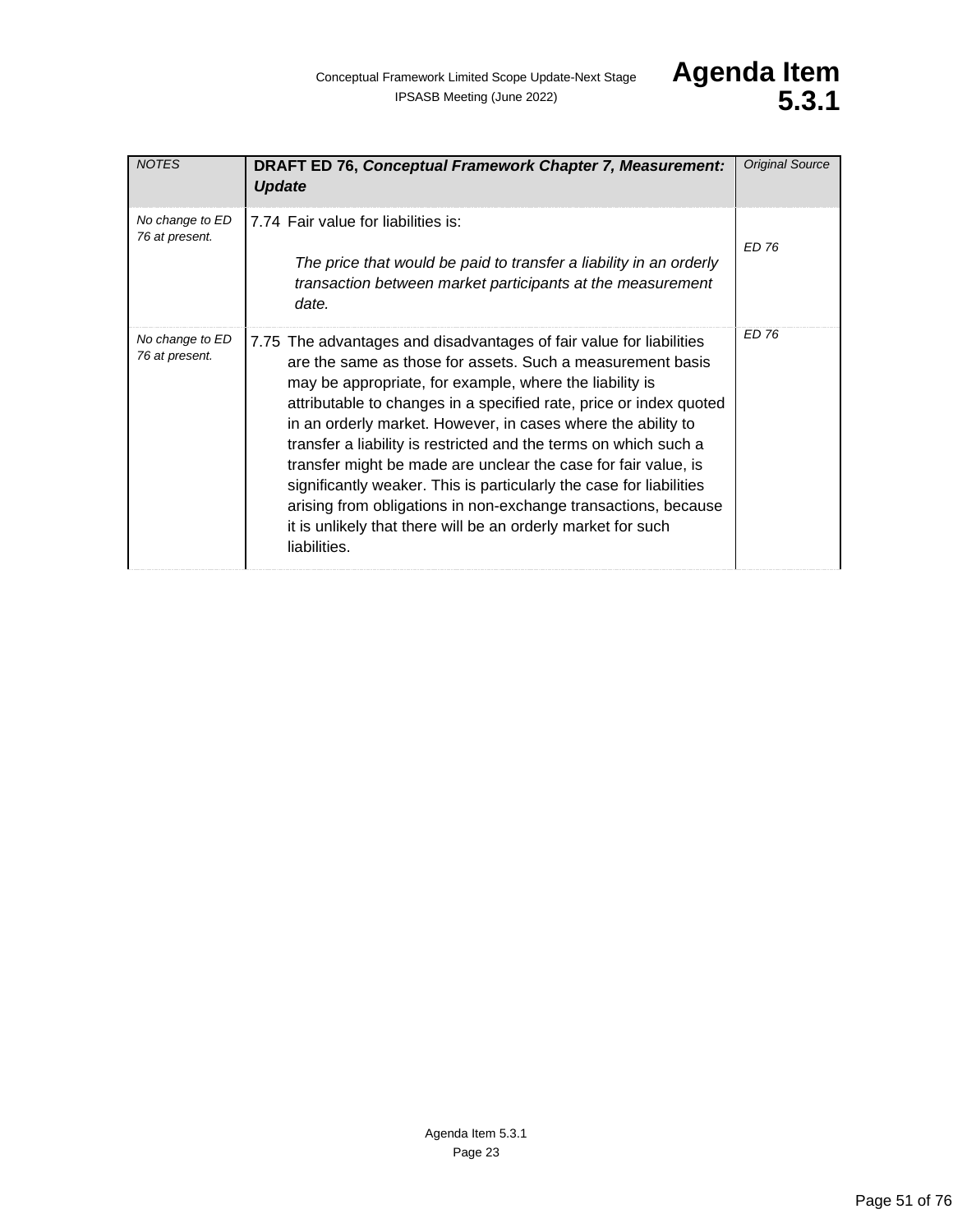| NOTES | **DRAFT ED 76, *Conceptual Framework Chapter 7, Measurement: Update*** | Original Source |
|---|---|---|
| *No change to ED 76 at present.* | 7.74 Fair value for liabilities is: <br><br> *The price that would be paid to transfer a liability in an orderly transaction between market participants at the measurement date.* | *ED 76* |
| *No change to ED 76 at present.* | 7.75 The advantages and disadvantages of fair value for liabilities are the same as those for assets. Such a measurement basis may be appropriate, for example, where the liability is attributable to changes in a specified rate, price or index quoted in an orderly market. However, in cases where the ability to transfer a liability is restricted and the terms on which such a transfer might be made are unclear the case for fair value, is significantly weaker. This is particularly the case for liabilities arising from obligations in non-exchange transactions, because it is unlikely that there will be an orderly market for such liabilities. | *ED 76* |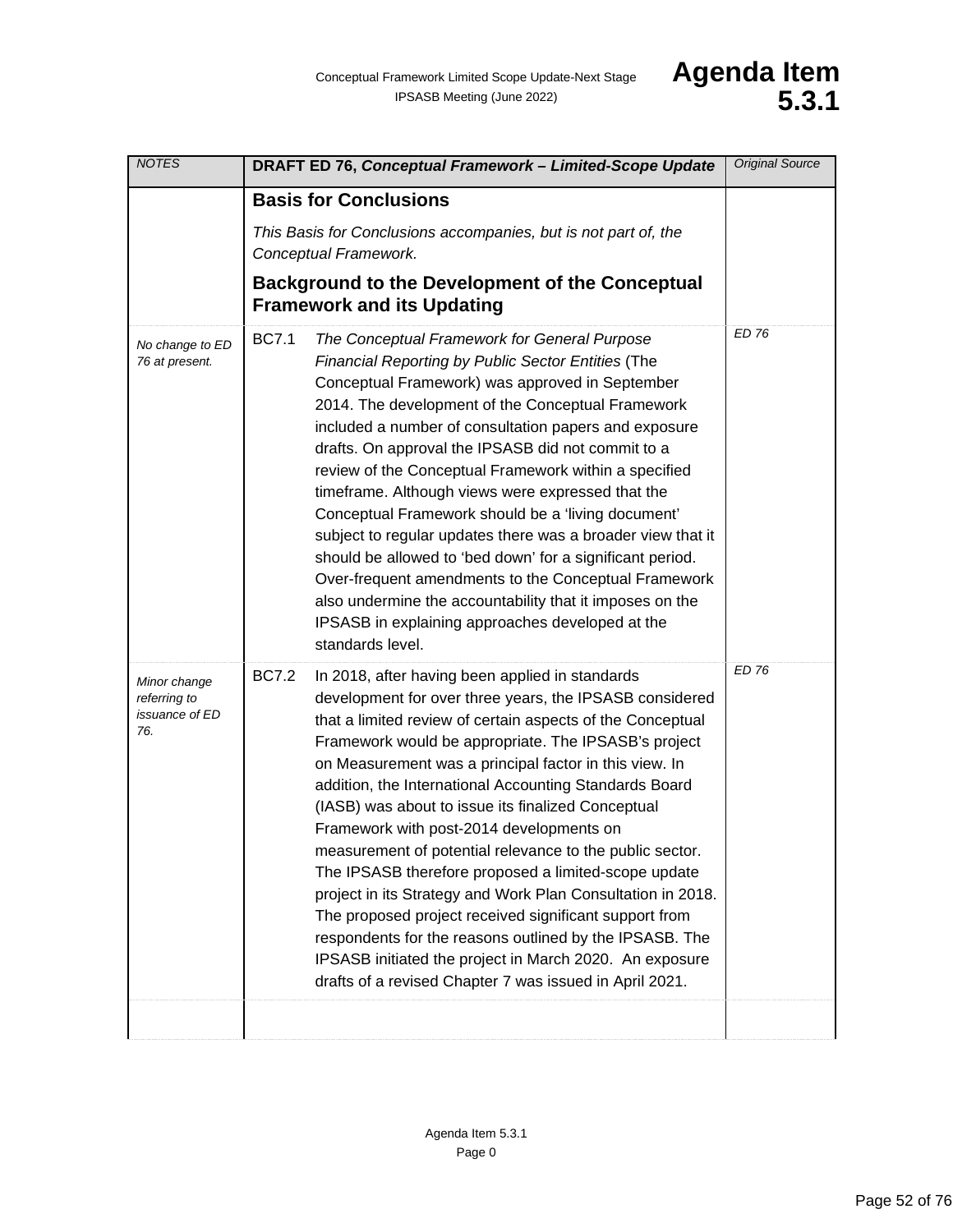| NOTES | DRAFT ED 76, *Conceptual Framework – Limited-Scope Update* | Original Source |
|---|---|---|
| | **Basis for Conclusions**<br><br>*This Basis for Conclusions accompanies, but is not part of, the Conceptual Framework.*<br><br>**Background to the Development of the Conceptual Framework and its Updating** | |
| *No change to ED 76 at present.* | BC7.1 *The Conceptual Framework for General Purpose Financial Reporting by Public Sector Entities* (The Conceptual Framework) was approved in September 2014. The development of the Conceptual Framework included a number of consultation papers and exposure drafts. On approval the IPSASB did not commit to a review of the Conceptual Framework within a specified timeframe. Although views were expressed that the Conceptual Framework should be a 'living document' subject to regular updates there was a broader view that it should be allowed to 'bed down' for a significant period. Over-frequent amendments to the Conceptual Framework also undermine the accountability that it imposes on the IPSASB in explaining approaches developed at the standards level. | *ED 76* |
| *Minor change referring to issuance of ED 76.* | BC7.2 In 2018, after having been applied in standards development for over three years, the IPSASB considered that a limited review of certain aspects of the Conceptual Framework would be appropriate. The IPSASB's project on Measurement was a principal factor in this view. In addition, the International Accounting Standards Board (IASB) was about to issue its finalized Conceptual Framework with post-2014 developments on measurement of potential relevance to the public sector. The IPSASB therefore proposed a limited-scope update project in its Strategy and Work Plan Consultation in 2018. The proposed project received significant support from respondents for the reasons outlined by the IPSASB. The IPSASB initiated the project in March 2020. An exposure drafts of a revised Chapter 7 was issued in April 2021. | *ED 76* |
| | | |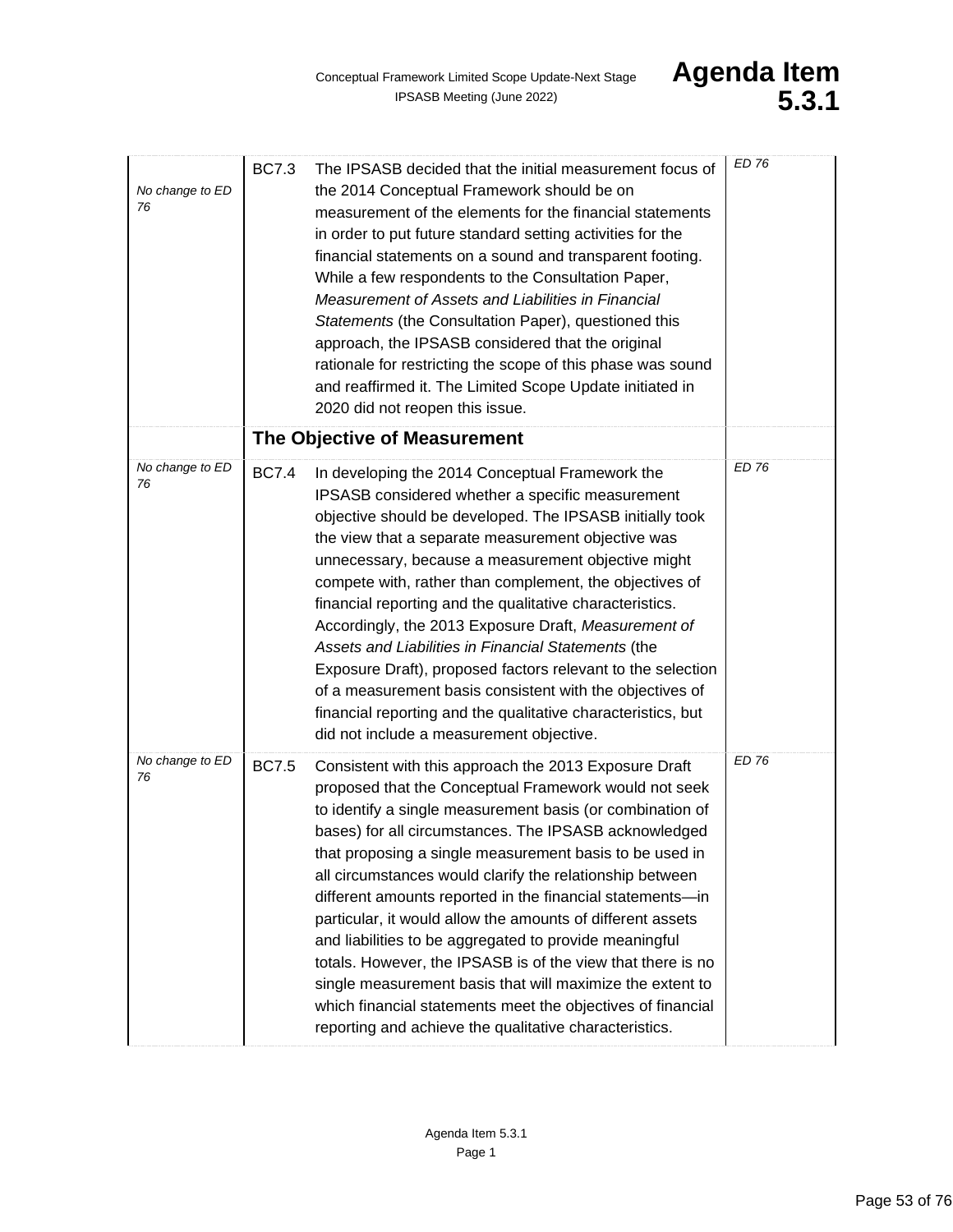| | | | |
|---|---|---|---|
| *No change to ED 76* | BC7.3 | The IPSASB decided that the initial measurement focus of the 2014 Conceptual Framework should be on measurement of the elements for the financial statements in order to put future standard setting activities for the financial statements on a sound and transparent footing. While a few respondents to the Consultation Paper, *Measurement of Assets and Liabilities in Financial Statements* (the Consultation Paper), questioned this approach, the IPSASB considered that the original rationale for restricting the scope of this phase was sound and reaffirmed it. The Limited Scope Update initiated in 2020 did not reopen this issue. | *ED 76* |
| | | **The Objective of Measurement** | |
| *No change to ED 76* | BC7.4 | In developing the 2014 Conceptual Framework the IPSASB considered whether a specific measurement objective should be developed. The IPSASB initially took the view that a separate measurement objective was unnecessary, because a measurement objective might compete with, rather than complement, the objectives of financial reporting and the qualitative characteristics. Accordingly, the 2013 Exposure Draft, *Measurement of Assets and Liabilities in Financial Statements* (the Exposure Draft), proposed factors relevant to the selection of a measurement basis consistent with the objectives of financial reporting and the qualitative characteristics, but did not include a measurement objective. | *ED 76* |
| *No change to ED 76* | BC7.5 | Consistent with this approach the 2013 Exposure Draft proposed that the Conceptual Framework would not seek to identify a single measurement basis (or combination of bases) for all circumstances. The IPSASB acknowledged that proposing a single measurement basis to be used in all circumstances would clarify the relationship between different amounts reported in the financial statements—in particular, it would allow the amounts of different assets and liabilities to be aggregated to provide meaningful totals. However, the IPSASB is of the view that there is no single measurement basis that will maximize the extent to which financial statements meet the objectives of financial reporting and achieve the qualitative characteristics. | *ED 76* |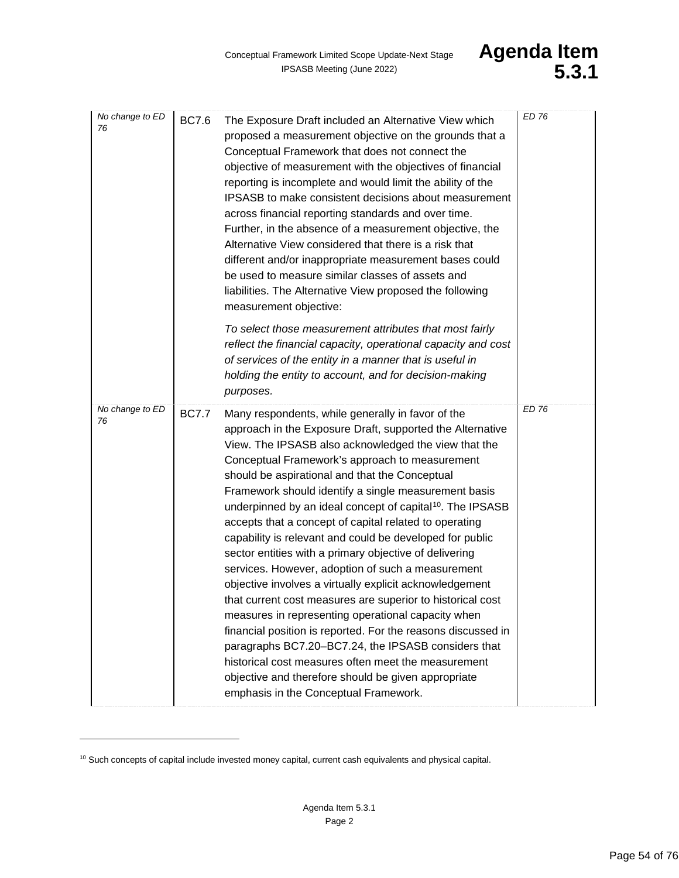| | | | |
|---|---|---|---|
| *No change to ED 76* | BC7.6 | The Exposure Draft included an Alternative View which proposed a measurement objective on the grounds that a Conceptual Framework that does not connect the objective of measurement with the objectives of financial reporting is incomplete and would limit the ability of the IPSASB to make consistent decisions about measurement across financial reporting standards and over time. Further, in the absence of a measurement objective, the Alternative View considered that there is a risk that different and/or inappropriate measurement bases could be used to measure similar classes of assets and liabilities. The Alternative View proposed the following measurement objective:<br><br>*To select those measurement attributes that most fairly reflect the financial capacity, operational capacity and cost of services of the entity in a manner that is useful in holding the entity to account, and for decision-making purposes.* | *ED 76* |
| *No change to ED 76* | BC7.7 | Many respondents, while generally in favor of the approach in the Exposure Draft, supported the Alternative View. The IPSASB also acknowledged the view that the Conceptual Framework's approach to measurement should be aspirational and that the Conceptual Framework should identify a single measurement basis underpinned by an ideal concept of capital[10]. The IPSASB accepts that a concept of capital related to operating capability is relevant and could be developed for public sector entities with a primary objective of delivering services. However, adoption of such a measurement objective involves a virtually explicit acknowledgement that current cost measures are superior to historical cost measures in representing operational capacity when financial position is reported. For the reasons discussed in paragraphs BC7.20–BC7.24, the IPSASB considers that historical cost measures often meet the measurement objective and therefore should be given appropriate emphasis in the Conceptual Framework. | *ED 76* |

[10] Such concepts of capital include invested money capital, current cash equivalents and physical capital.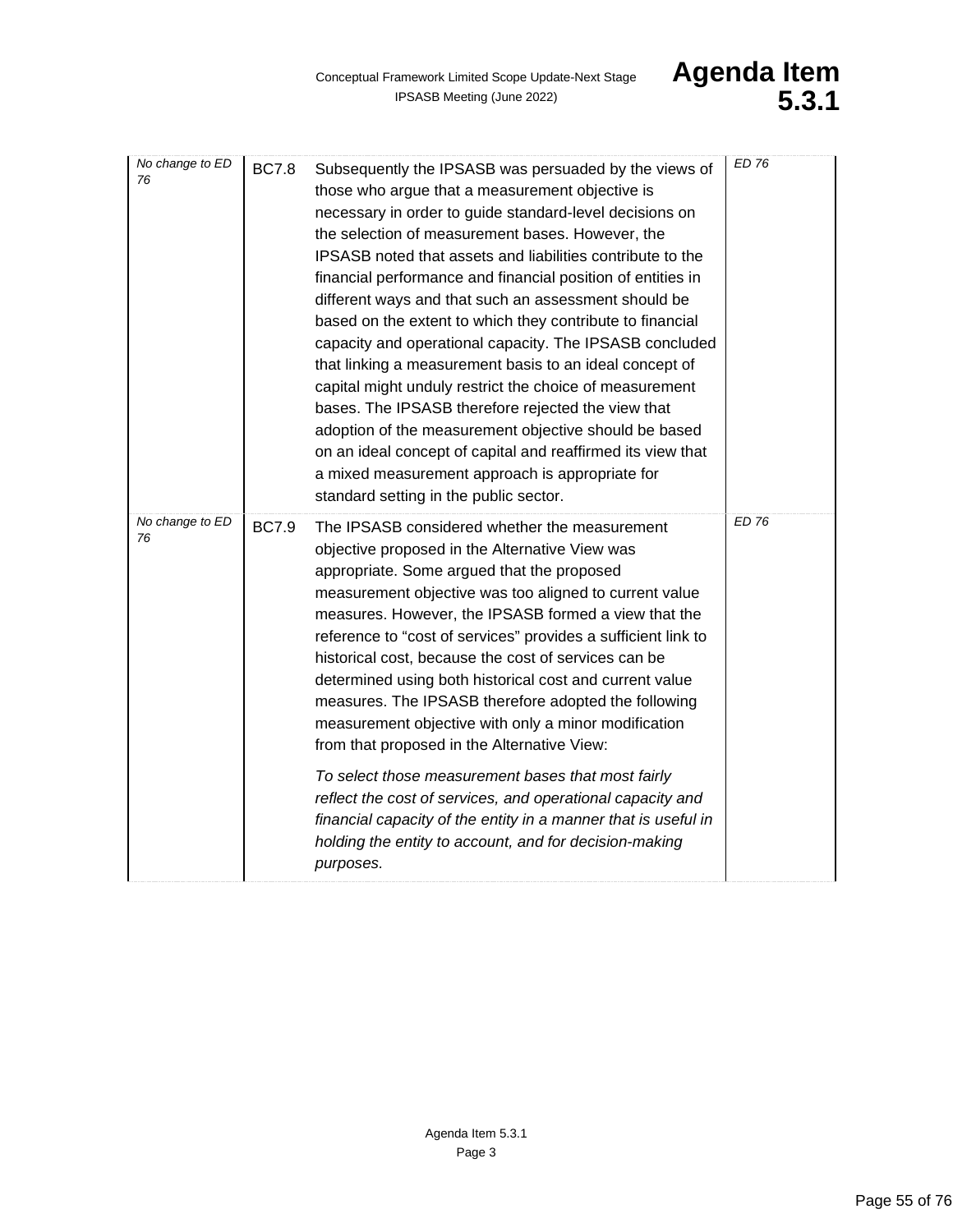| | | | |
|---|---|---|---|
| *No change to ED 76* | BC7.8 | Subsequently the IPSASB was persuaded by the views of those who argue that a measurement objective is necessary in order to guide standard-level decisions on the selection of measurement bases. However, the IPSASB noted that assets and liabilities contribute to the financial performance and financial position of entities in different ways and that such an assessment should be based on the extent to which they contribute to financial capacity and operational capacity. The IPSASB concluded that linking a measurement basis to an ideal concept of capital might unduly restrict the choice of measurement bases. The IPSASB therefore rejected the view that adoption of the measurement objective should be based on an ideal concept of capital and reaffirmed its view that a mixed measurement approach is appropriate for standard setting in the public sector. | *ED 76* |
| *No change to ED 76* | BC7.9 | The IPSASB considered whether the measurement objective proposed in the Alternative View was appropriate. Some argued that the proposed measurement objective was too aligned to current value measures. However, the IPSASB formed a view that the reference to "cost of services" provides a sufficient link to historical cost, because the cost of services can be determined using both historical cost and current value measures. The IPSASB therefore adopted the following measurement objective with only a minor modification from that proposed in the Alternative View:<br><br>*To select those measurement bases that most fairly reflect the cost of services, and operational capacity and financial capacity of the entity in a manner that is useful in holding the entity to account, and for decision-making purposes.* | *ED 76* |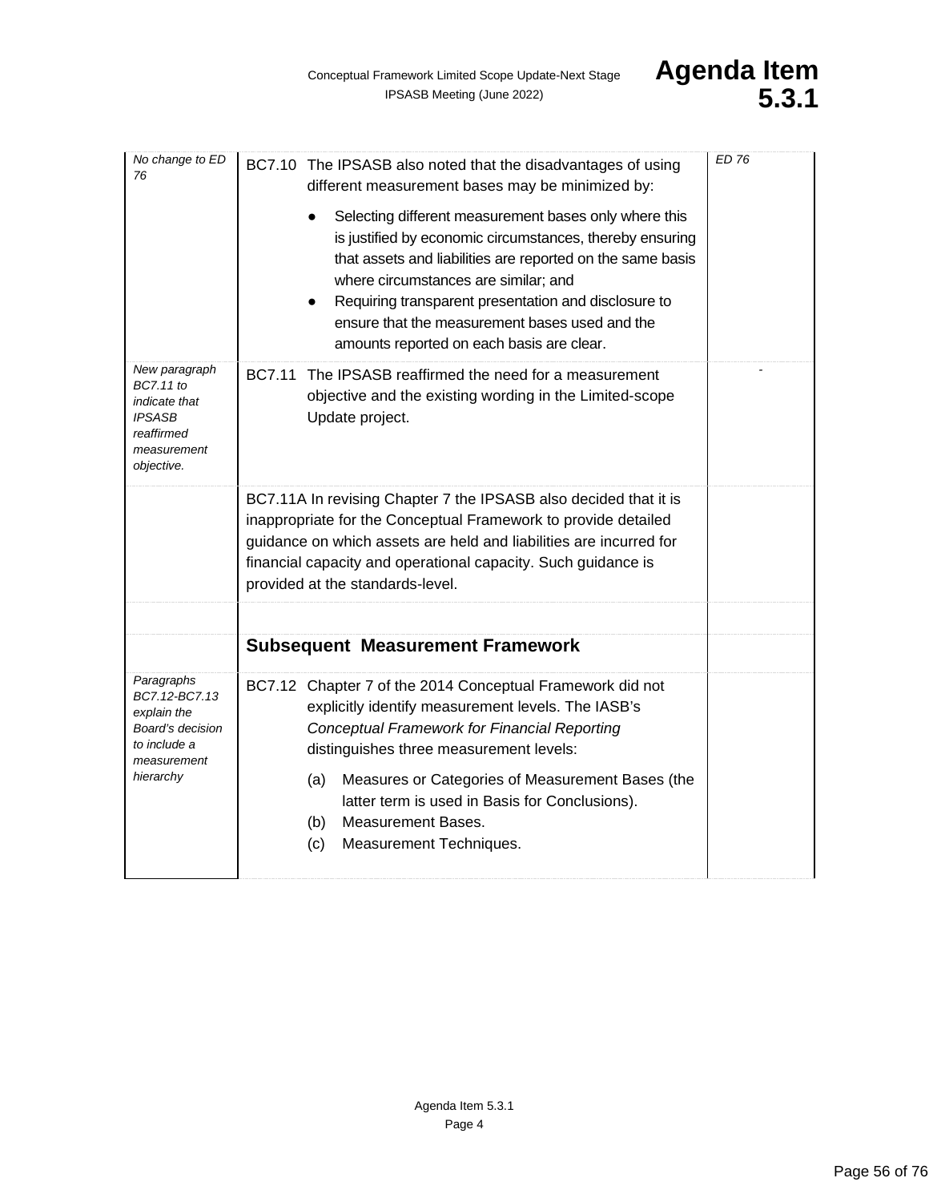| | | |
|---|---|---|
| *No change to ED 76* | BC7.10 The IPSASB also noted that the disadvantages of using different measurement bases may be minimized by:<br>• Selecting different measurement bases only where this is justified by economic circumstances, thereby ensuring that assets and liabilities are reported on the same basis where circumstances are similar; and<br>• Requiring transparent presentation and disclosure to ensure that the measurement bases used and the amounts reported on each basis are clear. | *ED 76* |
| *New paragraph BC7.11 to indicate that IPSASB reaffirmed measurement objective.* | BC7.11 The IPSASB reaffirmed the need for a measurement objective and the existing wording in the Limited-scope Update project. | - |
| | BC7.11A In revising Chapter 7 the IPSASB also decided that it is inappropriate for the Conceptual Framework to provide detailed guidance on which assets are held and liabilities are incurred for financial capacity and operational capacity. Such guidance is provided at the standards-level. | |
| | | |
| | **Subsequent Measurement Framework** | |
| *Paragraphs BC7.12-BC7.13 explain the Board's decision to include a measurement hierarchy* | BC7.12 Chapter 7 of the 2014 Conceptual Framework did not explicitly identify measurement levels. The IASB's *Conceptual Framework for Financial Reporting* distinguishes three measurement levels:<br>(a) Measures or Categories of Measurement Bases (the latter term is used in Basis for Conclusions).<br>(b) Measurement Bases.<br>(c) Measurement Techniques. | |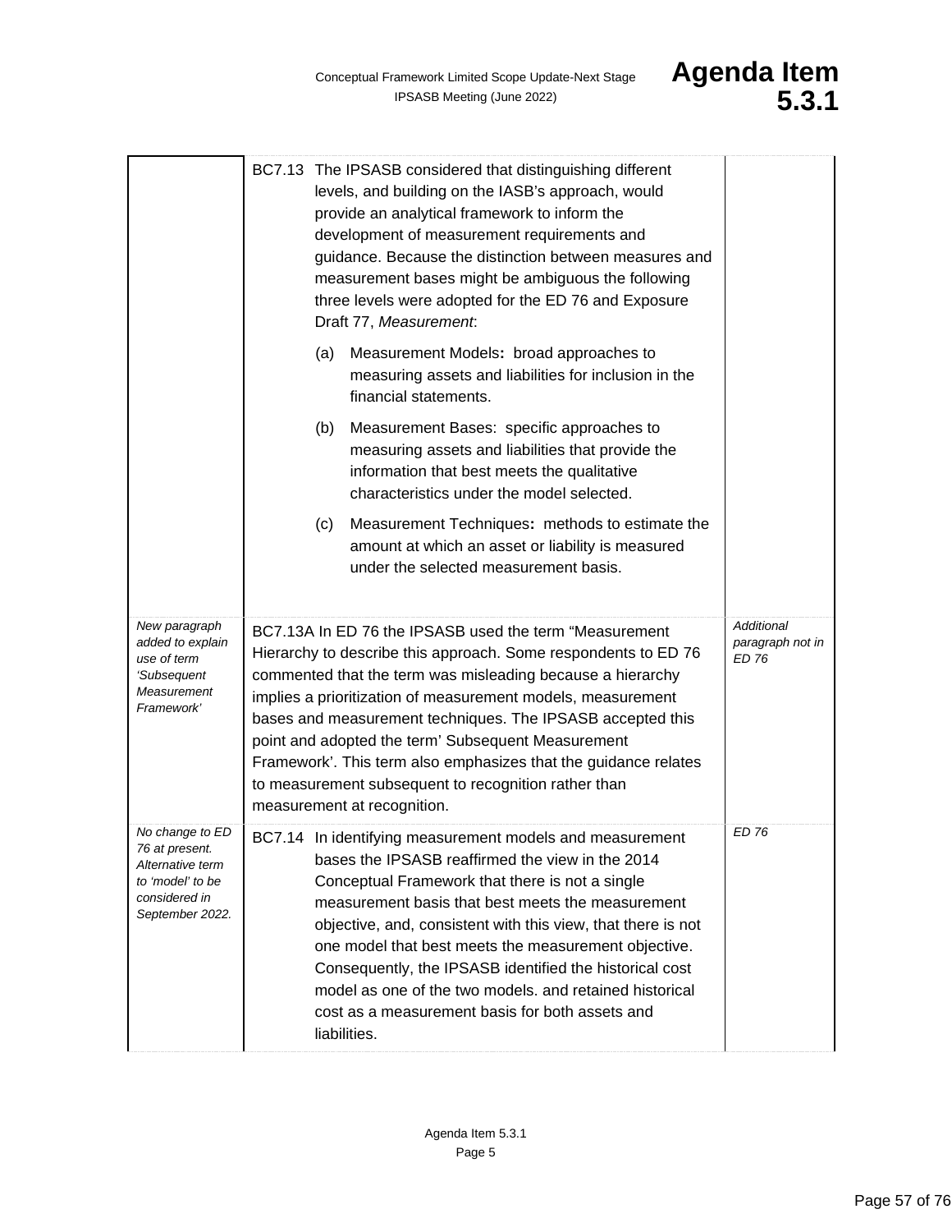| | | |
|---|---|---|
| | BC7.13 The IPSASB considered that distinguishing different levels, and building on the IASB's approach, would provide an analytical framework to inform the development of measurement requirements and guidance. Because the distinction between measures and measurement bases might be ambiguous the following three levels were adopted for the ED 76 and Exposure Draft 77, *Measurement*:<br><br>(a) Measurement Models**:** broad approaches to measuring assets and liabilities for inclusion in the financial statements.<br><br>(b) Measurement Bases: specific approaches to measuring assets and liabilities that provide the information that best meets the qualitative characteristics under the model selected.<br><br>(c) Measurement Techniques**:** methods to estimate the amount at which an asset or liability is measured under the selected measurement basis. | |
| *New paragraph added to explain use of term 'Subsequent Measurement Framework'* | BC7.13A In ED 76 the IPSASB used the term "Measurement Hierarchy to describe this approach. Some respondents to ED 76 commented that the term was misleading because a hierarchy implies a prioritization of measurement models, measurement bases and measurement techniques. The IPSASB accepted this point and adopted the term' Subsequent Measurement Framework'. This term also emphasizes that the guidance relates to measurement subsequent to recognition rather than measurement at recognition. | *Additional paragraph not in ED 76* |
| *No change to ED 76 at present. Alternative term to 'model' to be considered in September 2022.* | BC7.14 In identifying measurement models and measurement bases the IPSASB reaffirmed the view in the 2014 Conceptual Framework that there is not a single measurement basis that best meets the measurement objective, and, consistent with this view, that there is not one model that best meets the measurement objective. Consequently, the IPSASB identified the historical cost model as one of the two models. and retained historical cost as a measurement basis for both assets and liabilities. | *ED 76* |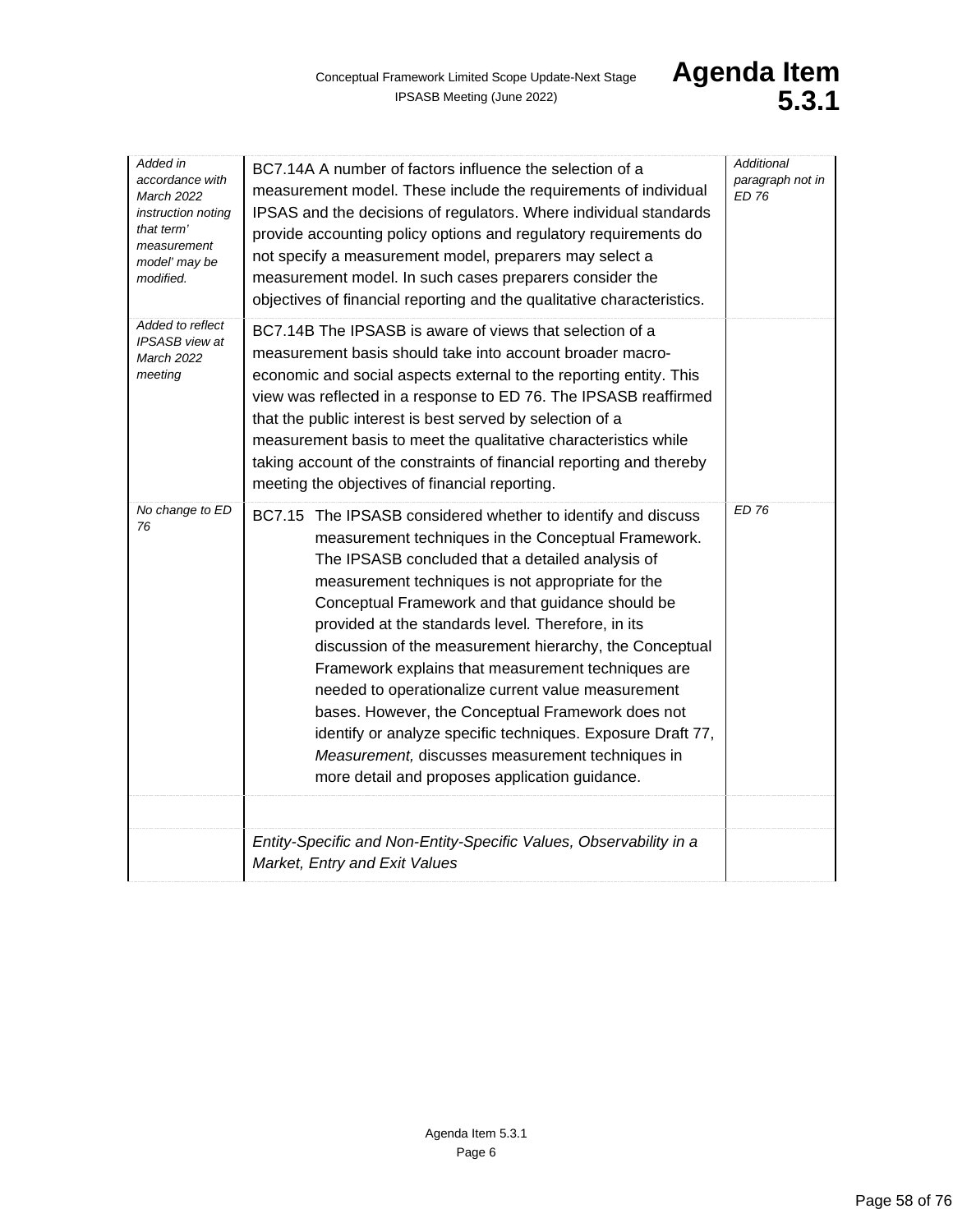| | | |
|---|---|---|
| *Added in accordance with March 2022 instruction noting that term' measurement model' may be modified.* | BC7.14A A number of factors influence the selection of a measurement model. These include the requirements of individual IPSAS and the decisions of regulators. Where individual standards provide accounting policy options and regulatory requirements do not specify a measurement model, preparers may select a measurement model. In such cases preparers consider the objectives of financial reporting and the qualitative characteristics. | *Additional paragraph not in ED 76* |
| *Added to reflect IPSASB view at March 2022 meeting* | BC7.14B The IPSASB is aware of views that selection of a measurement basis should take into account broader macro-economic and social aspects external to the reporting entity. This view was reflected in a response to ED 76. The IPSASB reaffirmed that the public interest is best served by selection of a measurement basis to meet the qualitative characteristics while taking account of the constraints of financial reporting and thereby meeting the objectives of financial reporting. | |
| *No change to ED 76* | BC7.15 The IPSASB considered whether to identify and discuss measurement techniques in the Conceptual Framework. The IPSASB concluded that a detailed analysis of measurement techniques is not appropriate for the Conceptual Framework and that guidance should be provided at the standards level. Therefore, in its discussion of the measurement hierarchy, the Conceptual Framework explains that measurement techniques are needed to operationalize current value measurement bases. However, the Conceptual Framework does not identify or analyze specific techniques. Exposure Draft 77, *Measurement,* discusses measurement techniques in more detail and proposes application guidance. | *ED 76* |
| | | |
| | *Entity-Specific and Non-Entity-Specific Values, Observability in a Market, Entry and Exit Values* | |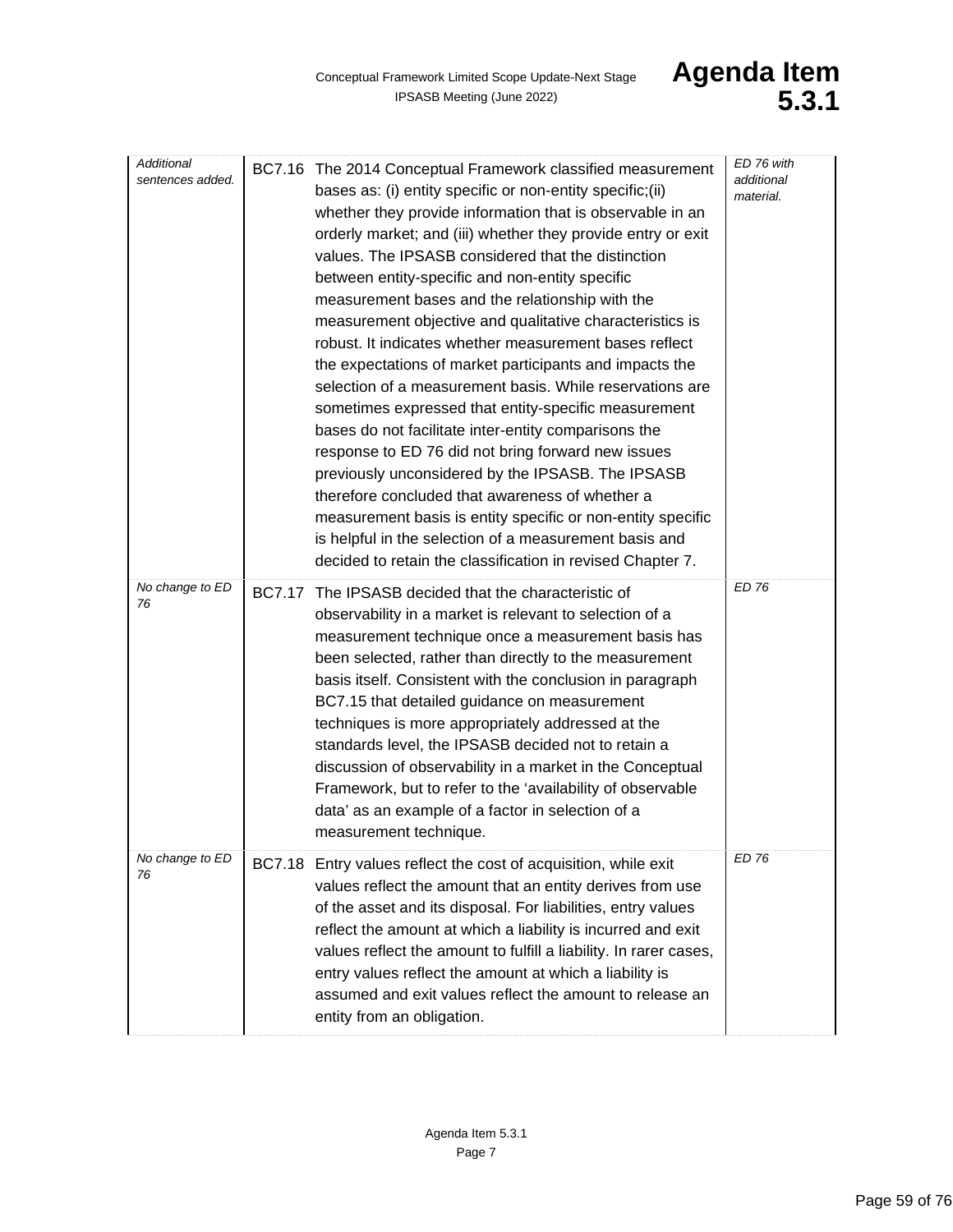| | | | |
|---|---|---|---|
| *Additional sentences added.* | BC7.16 | The 2014 Conceptual Framework classified measurement bases as: (i) entity specific or non-entity specific;(ii) whether they provide information that is observable in an orderly market; and (iii) whether they provide entry or exit values. The IPSASB considered that the distinction between entity-specific and non-entity specific measurement bases and the relationship with the measurement objective and qualitative characteristics is robust. It indicates whether measurement bases reflect the expectations of market participants and impacts the selection of a measurement basis. While reservations are sometimes expressed that entity-specific measurement bases do not facilitate inter-entity comparisons the response to ED 76 did not bring forward new issues previously unconsidered by the IPSASB. The IPSASB therefore concluded that awareness of whether a measurement basis is entity specific or non-entity specific is helpful in the selection of a measurement basis and decided to retain the classification in revised Chapter 7. | *ED 76 with additional material.* |
| *No change to ED 76* | BC7.17 | The IPSASB decided that the characteristic of observability in a market is relevant to selection of a measurement technique once a measurement basis has been selected, rather than directly to the measurement basis itself. Consistent with the conclusion in paragraph BC7.15 that detailed guidance on measurement techniques is more appropriately addressed at the standards level, the IPSASB decided not to retain a discussion of observability in a market in the Conceptual Framework, but to refer to the 'availability of observable data' as an example of a factor in selection of a measurement technique. | *ED 76* |
| *No change to ED 76* | BC7.18 | Entry values reflect the cost of acquisition, while exit values reflect the amount that an entity derives from use of the asset and its disposal. For liabilities, entry values reflect the amount at which a liability is incurred and exit values reflect the amount to fulfill a liability. In rarer cases, entry values reflect the amount at which a liability is assumed and exit values reflect the amount to release an entity from an obligation. | *ED 76* |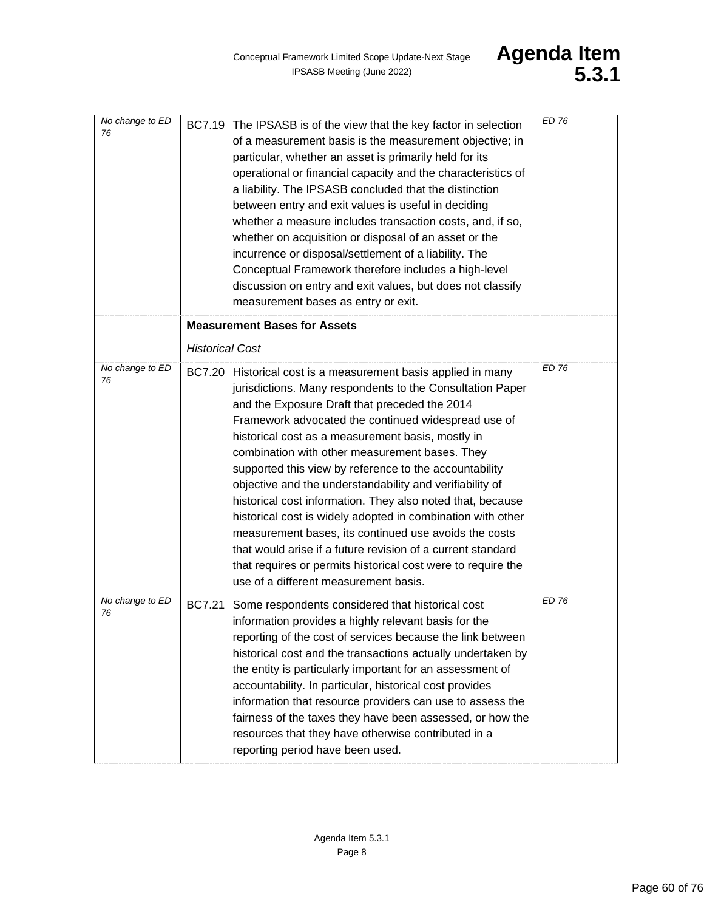| | | |
|---|---|---|
| *No change to ED 76* | BC7.19 The IPSASB is of the view that the key factor in selection of a measurement basis is the measurement objective; in particular, whether an asset is primarily held for its operational or financial capacity and the characteristics of a liability. The IPSASB concluded that the distinction between entry and exit values is useful in deciding whether a measure includes transaction costs, and, if so, whether on acquisition or disposal of an asset or the incurrence or disposal/settlement of a liability. The Conceptual Framework therefore includes a high-level discussion on entry and exit values, but does not classify measurement bases as entry or exit. | *ED 76* |
| | **Measurement Bases for Assets**<br><br>*Historical Cost* | |
| *No change to ED 76* | BC7.20 Historical cost is a measurement basis applied in many jurisdictions. Many respondents to the Consultation Paper and the Exposure Draft that preceded the 2014 Framework advocated the continued widespread use of historical cost as a measurement basis, mostly in combination with other measurement bases. They supported this view by reference to the accountability objective and the understandability and verifiability of historical cost information. They also noted that, because historical cost is widely adopted in combination with other measurement bases, its continued use avoids the costs that would arise if a future revision of a current standard that requires or permits historical cost were to require the use of a different measurement basis. | *ED 76* |
| *No change to ED 76* | BC7.21 Some respondents considered that historical cost information provides a highly relevant basis for the reporting of the cost of services because the link between historical cost and the transactions actually undertaken by the entity is particularly important for an assessment of accountability. In particular, historical cost provides information that resource providers can use to assess the fairness of the taxes they have been assessed, or how the resources that they have otherwise contributed in a reporting period have been used. | *ED 76* |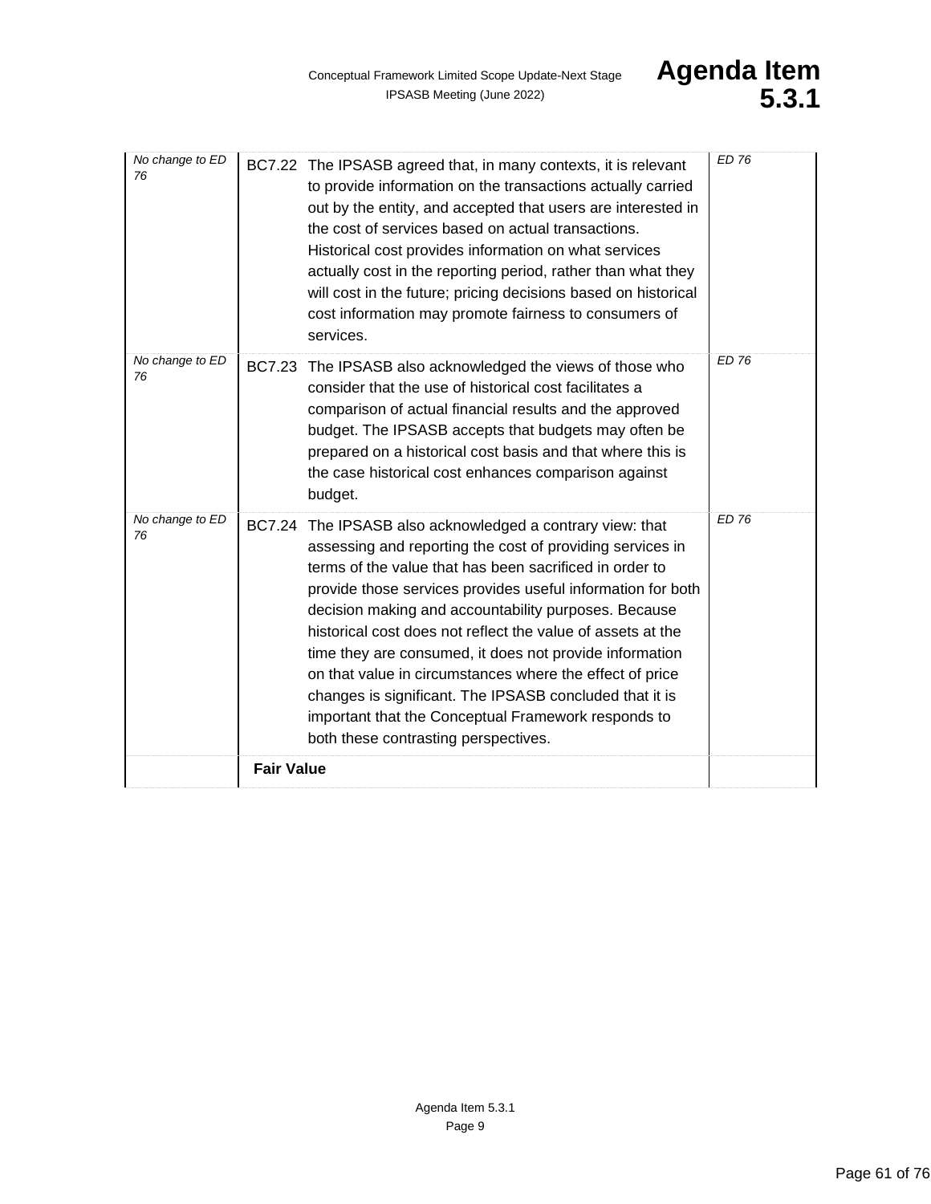| | | |
|---|---|---|
| *No change to ED 76* | BC7.22 The IPSASB agreed that, in many contexts, it is relevant to provide information on the transactions actually carried out by the entity, and accepted that users are interested in the cost of services based on actual transactions. Historical cost provides information on what services actually cost in the reporting period, rather than what they will cost in the future; pricing decisions based on historical cost information may promote fairness to consumers of services. | *ED 76* |
| *No change to ED 76* | BC7.23 The IPSASB also acknowledged the views of those who consider that the use of historical cost facilitates a comparison of actual financial results and the approved budget. The IPSASB accepts that budgets may often be prepared on a historical cost basis and that where this is the case historical cost enhances comparison against budget. | *ED 76* |
| *No change to ED 76* | BC7.24 The IPSASB also acknowledged a contrary view: that assessing and reporting the cost of providing services in terms of the value that has been sacrificed in order to provide those services provides useful information for both decision making and accountability purposes. Because historical cost does not reflect the value of assets at the time they are consumed, it does not provide information on that value in circumstances where the effect of price changes is significant. The IPSASB concluded that it is important that the Conceptual Framework responds to both these contrasting perspectives. | *ED 76* |
| | **Fair Value** | |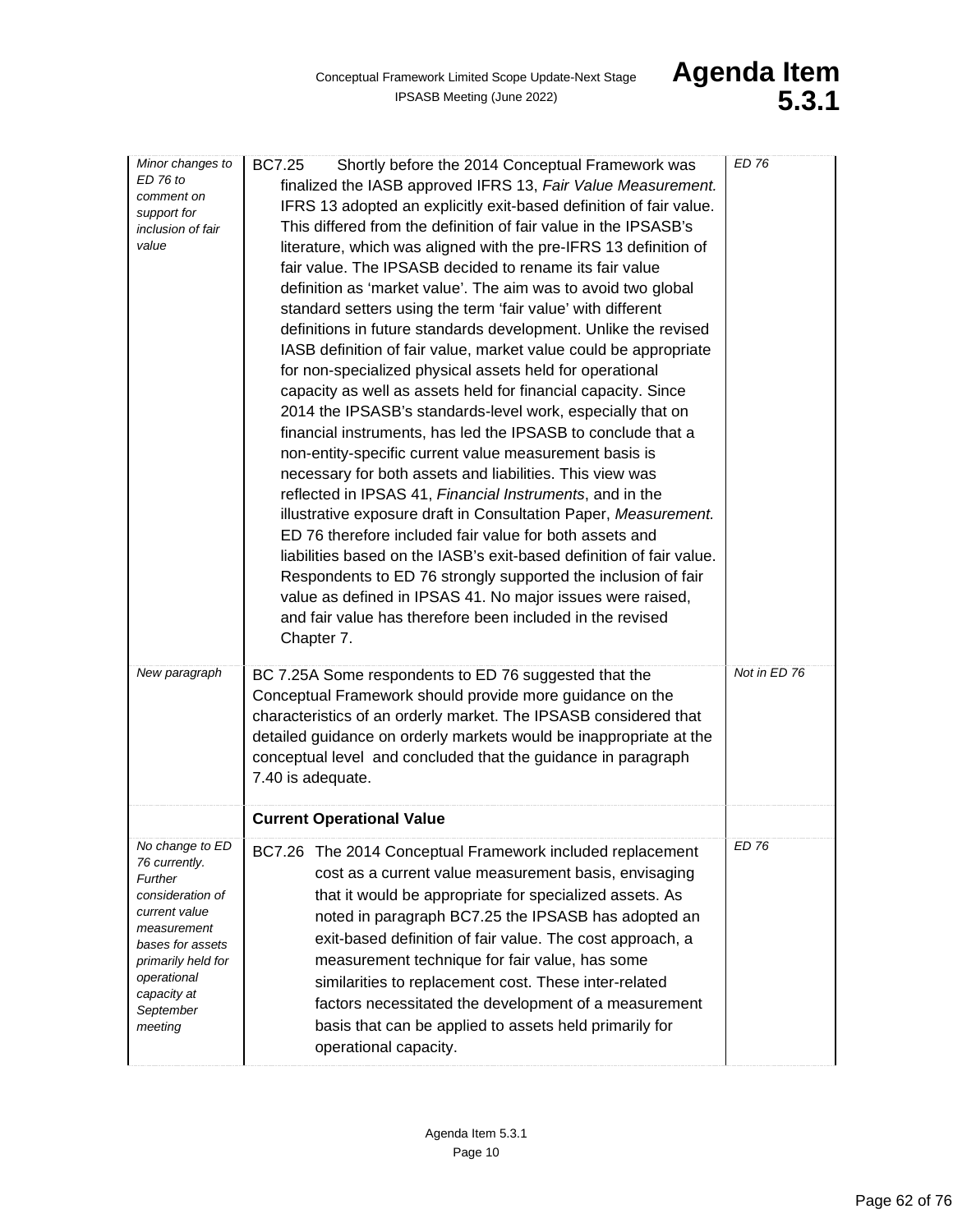| | | |
|---|---|---|
| *Minor changes to ED 76 to comment on support for inclusion of fair value* | BC7.25 Shortly before the 2014 Conceptual Framework was finalized the IASB approved IFRS 13, *Fair Value Measurement.* IFRS 13 adopted an explicitly exit-based definition of fair value. This differed from the definition of fair value in the IPSASB's literature, which was aligned with the pre-IFRS 13 definition of fair value. The IPSASB decided to rename its fair value definition as 'market value'. The aim was to avoid two global standard setters using the term 'fair value' with different definitions in future standards development. Unlike the revised IASB definition of fair value, market value could be appropriate for non-specialized physical assets held for operational capacity as well as assets held for financial capacity. Since 2014 the IPSASB's standards-level work, especially that on financial instruments, has led the IPSASB to conclude that a non-entity-specific current value measurement basis is necessary for both assets and liabilities. This view was reflected in IPSAS 41, *Financial Instruments*, and in the illustrative exposure draft in Consultation Paper, *Measurement.* ED 76 therefore included fair value for both assets and liabilities based on the IASB's exit-based definition of fair value. Respondents to ED 76 strongly supported the inclusion of fair value as defined in IPSAS 41. No major issues were raised, and fair value has therefore been included in the revised Chapter 7. | *ED 76* |
| *New paragraph* | BC 7.25A Some respondents to ED 76 suggested that the Conceptual Framework should provide more guidance on the characteristics of an orderly market. The IPSASB considered that detailed guidance on orderly markets would be inappropriate at the conceptual level and concluded that the guidance in paragraph 7.40 is adequate. | *Not in ED 76* |
| | **Current Operational Value** | |
| *No change to ED 76 currently. Further consideration of current value measurement bases for assets primarily held for operational capacity at September meeting* | BC7.26 The 2014 Conceptual Framework included replacement cost as a current value measurement basis, envisaging that it would be appropriate for specialized assets. As noted in paragraph BC7.25 the IPSASB has adopted an exit-based definition of fair value. The cost approach, a measurement technique for fair value, has some similarities to replacement cost. These inter-related factors necessitated the development of a measurement basis that can be applied to assets held primarily for operational capacity. | *ED 76* |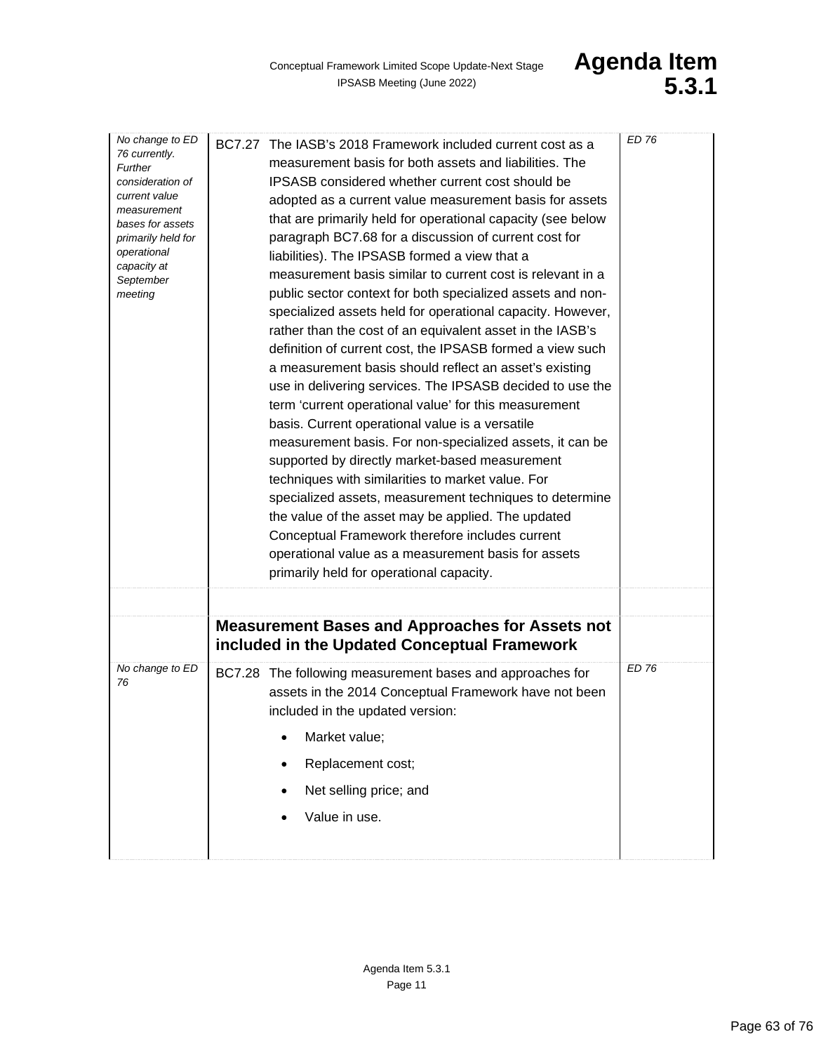| | | |
|---|---|---|
| *No change to ED 76 currently. Further consideration of current value measurement bases for assets primarily held for operational capacity at September meeting* | BC7.27 The IASB's 2018 Framework included current cost as a measurement basis for both assets and liabilities. The IPSASB considered whether current cost should be adopted as a current value measurement basis for assets that are primarily held for operational capacity (see below paragraph BC7.68 for a discussion of current cost for liabilities). The IPSASB formed a view that a measurement basis similar to current cost is relevant in a public sector context for both specialized assets and non-specialized assets held for operational capacity. However, rather than the cost of an equivalent asset in the IASB's definition of current cost, the IPSASB formed a view such a measurement basis should reflect an asset's existing use in delivering services. The IPSASB decided to use the term 'current operational value' for this measurement basis. Current operational value is a versatile measurement basis. For non-specialized assets, it can be supported by directly market-based measurement techniques with similarities to market value. For specialized assets, measurement techniques to determine the value of the asset may be applied. The updated Conceptual Framework therefore includes current operational value as a measurement basis for assets primarily held for operational capacity. | *ED 76* |
| | | |
| | **Measurement Bases and Approaches for Assets not included in the Updated Conceptual Framework** | |
| *No change to ED 76* | BC7.28 The following measurement bases and approaches for assets in the 2014 Conceptual Framework have not been included in the updated version:<br>• Market value;<br>• Replacement cost;<br>• Net selling price; and<br>• Value in use. | *ED 76* |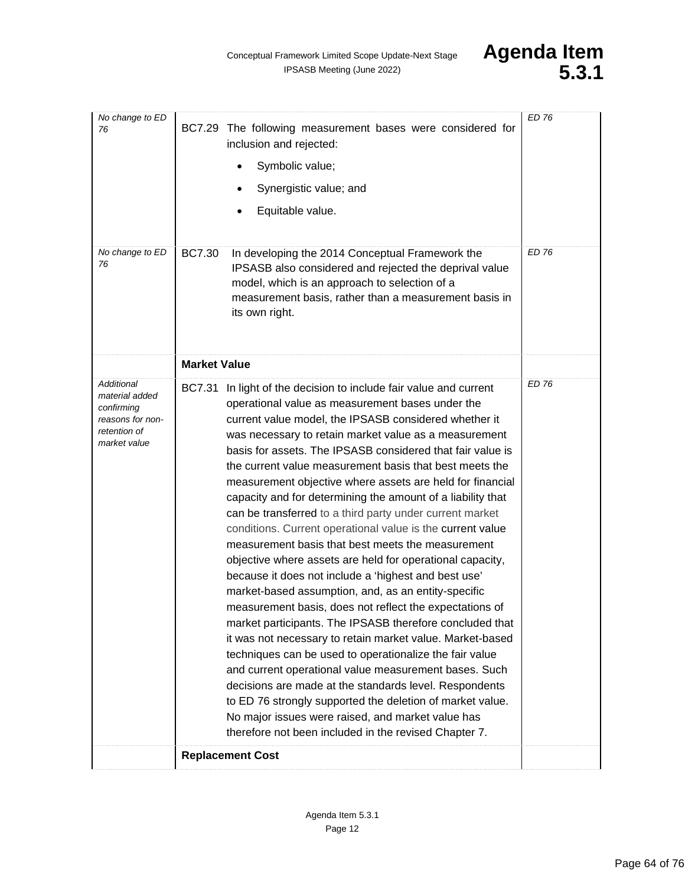| | | |
|---|---|---|
| *No change to ED 76* | BC7.29 The following measurement bases were considered for inclusion and rejected:<br>• Symbolic value;<br>• Synergistic value; and<br>• Equitable value. | *ED 76* |
| *No change to ED 76* | BC7.30 In developing the 2014 Conceptual Framework the IPSASB also considered and rejected the deprival value model, which is an approach to selection of a measurement basis, rather than a measurement basis in its own right. | *ED 76* |
| | **Market Value** | |
| *Additional material added confirming reasons for non-retention of market value* | BC7.31 In light of the decision to include fair value and current operational value as measurement bases under the current value model, the IPSASB considered whether it was necessary to retain market value as a measurement basis for assets. The IPSASB considered that fair value is the current value measurement basis that best meets the measurement objective where assets are held for financial capacity and for determining the amount of a liability that can be transferred to a third party under current market conditions. Current operational value is the current value measurement basis that best meets the measurement objective where assets are held for operational capacity, because it does not include a 'highest and best use' market-based assumption, and, as an entity-specific measurement basis, does not reflect the expectations of market participants. The IPSASB therefore concluded that it was not necessary to retain market value. Market-based techniques can be used to operationalize the fair value and current operational value measurement bases. Such decisions are made at the standards level. Respondents to ED 76 strongly supported the deletion of market value. No major issues were raised, and market value has therefore not been included in the revised Chapter 7. | *ED 76* |
| | **Replacement Cost** | |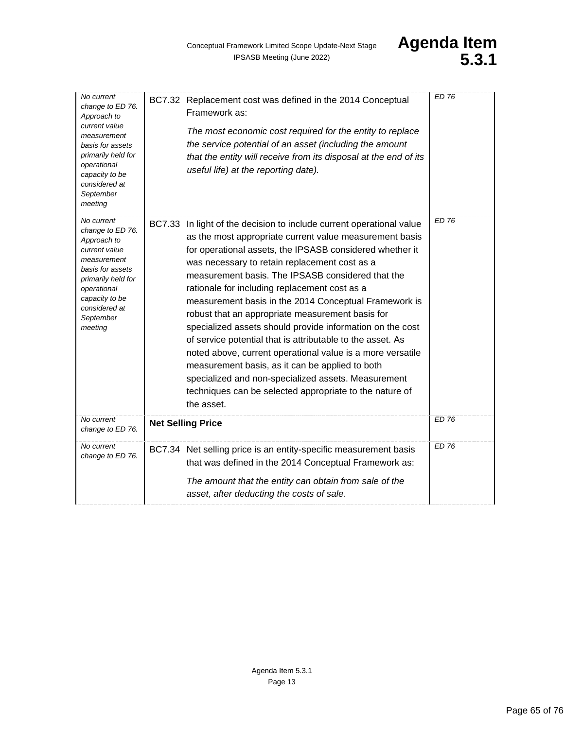| | | |
|---|---|---|
| *No current change to ED 76. Approach to current value measurement basis for assets primarily held for operational capacity to be considered at September meeting* | BC7.32 Replacement cost was defined in the 2014 Conceptual Framework as:<br><br>*The most economic cost required for the entity to replace the service potential of an asset (including the amount that the entity will receive from its disposal at the end of its useful life) at the reporting date).* | *ED 76* |
| *No current change to ED 76. Approach to current value measurement basis for assets primarily held for operational capacity to be considered at September meeting* | BC7.33 In light of the decision to include current operational value as the most appropriate current value measurement basis for operational assets, the IPSASB considered whether it was necessary to retain replacement cost as a measurement basis. The IPSASB considered that the rationale for including replacement cost as a measurement basis in the 2014 Conceptual Framework is robust that an appropriate measurement basis for specialized assets should provide information on the cost of service potential that is attributable to the asset. As noted above, current operational value is a more versatile measurement basis, as it can be applied to both specialized and non-specialized assets. Measurement techniques can be selected appropriate to the nature of the asset. | *ED 76* |
| *No current change to ED 76.* | **Net Selling Price** | *ED 76* |
| *No current change to ED 76.* | BC7.34 Net selling price is an entity-specific measurement basis that was defined in the 2014 Conceptual Framework as:<br><br>*The amount that the entity can obtain from sale of the asset, after deducting the costs of sale*. | *ED 76* |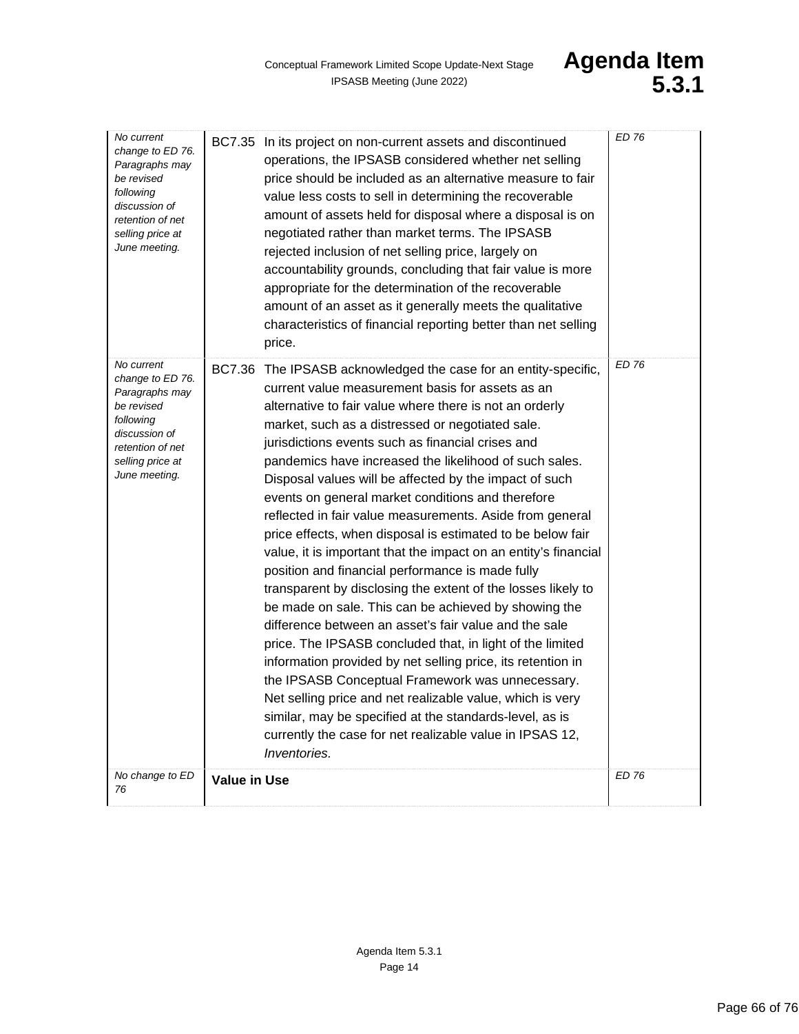| | | |
|---|---|---|
| *No current change to ED 76. Paragraphs may be revised following discussion of retention of net selling price at June meeting.* | BC7.35 In its project on non-current assets and discontinued operations, the IPSASB considered whether net selling price should be included as an alternative measure to fair value less costs to sell in determining the recoverable amount of assets held for disposal where a disposal is on negotiated rather than market terms. The IPSASB rejected inclusion of net selling price, largely on accountability grounds, concluding that fair value is more appropriate for the determination of the recoverable amount of an asset as it generally meets the qualitative characteristics of financial reporting better than net selling price. | *ED 76* |
| *No current change to ED 76. Paragraphs may be revised following discussion of retention of net selling price at June meeting.* | BC7.36 The IPSASB acknowledged the case for an entity-specific, current value measurement basis for assets as an alternative to fair value where there is not an orderly market, such as a distressed or negotiated sale. jurisdictions events such as financial crises and pandemics have increased the likelihood of such sales. Disposal values will be affected by the impact of such events on general market conditions and therefore reflected in fair value measurements. Aside from general price effects, when disposal is estimated to be below fair value, it is important that the impact on an entity's financial position and financial performance is made fully transparent by disclosing the extent of the losses likely to be made on sale. This can be achieved by showing the difference between an asset's fair value and the sale price. The IPSASB concluded that, in light of the limited information provided by net selling price, its retention in the IPSASB Conceptual Framework was unnecessary. Net selling price and net realizable value, which is very similar, may be specified at the standards-level, as is currently the case for net realizable value in IPSAS 12, *Inventories.* | *ED 76* |
| *No change to ED 76* | **Value in Use** | *ED 76* |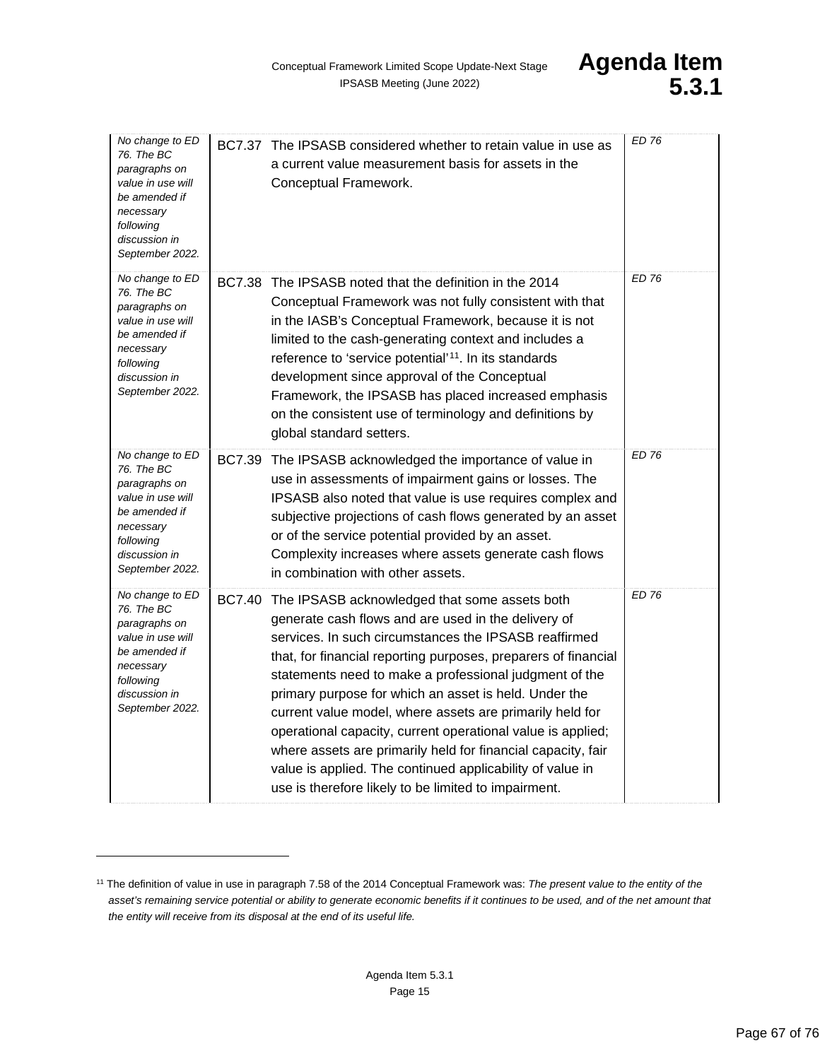| | | | |
|---|---|---|---|
| *No change to ED 76. The BC paragraphs on value in use will be amended if necessary following discussion in September 2022.* | BC7.37 | The IPSASB considered whether to retain value in use as a current value measurement basis for assets in the Conceptual Framework. | *ED 76* |
| *No change to ED 76. The BC paragraphs on value in use will be amended if necessary following discussion in September 2022.* | BC7.38 | The IPSASB noted that the definition in the 2014 Conceptual Framework was not fully consistent with that in the IASB's Conceptual Framework, because it is not limited to the cash-generating context and includes a reference to 'service potential'[11]. In its standards development since approval of the Conceptual Framework, the IPSASB has placed increased emphasis on the consistent use of terminology and definitions by global standard setters. | *ED 76* |
| *No change to ED 76. The BC paragraphs on value in use will be amended if necessary following discussion in September 2022.* | BC7.39 | The IPSASB acknowledged the importance of value in use in assessments of impairment gains or losses. The IPSASB also noted that value is use requires complex and subjective projections of cash flows generated by an asset or of the service potential provided by an asset. Complexity increases where assets generate cash flows in combination with other assets. | *ED 76* |
| *No change to ED 76. The BC paragraphs on value in use will be amended if necessary following discussion in September 2022.* | BC7.40 | The IPSASB acknowledged that some assets both generate cash flows and are used in the delivery of services. In such circumstances the IPSASB reaffirmed that, for financial reporting purposes, preparers of financial statements need to make a professional judgment of the primary purpose for which an asset is held. Under the current value model, where assets are primarily held for operational capacity, current operational value is applied; where assets are primarily held for financial capacity, fair value is applied. The continued applicability of value in use is therefore likely to be limited to impairment. | *ED 76* |

[11] The definition of value in use in paragraph 7.58 of the 2014 Conceptual Framework was: *The present value to the entity of the asset's remaining service potential or ability to generate economic benefits if it continues to be used, and of the net amount that the entity will receive from its disposal at the end of its useful life.*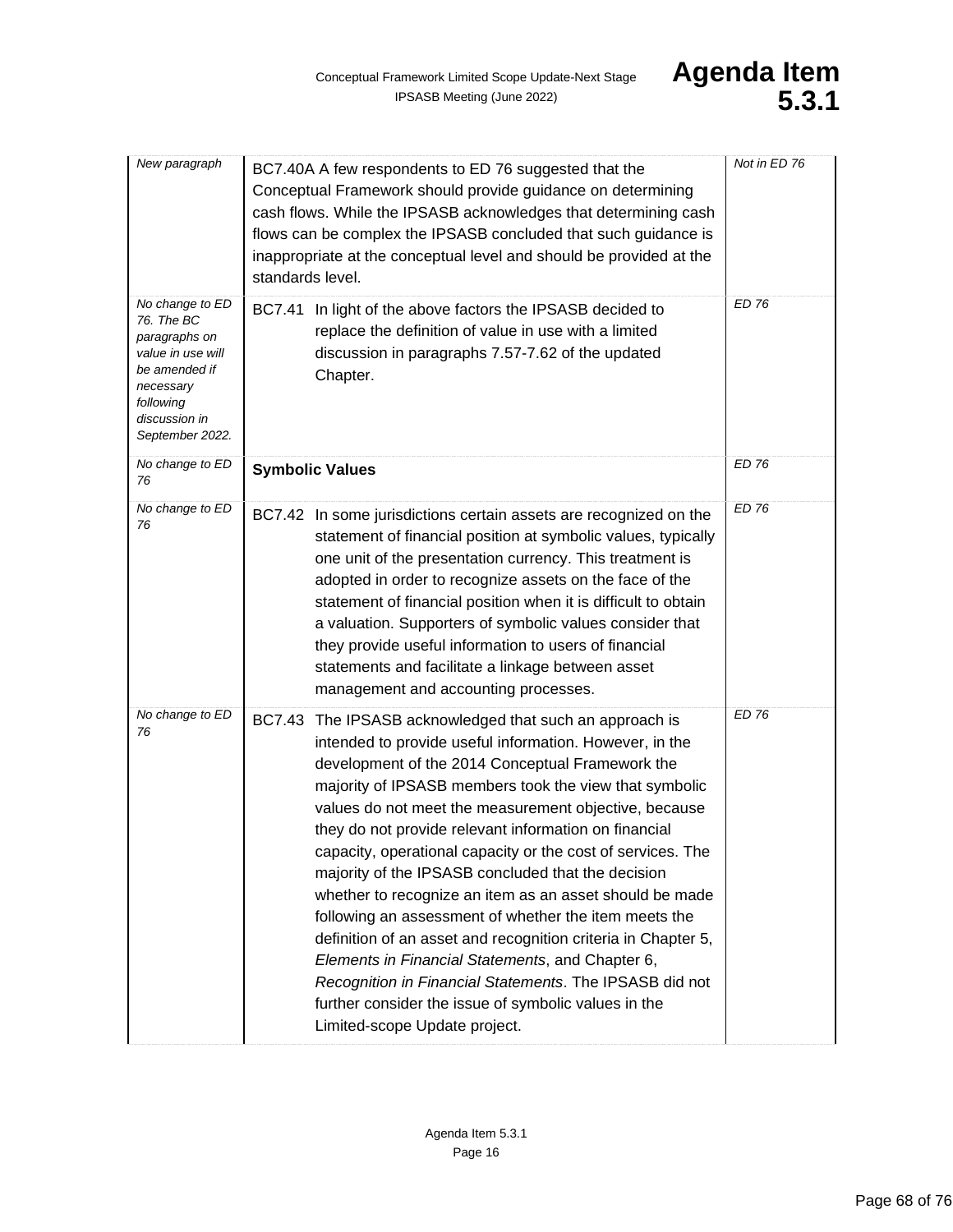| | | |
|---|---|---|
| *New paragraph* | BC7.40A A few respondents to ED 76 suggested that the Conceptual Framework should provide guidance on determining cash flows. While the IPSASB acknowledges that determining cash flows can be complex the IPSASB concluded that such guidance is inappropriate at the conceptual level and should be provided at the standards level. | *Not in ED 76* |
| *No change to ED 76. The BC paragraphs on value in use will be amended if necessary following discussion in September 2022.* | BC7.41 In light of the above factors the IPSASB decided to replace the definition of value in use with a limited discussion in paragraphs 7.57-7.62 of the updated Chapter. | *ED 76* |
| *No change to ED 76* | **Symbolic Values** | *ED 76* |
| *No change to ED 76* | BC7.42 In some jurisdictions certain assets are recognized on the statement of financial position at symbolic values, typically one unit of the presentation currency. This treatment is adopted in order to recognize assets on the face of the statement of financial position when it is difficult to obtain a valuation. Supporters of symbolic values consider that they provide useful information to users of financial statements and facilitate a linkage between asset management and accounting processes. | *ED 76* |
| *No change to ED 76* | BC7.43 The IPSASB acknowledged that such an approach is intended to provide useful information. However, in the development of the 2014 Conceptual Framework the majority of IPSASB members took the view that symbolic values do not meet the measurement objective, because they do not provide relevant information on financial capacity, operational capacity or the cost of services. The majority of the IPSASB concluded that the decision whether to recognize an item as an asset should be made following an assessment of whether the item meets the definition of an asset and recognition criteria in Chapter 5, *Elements in Financial Statements*, and Chapter 6, *Recognition in Financial Statements*. The IPSASB did not further consider the issue of symbolic values in the Limited-scope Update project. | *ED 76* |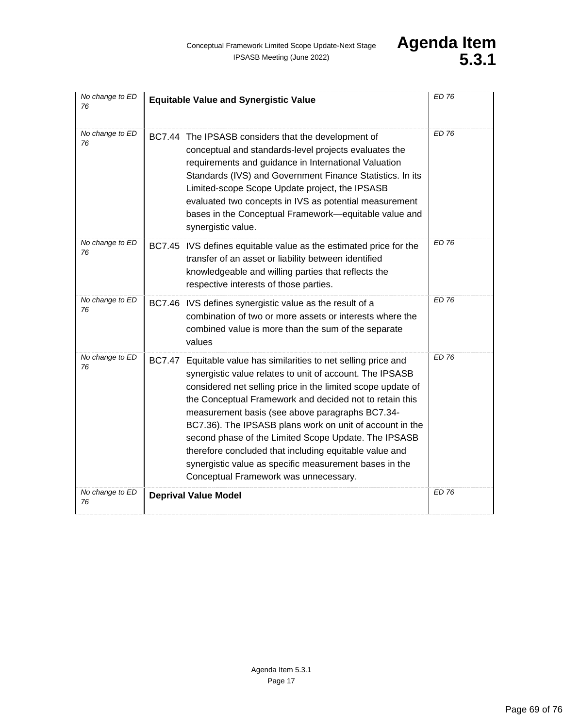| | | |
|---|---|---|
| *No change to ED 76* | **Equitable Value and Synergistic Value** | *ED 76* |
| *No change to ED 76* | BC7.44 The IPSASB considers that the development of conceptual and standards-level projects evaluates the requirements and guidance in International Valuation Standards (IVS) and Government Finance Statistics. In its Limited-scope Scope Update project, the IPSASB evaluated two concepts in IVS as potential measurement bases in the Conceptual Framework—equitable value and synergistic value. | *ED 76* |
| *No change to ED 76* | BC7.45 IVS defines equitable value as the estimated price for the transfer of an asset or liability between identified knowledgeable and willing parties that reflects the respective interests of those parties. | *ED 76* |
| *No change to ED 76* | BC7.46 IVS defines synergistic value as the result of a combination of two or more assets or interests where the combined value is more than the sum of the separate values | *ED 76* |
| *No change to ED 76* | BC7.47 Equitable value has similarities to net selling price and synergistic value relates to unit of account. The IPSASB considered net selling price in the limited scope update of the Conceptual Framework and decided not to retain this measurement basis (see above paragraphs BC7.34-BC7.36). The IPSASB plans work on unit of account in the second phase of the Limited Scope Update. The IPSASB therefore concluded that including equitable value and synergistic value as specific measurement bases in the Conceptual Framework was unnecessary. | *ED 76* |
| *No change to ED 76* | **Deprival Value Model** | *ED 76* |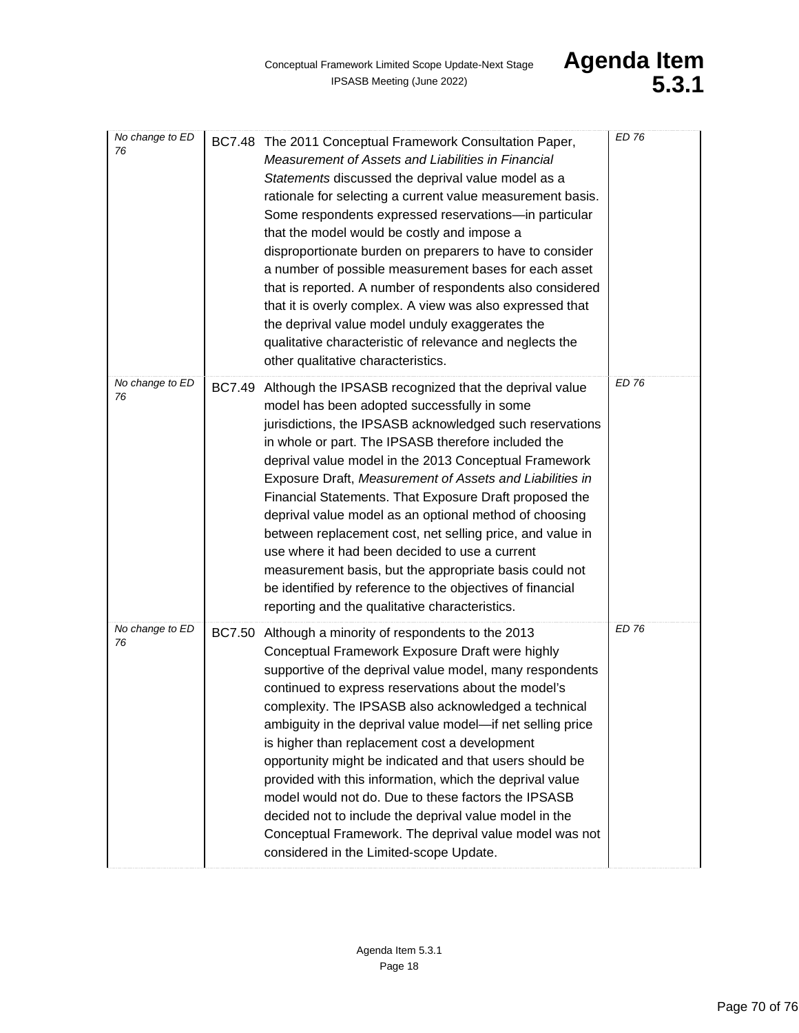| | | | |
|---|---|---|---|
| *No change to ED 76* | BC7.48 | The 2011 Conceptual Framework Consultation Paper, *Measurement of Assets and Liabilities in Financial Statements* discussed the deprival value model as a rationale for selecting a current value measurement basis. Some respondents expressed reservations—in particular that the model would be costly and impose a disproportionate burden on preparers to have to consider a number of possible measurement bases for each asset that is reported. A number of respondents also considered that it is overly complex. A view was also expressed that the deprival value model unduly exaggerates the qualitative characteristic of relevance and neglects the other qualitative characteristics. | *ED 76* |
| *No change to ED 76* | BC7.49 | Although the IPSASB recognized that the deprival value model has been adopted successfully in some jurisdictions, the IPSASB acknowledged such reservations in whole or part. The IPSASB therefore included the deprival value model in the 2013 Conceptual Framework Exposure Draft, *Measurement of Assets and Liabilities in* Financial Statements. That Exposure Draft proposed the deprival value model as an optional method of choosing between replacement cost, net selling price, and value in use where it had been decided to use a current measurement basis, but the appropriate basis could not be identified by reference to the objectives of financial reporting and the qualitative characteristics. | *ED 76* |
| *No change to ED 76* | BC7.50 | Although a minority of respondents to the 2013 Conceptual Framework Exposure Draft were highly supportive of the deprival value model, many respondents continued to express reservations about the model's complexity. The IPSASB also acknowledged a technical ambiguity in the deprival value model—if net selling price is higher than replacement cost a development opportunity might be indicated and that users should be provided with this information, which the deprival value model would not do. Due to these factors the IPSASB decided not to include the deprival value model in the Conceptual Framework. The deprival value model was not considered in the Limited-scope Update. | *ED 76* |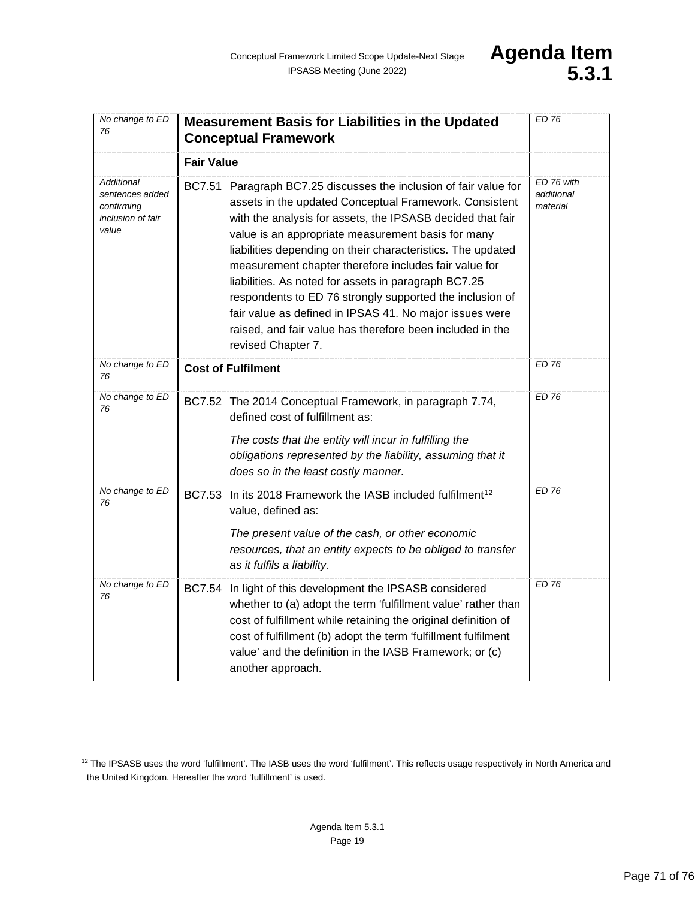| | | |
|---|---|---|
| *No change to ED 76* | **Measurement Basis for Liabilities in the Updated Conceptual Framework** | *ED 76* |
| | **Fair Value** | |
| *Additional sentences added confirming inclusion of fair value* | BC7.51 Paragraph BC7.25 discusses the inclusion of fair value for assets in the updated Conceptual Framework. Consistent with the analysis for assets, the IPSASB decided that fair value is an appropriate measurement basis for many liabilities depending on their characteristics. The updated measurement chapter therefore includes fair value for liabilities. As noted for assets in paragraph BC7.25 respondents to ED 76 strongly supported the inclusion of fair value as defined in IPSAS 41. No major issues were raised, and fair value has therefore been included in the revised Chapter 7. | *ED 76 with additional material* |
| *No change to ED 76* | **Cost of Fulfilment** | *ED 76* |
| *No change to ED 76* | BC7.52 The 2014 Conceptual Framework, in paragraph 7.74, defined cost of fulfillment as: *The costs that the entity will incur in fulfilling the obligations represented by the liability, assuming that it does so in the least costly manner.* | *ED 76* |
| *No change to ED 76* | BC7.53 In its 2018 Framework the IASB included fulfilment[12] value, defined as: *The present value of the cash, or other economic resources, that an entity expects to be obliged to transfer as it fulfils a liability.* | *ED 76* |
| *No change to ED 76* | BC7.54 In light of this development the IPSASB considered whether to (a) adopt the term 'fulfillment value' rather than cost of fulfillment while retaining the original definition of cost of fulfillment (b) adopt the term 'fulfillment fulfilment value' and the definition in the IASB Framework; or (c) another approach. | *ED 76* |

[12] The IPSASB uses the word 'fulfillment'. The IASB uses the word 'fulfilment'. This reflects usage respectively in North America and the United Kingdom. Hereafter the word 'fulfillment' is used.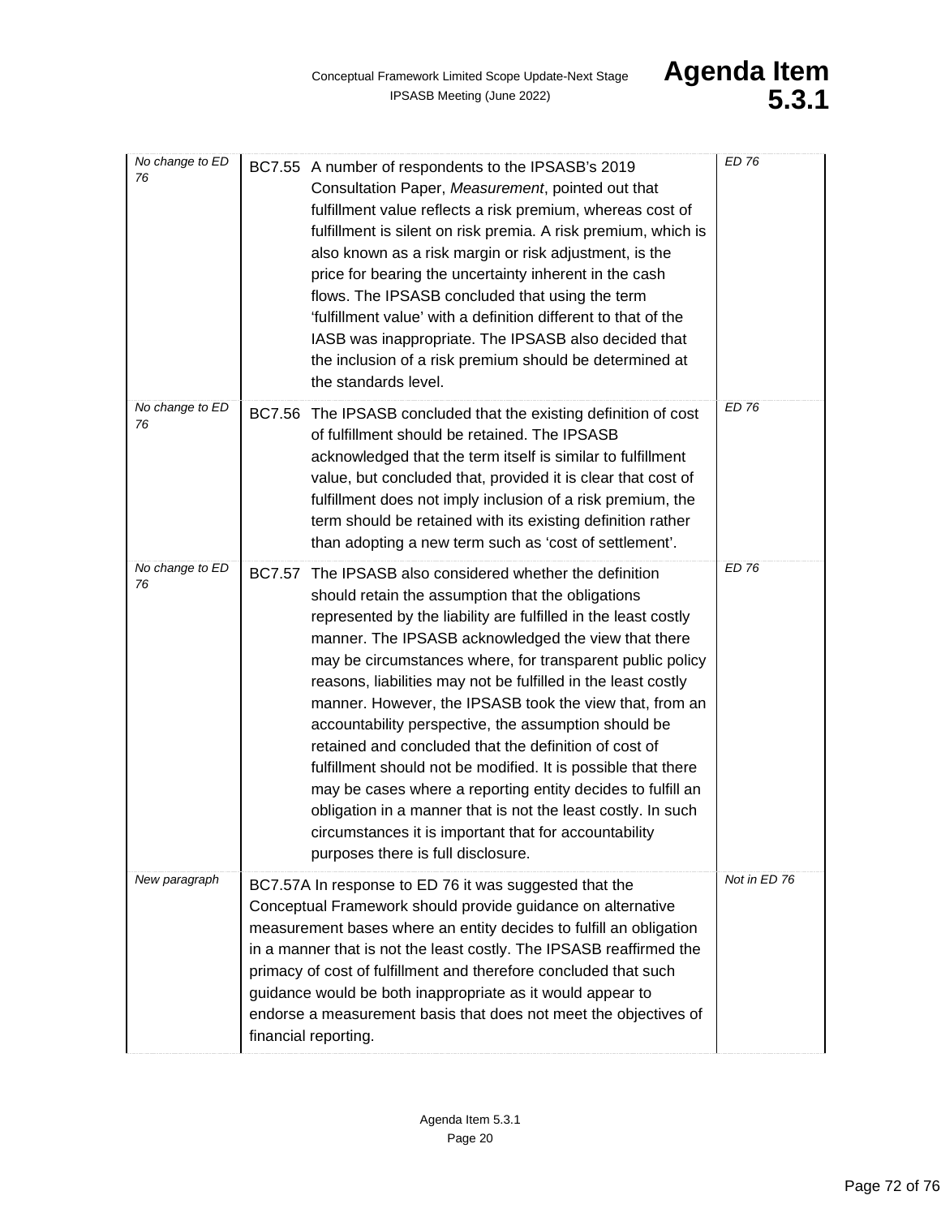| | | |
|---|---|---|
| *No change to ED 76* | BC7.55 A number of respondents to the IPSASB's 2019 Consultation Paper, *Measurement*, pointed out that fulfillment value reflects a risk premium, whereas cost of fulfillment is silent on risk premia. A risk premium, which is also known as a risk margin or risk adjustment, is the price for bearing the uncertainty inherent in the cash flows. The IPSASB concluded that using the term 'fulfillment value' with a definition different to that of the IASB was inappropriate. The IPSASB also decided that the inclusion of a risk premium should be determined at the standards level. | *ED 76* |
| *No change to ED 76* | BC7.56 The IPSASB concluded that the existing definition of cost of fulfillment should be retained. The IPSASB acknowledged that the term itself is similar to fulfillment value, but concluded that, provided it is clear that cost of fulfillment does not imply inclusion of a risk premium, the term should be retained with its existing definition rather than adopting a new term such as 'cost of settlement'. | *ED 76* |
| *No change to ED 76* | BC7.57 The IPSASB also considered whether the definition should retain the assumption that the obligations represented by the liability are fulfilled in the least costly manner. The IPSASB acknowledged the view that there may be circumstances where, for transparent public policy reasons, liabilities may not be fulfilled in the least costly manner. However, the IPSASB took the view that, from an accountability perspective, the assumption should be retained and concluded that the definition of cost of fulfillment should not be modified. It is possible that there may be cases where a reporting entity decides to fulfill an obligation in a manner that is not the least costly. In such circumstances it is important that for accountability purposes there is full disclosure. | *ED 76* |
| *New paragraph* | BC7.57A In response to ED 76 it was suggested that the Conceptual Framework should provide guidance on alternative measurement bases where an entity decides to fulfill an obligation in a manner that is not the least costly. The IPSASB reaffirmed the primacy of cost of fulfillment and therefore concluded that such guidance would be both inappropriate as it would appear to endorse a measurement basis that does not meet the objectives of financial reporting. | *Not in ED 76* |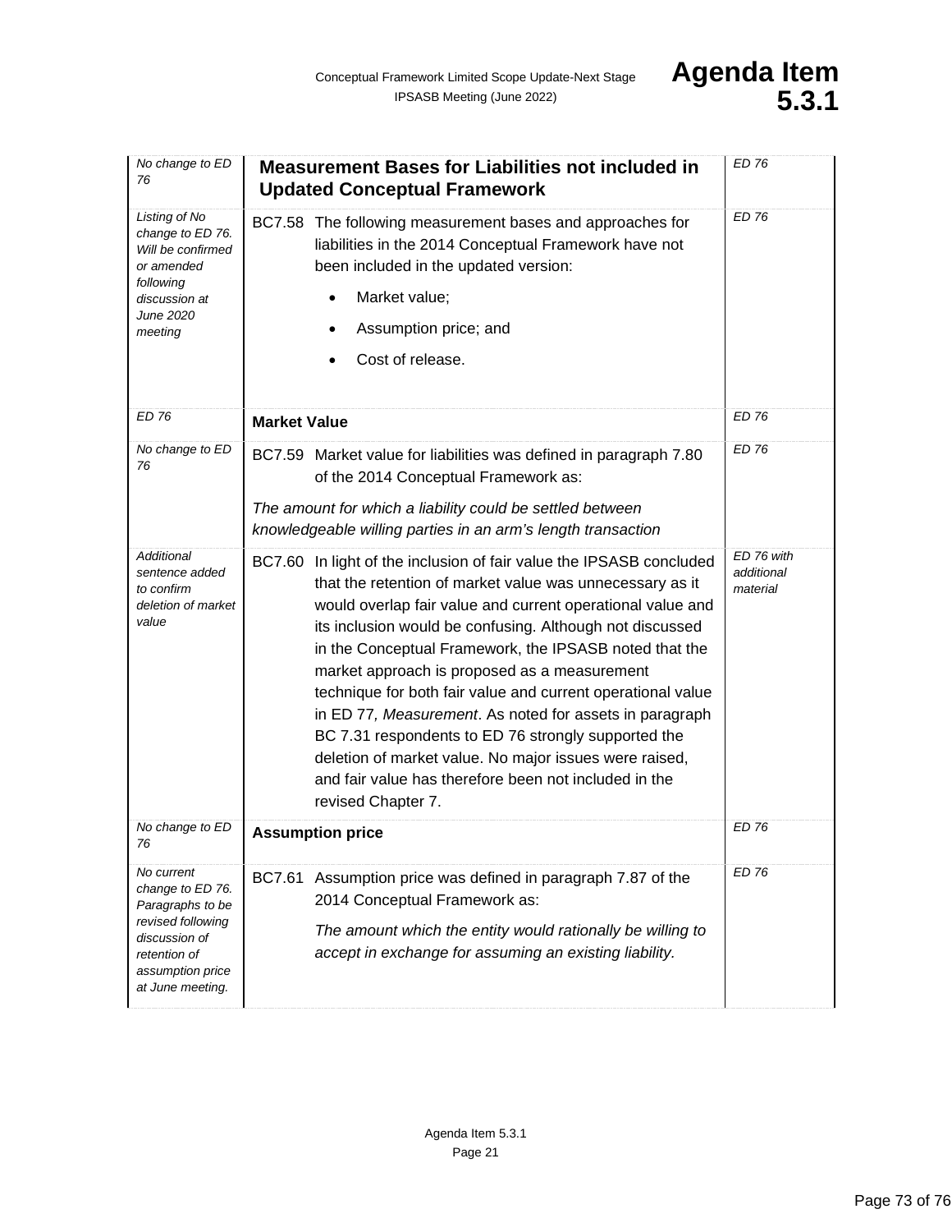| | | |
|---|---|---|
| *No change to ED 76* | **Measurement Bases for Liabilities not included in Updated Conceptual Framework** | *ED 76* |
| *Listing of No change to ED 76. Will be confirmed or amended following discussion at June 2020 meeting* | BC7.58 The following measurement bases and approaches for liabilities in the 2014 Conceptual Framework have not been included in the updated version:<br>• Market value;<br>• Assumption price; and<br>• Cost of release. | *ED 76* |
| *ED 76* | **Market Value** | *ED 76* |
| *No change to ED 76* | BC7.59 Market value for liabilities was defined in paragraph 7.80 of the 2014 Conceptual Framework as:<br>*The amount for which a liability could be settled between knowledgeable willing parties in an arm's length transaction* | *ED 76* |
| *Additional sentence added to confirm deletion of market value* | BC7.60 In light of the inclusion of fair value the IPSASB concluded that the retention of market value was unnecessary as it would overlap fair value and current operational value and its inclusion would be confusing. Although not discussed in the Conceptual Framework, the IPSASB noted that the market approach is proposed as a measurement technique for both fair value and current operational value in ED 77*, Measurement*. As noted for assets in paragraph BC 7.31 respondents to ED 76 strongly supported the deletion of market value. No major issues were raised, and fair value has therefore been not included in the revised Chapter 7. | *ED 76 with additional material* |
| *No change to ED 76* | **Assumption price** | *ED 76* |
| *No current change to ED 76. Paragraphs to be revised following discussion of retention of assumption price at June meeting.* | BC7.61 Assumption price was defined in paragraph 7.87 of the 2014 Conceptual Framework as:<br>*The amount which the entity would rationally be willing to accept in exchange for assuming an existing liability.* | *ED 76* |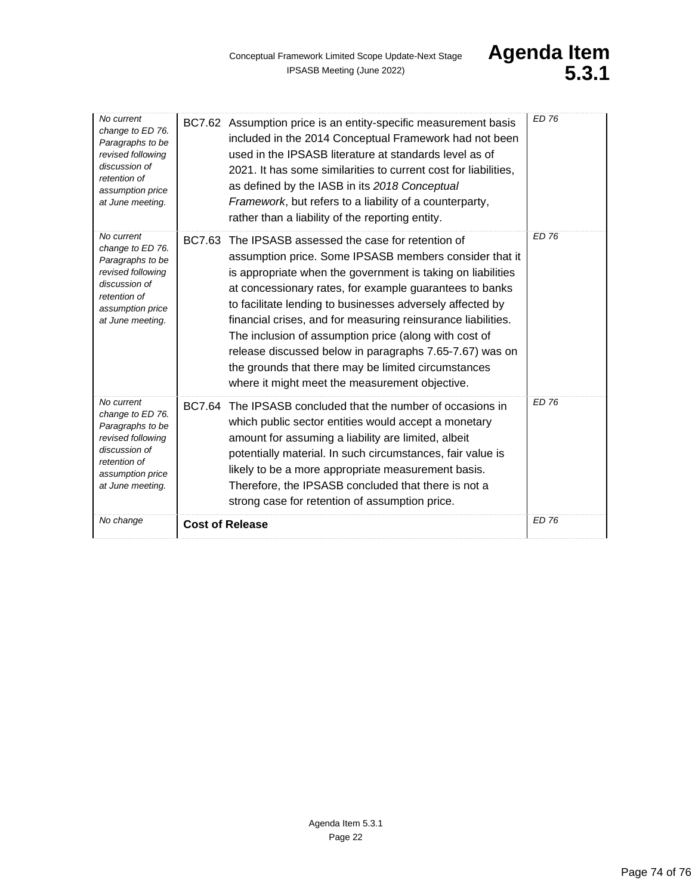| | | |
|---|---|---|
| *No current change to ED 76. Paragraphs to be revised following discussion of retention of assumption price at June meeting.* | BC7.62 Assumption price is an entity-specific measurement basis included in the 2014 Conceptual Framework had not been used in the IPSASB literature at standards level as of 2021. It has some similarities to current cost for liabilities, as defined by the IASB in its *2018 Conceptual Framework*, but refers to a liability of a counterparty, rather than a liability of the reporting entity. | *ED 76* |
| *No current change to ED 76. Paragraphs to be revised following discussion of retention of assumption price at June meeting.* | BC7.63 The IPSASB assessed the case for retention of assumption price. Some IPSASB members consider that it is appropriate when the government is taking on liabilities at concessionary rates, for example guarantees to banks to facilitate lending to businesses adversely affected by financial crises, and for measuring reinsurance liabilities. The inclusion of assumption price (along with cost of release discussed below in paragraphs 7.65-7.67) was on the grounds that there may be limited circumstances where it might meet the measurement objective. | *ED 76* |
| *No current change to ED 76. Paragraphs to be revised following discussion of retention of assumption price at June meeting.* | BC7.64 The IPSASB concluded that the number of occasions in which public sector entities would accept a monetary amount for assuming a liability are limited, albeit potentially material. In such circumstances, fair value is likely to be a more appropriate measurement basis. Therefore, the IPSASB concluded that there is not a strong case for retention of assumption price. | *ED 76* |
| *No change* | **Cost of Release** | *ED 76* |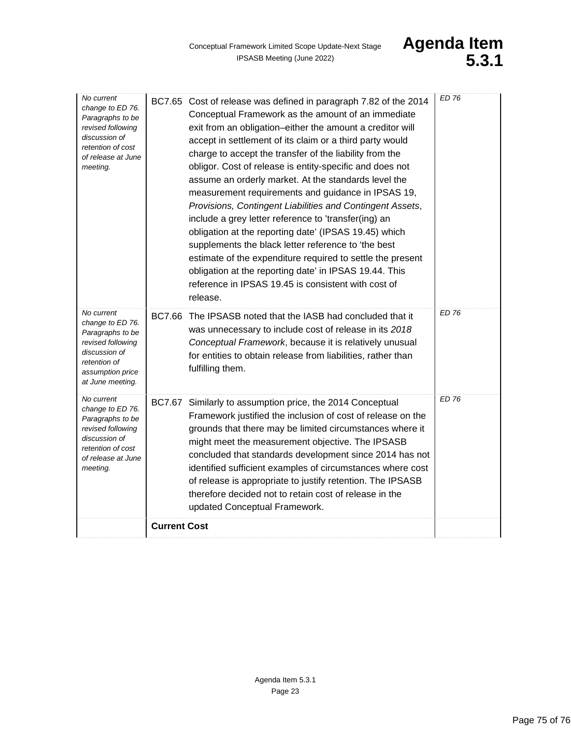| | | | |
|---|---|---|---|
| *No current change to ED 76. Paragraphs to be revised following discussion of retention of cost of release at June meeting.* | BC7.65 | Cost of release was defined in paragraph 7.82 of the 2014 Conceptual Framework as the amount of an immediate exit from an obligation–either the amount a creditor will accept in settlement of its claim or a third party would charge to accept the transfer of the liability from the obligor. Cost of release is entity-specific and does not assume an orderly market. At the standards level the measurement requirements and guidance in IPSAS 19, *Provisions, Contingent Liabilities and Contingent Assets*, include a grey letter reference to 'transfer(ing) an obligation at the reporting date' (IPSAS 19.45) which supplements the black letter reference to 'the best estimate of the expenditure required to settle the present obligation at the reporting date' in IPSAS 19.44. This reference in IPSAS 19.45 is consistent with cost of release. | *ED 76* |
| *No current change to ED 76. Paragraphs to be revised following discussion of retention of assumption price at June meeting.* | BC7.66 | The IPSASB noted that the IASB had concluded that it was unnecessary to include cost of release in its *2018 Conceptual Framework*, because it is relatively unusual for entities to obtain release from liabilities, rather than fulfilling them. | *ED 76* |
| *No current change to ED 76. Paragraphs to be revised following discussion of retention of cost of release at June meeting.* | BC7.67 | Similarly to assumption price, the 2014 Conceptual Framework justified the inclusion of cost of release on the grounds that there may be limited circumstances where it might meet the measurement objective. The IPSASB concluded that standards development since 2014 has not identified sufficient examples of circumstances where cost of release is appropriate to justify retention. The IPSASB therefore decided not to retain cost of release in the updated Conceptual Framework. | *ED 76* |
| | **Current Cost** | | |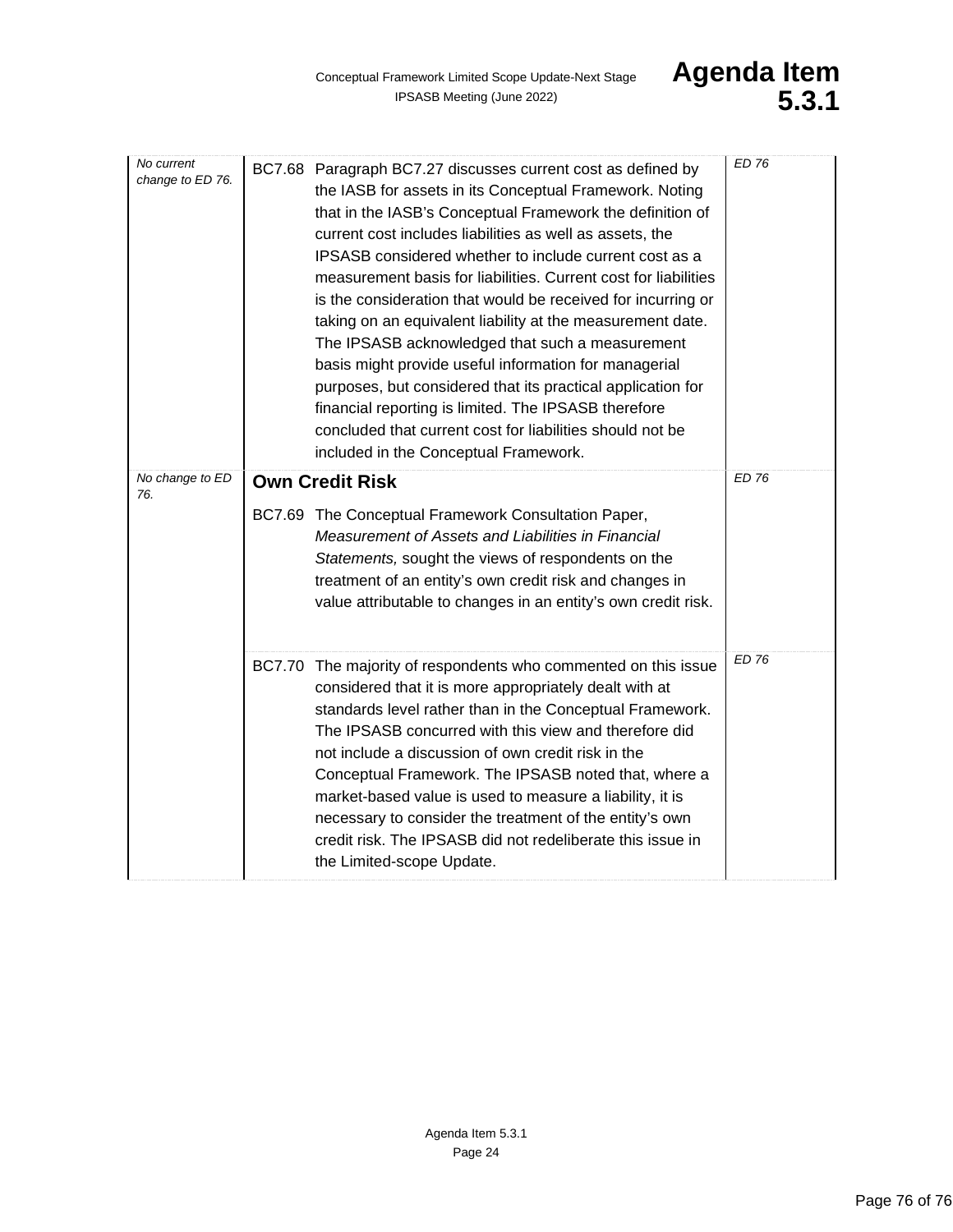| | | |
|---|---|---|
| *No current change to ED 76.* | BC7.68 Paragraph BC7.27 discusses current cost as defined by the IASB for assets in its Conceptual Framework. Noting that in the IASB's Conceptual Framework the definition of current cost includes liabilities as well as assets, the IPSASB considered whether to include current cost as a measurement basis for liabilities. Current cost for liabilities is the consideration that would be received for incurring or taking on an equivalent liability at the measurement date. The IPSASB acknowledged that such a measurement basis might provide useful information for managerial purposes, but considered that its practical application for financial reporting is limited. The IPSASB therefore concluded that current cost for liabilities should not be included in the Conceptual Framework. | *ED 76* |
| *No change to ED 76.* | **Own Credit Risk**<br><br>BC7.69 The Conceptual Framework Consultation Paper, *Measurement of Assets and Liabilities in Financial Statements,* sought the views of respondents on the treatment of an entity's own credit risk and changes in value attributable to changes in an entity's own credit risk. | *ED 76* |
| | BC7.70 The majority of respondents who commented on this issue considered that it is more appropriately dealt with at standards level rather than in the Conceptual Framework. The IPSASB concurred with this view and therefore did not include a discussion of own credit risk in the Conceptual Framework. The IPSASB noted that, where a market-based value is used to measure a liability, it is necessary to consider the treatment of the entity's own credit risk. The IPSASB did not redeliberate this issue in the Limited-scope Update. | *ED 76* |